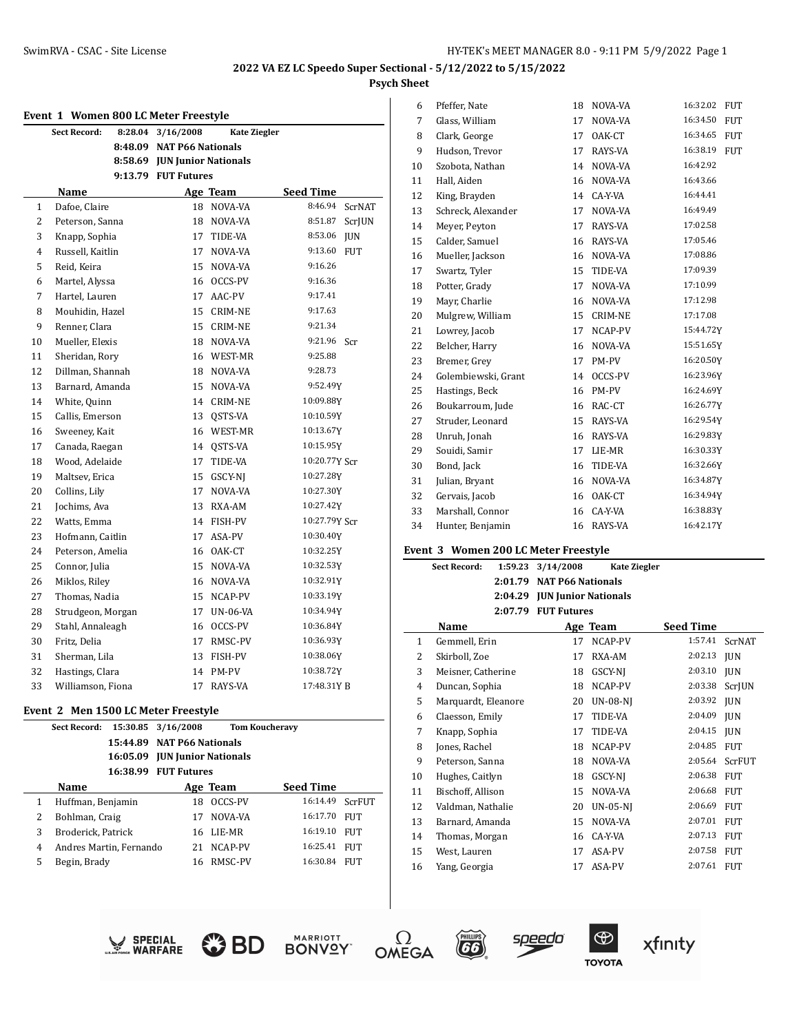# 2022 VA EZ LC Speedo Super Sectional - 5/12/2022 to 5/15/2022

## Psych Sheet

### Event 1 Women 800 LC Meter Freestyle

| | | | |
|---|---|---|---|
| Sect Record: | 8:28.04 | 3/16/2008 | Kate Ziegler |
| | 8:48.09 | NAT P66 Nationals | |
| | 8:58.69 | JUN Junior Nationals | |
| | 9:13.79 | FUT Futures | |

| | Name | Age | Team | Seed Time | |
|---|---|---|---|---|---|
| 1 | Dafoe, Claire | 18 | NOVA-VA | 8:46.94 | ScrNAT |
| 2 | Peterson, Sanna | 18 | NOVA-VA | 8:51.87 | ScrJUN |
| 3 | Knapp, Sophia | 17 | TIDE-VA | 8:53.06 | JUN |
| 4 | Russell, Kaitlin | 17 | NOVA-VA | 9:13.60 | FUT |
| 5 | Reid, Keira | 15 | NOVA-VA | 9:16.26 | |
| 6 | Martel, Alyssa | 16 | OCCS-PV | 9:16.36 | |
| 7 | Hartel, Lauren | 17 | AAC-PV | 9:17.41 | |
| 8 | Mouhidin, Hazel | 15 | CRIM-NE | 9:17.63 | |
| 9 | Renner, Clara | 15 | CRIM-NE | 9:21.34 | |
| 10 | Mueller, Elexis | 18 | NOVA-VA | 9:21.96 | Scr |
| 11 | Sheridan, Rory | 16 | WEST-MR | 9:25.88 | |
| 12 | Dillman, Shannah | 18 | NOVA-VA | 9:28.73 | |
| 13 | Barnard, Amanda | 15 | NOVA-VA | 9:52.49Y | |
| 14 | White, Quinn | 14 | CRIM-NE | 10:09.88Y | |
| 15 | Callis, Emerson | 13 | QSTS-VA | 10:10.59Y | |
| 16 | Sweeney, Kait | 16 | WEST-MR | 10:13.67Y | |
| 17 | Canada, Raegan | 14 | QSTS-VA | 10:15.95Y | |
| 18 | Wood, Adelaide | 17 | TIDE-VA | 10:20.77Y | Scr |
| 19 | Maltsev, Erica | 15 | GSCY-NJ | 10:27.28Y | |
| 20 | Collins, Lily | 17 | NOVA-VA | 10:27.30Y | |
| 21 | Jochims, Ava | 13 | RXA-AM | 10:27.42Y | |
| 22 | Watts, Emma | 14 | FISH-PV | 10:27.79Y | Scr |
| 23 | Hofmann, Caitlin | 17 | ASA-PV | 10:30.40Y | |
| 24 | Peterson, Amelia | 16 | OAK-CT | 10:32.25Y | |
| 25 | Connor, Julia | 15 | NOVA-VA | 10:32.53Y | |
| 26 | Miklos, Riley | 16 | NOVA-VA | 10:32.91Y | |
| 27 | Thomas, Nadia | 15 | NCAP-PV | 10:33.19Y | |
| 28 | Strudgeon, Morgan | 17 | UN-06-VA | 10:34.94Y | |
| 29 | Stahl, Annaleagh | 16 | OCCS-PV | 10:36.84Y | |
| 30 | Fritz, Delia | 17 | RMSC-PV | 10:36.93Y | |
| 31 | Sherman, Lila | 13 | FISH-PV | 10:38.06Y | |
| 32 | Hastings, Clara | 14 | PM-PV | 10:38.72Y | |
| 33 | Williamson, Fiona | 17 | RAYS-VA | 17:48.31Y | B |

### Event 2 Men 1500 LC Meter Freestyle

| | | | |
|---|---|---|---|
| Sect Record: | 15:30.85 | 3/16/2008 | Tom Koucheravy |
| | 15:44.89 | NAT P66 Nationals | |
| | 16:05.09 | JUN Junior Nationals | |
| | 16:38.99 | FUT Futures | |

| | Name | Age | Team | Seed Time | |
|---|---|---|---|---|---|
| 1 | Huffman, Benjamin | 18 | OCCS-PV | 16:14.49 | ScrFUT |
| 2 | Bohlman, Craig | 17 | NOVA-VA | 16:17.70 | FUT |
| 3 | Broderick, Patrick | 16 | LIE-MR | 16:19.10 | FUT |
| 4 | Andres Martin, Fernando | 21 | NCAP-PV | 16:25.41 | FUT |
| 5 | Begin, Brady | 16 | RMSC-PV | 16:30.84 | FUT |
| 6 | Pfeffer, Nate | 18 | NOVA-VA | 16:32.02 | FUT |
| 7 | Glass, William | 17 | NOVA-VA | 16:34.50 | FUT |
| 8 | Clark, George | 17 | OAK-CT | 16:34.65 | FUT |
| 9 | Hudson, Trevor | 17 | RAYS-VA | 16:38.19 | FUT |
| 10 | Szobota, Nathan | 14 | NOVA-VA | 16:42.92 | |
| 11 | Hall, Aiden | 16 | NOVA-VA | 16:43.66 | |
| 12 | King, Brayden | 14 | CA-Y-VA | 16:44.41 | |
| 13 | Schreck, Alexander | 17 | NOVA-VA | 16:49.49 | |
| 14 | Meyer, Peyton | 17 | RAYS-VA | 17:02.58 | |
| 15 | Calder, Samuel | 16 | RAYS-VA | 17:05.46 | |
| 16 | Mueller, Jackson | 16 | NOVA-VA | 17:08.86 | |
| 17 | Swartz, Tyler | 15 | TIDE-VA | 17:09.39 | |
| 18 | Potter, Grady | 17 | NOVA-VA | 17:10.99 | |
| 19 | Mayr, Charlie | 16 | NOVA-VA | 17:12.98 | |
| 20 | Mulgrew, William | 15 | CRIM-NE | 17:17.08 | |
| 21 | Lowrey, Jacob | 17 | NCAP-PV | 15:44.72Y | |
| 22 | Belcher, Harry | 16 | NOVA-VA | 15:51.65Y | |
| 23 | Bremer, Grey | 17 | PM-PV | 16:20.50Y | |
| 24 | Golembiewski, Grant | 14 | OCCS-PV | 16:23.96Y | |
| 25 | Hastings, Beck | 16 | PM-PV | 16:24.69Y | |
| 26 | Boukarroum, Jude | 16 | RAC-CT | 16:26.77Y | |
| 27 | Struder, Leonard | 15 | RAYS-VA | 16:29.54Y | |
| 28 | Unruh, Jonah | 16 | RAYS-VA | 16:29.83Y | |
| 29 | Souidi, Samir | 17 | LIE-MR | 16:30.33Y | |
| 30 | Bond, Jack | 16 | TIDE-VA | 16:32.66Y | |
| 31 | Julian, Bryant | 16 | NOVA-VA | 16:34.87Y | |
| 32 | Gervais, Jacob | 16 | OAK-CT | 16:34.94Y | |
| 33 | Marshall, Connor | 16 | CA-Y-VA | 16:38.83Y | |
| 34 | Hunter, Benjamin | 16 | RAYS-VA | 16:42.17Y | |

### Event 3 Women 200 LC Meter Freestyle

| | | | |
|---|---|---|---|
| Sect Record: | 1:59.23 | 3/14/2008 | Kate Ziegler |
| | 2:01.79 | NAT P66 Nationals | |
| | 2:04.29 | JUN Junior Nationals | |
| | 2:07.79 | FUT Futures | |

| | Name | Age | Team | Seed Time | |
|---|---|---|---|---|---|
| 1 | Gemmell, Erin | 17 | NCAP-PV | 1:57.41 | ScrNAT |
| 2 | Skirboll, Zoe | 17 | RXA-AM | 2:02.13 | JUN |
| 3 | Meisner, Catherine | 18 | GSCY-NJ | 2:03.10 | JUN |
| 4 | Duncan, Sophia | 18 | NCAP-PV | 2:03.38 | ScrJUN |
| 5 | Marquardt, Eleanore | 20 | UN-08-NJ | 2:03.92 | JUN |
| 6 | Claesson, Emily | 17 | TIDE-VA | 2:04.09 | JUN |
| 7 | Knapp, Sophia | 17 | TIDE-VA | 2:04.15 | JUN |
| 8 | Jones, Rachel | 18 | NCAP-PV | 2:04.85 | FUT |
| 9 | Peterson, Sanna | 18 | NOVA-VA | 2:05.64 | ScrFUT |
| 10 | Hughes, Caitlyn | 18 | GSCY-NJ | 2:06.38 | FUT |
| 11 | Bischoff, Allison | 15 | NOVA-VA | 2:06.68 | FUT |
| 12 | Valdman, Nathalie | 20 | UN-05-NJ | 2:06.69 | FUT |
| 13 | Barnard, Amanda | 15 | NOVA-VA | 2:07.01 | FUT |
| 14 | Thomas, Morgan | 16 | CA-Y-VA | 2:07.13 | FUT |
| 15 | West, Lauren | 17 | ASA-PV | 2:07.58 | FUT |
| 16 | Yang, Georgia | 17 | ASA-PV | 2:07.61 | FUT |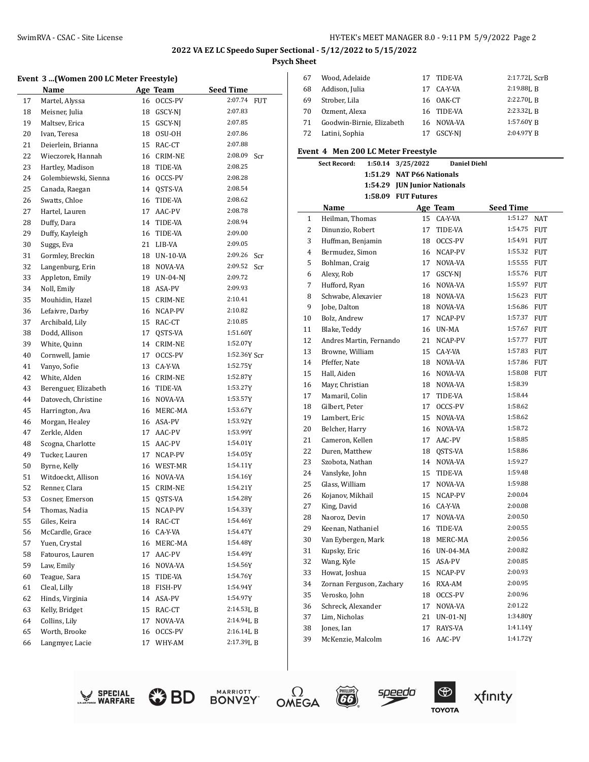**2022 VA EZ LC Speedo Super Sectional - 5/12/2022 to 5/15/2022**

**Psych Sheet**

### Event 3 ...(Women 200 LC Meter Freestyle)

| | Name | Age | Team | Seed Time | |
|---|---|---|---|---|---|
| 17 | Martel, Alyssa | 16 | OCCS-PV | 2:07.74 | FUT |
| 18 | Meisner, Julia | 18 | GSCY-NJ | 2:07.83 | |
| 19 | Maltsev, Erica | 15 | GSCY-NJ | 2:07.85 | |
| 20 | Ivan, Teresa | 18 | OSU-OH | 2:07.86 | |
| 21 | Deierlein, Brianna | 15 | RAC-CT | 2:07.88 | |
| 22 | Wieczorek, Hannah | 16 | CRIM-NE | 2:08.09 | Scr |
| 23 | Hartley, Madison | 18 | TIDE-VA | 2:08.25 | |
| 24 | Golembiewski, Sienna | 16 | OCCS-PV | 2:08.28 | |
| 25 | Canada, Raegan | 14 | QSTS-VA | 2:08.54 | |
| 26 | Swatts, Chloe | 16 | TIDE-VA | 2:08.62 | |
| 27 | Hartel, Lauren | 17 | AAC-PV | 2:08.78 | |
| 28 | Duffy, Dara | 14 | TIDE-VA | 2:08.94 | |
| 29 | Duffy, Kayleigh | 16 | TIDE-VA | 2:09.00 | |
| 30 | Suggs, Eva | 21 | LIB-VA | 2:09.05 | |
| 31 | Gormley, Breckin | 18 | UN-10-VA | 2:09.26 | Scr |
| 32 | Langenburg, Erin | 18 | NOVA-VA | 2:09.52 | Scr |
| 33 | Appleton, Emily | 19 | UN-04-NJ | 2:09.72 | |
| 34 | Noll, Emily | 18 | ASA-PV | 2:09.93 | |
| 35 | Mouhidin, Hazel | 15 | CRIM-NE | 2:10.41 | |
| 36 | Lefaivre, Darby | 16 | NCAP-PV | 2:10.82 | |
| 37 | Archibald, Lily | 15 | RAC-CT | 2:10.85 | |
| 38 | Dodd, Allison | 17 | QSTS-VA | 1:51.60Y | |
| 39 | White, Quinn | 14 | CRIM-NE | 1:52.07Y | |
| 40 | Cornwell, Jamie | 17 | OCCS-PV | 1:52.36Y | Scr |
| 41 | Vanyo, Sofie | 13 | CA-Y-VA | 1:52.75Y | |
| 42 | White, Alden | 16 | CRIM-NE | 1:52.87Y | |
| 43 | Berenguer, Elizabeth | 16 | TIDE-VA | 1:53.27Y | |
| 44 | Datovech, Christine | 16 | NOVA-VA | 1:53.57Y | |
| 45 | Harrington, Ava | 16 | MERC-MA | 1:53.67Y | |
| 46 | Morgan, Healey | 16 | ASA-PV | 1:53.92Y | |
| 47 | Zerkle, Alden | 17 | AAC-PV | 1:53.99Y | |
| 48 | Scogna, Charlotte | 15 | AAC-PV | 1:54.01Y | |
| 49 | Tucker, Lauren | 17 | NCAP-PV | 1:54.05Y | |
| 50 | Byrne, Kelly | 16 | WEST-MR | 1:54.11Y | |
| 51 | Witdoeckt, Allison | 16 | NOVA-VA | 1:54.16Y | |
| 52 | Renner, Clara | 15 | CRIM-NE | 1:54.21Y | |
| 53 | Cosner, Emerson | 15 | QSTS-VA | 1:54.28Y | |
| 54 | Thomas, Nadia | 15 | NCAP-PV | 1:54.33Y | |
| 55 | Giles, Keira | 14 | RAC-CT | 1:54.46Y | |
| 56 | McCardle, Grace | 16 | CA-Y-VA | 1:54.47Y | |
| 57 | Yuen, Crystal | 16 | MERC-MA | 1:54.48Y | |
| 58 | Fatouros, Lauren | 17 | AAC-PV | 1:54.49Y | |
| 59 | Law, Emily | 16 | NOVA-VA | 1:54.56Y | |
| 60 | Teague, Sara | 15 | TIDE-VA | 1:54.76Y | |
| 61 | Cleal, Lilly | 18 | FISH-PV | 1:54.94Y | |
| 62 | Hinds, Virginia | 14 | ASA-PV | 1:54.97Y | |
| 63 | Kelly, Bridget | 15 | RAC-CT | 2:14.53L | B |
| 64 | Collins, Lily | 17 | NOVA-VA | 2:14.94L | B |
| 65 | Worth, Brooke | 16 | OCCS-PV | 2:16.14L | B |
| 66 | Langmyer, Lacie | 17 | WHY-AM | 2:17.39L | B |
| 67 | Wood, Adelaide | 17 | TIDE-VA | 2:17.72L | ScrB |
| 68 | Addison, Julia | 17 | CA-Y-VA | 2:19.88L | B |
| 69 | Strober, Lila | 16 | OAK-CT | 2:22.70L | B |
| 70 | Ozment, Alexa | 16 | TIDE-VA | 2:23.32L | B |
| 71 | Goodwin-Birnie, Elizabeth | 16 | NOVA-VA | 1:57.60Y | B |
| 72 | Latini, Sophia | 17 | GSCY-NJ | 2:04.97Y | B |

### Event 4 Men 200 LC Meter Freestyle

**Sect Record:** 1:50.14 3/25/2022 Daniel Diehl

1:51.29 NAT P66 Nationals
1:54.29 JUN Junior Nationals
1:58.09 FUT Futures

| | Name | Age | Team | Seed Time | |
|---|---|---|---|---|---|
| 1 | Heilman, Thomas | 15 | CA-Y-VA | 1:51.27 | NAT |
| 2 | Dinunzio, Robert | 17 | TIDE-VA | 1:54.75 | FUT |
| 3 | Huffman, Benjamin | 18 | OCCS-PV | 1:54.91 | FUT |
| 4 | Bermudez, Simon | 16 | NCAP-PV | 1:55.32 | FUT |
| 5 | Bohlman, Craig | 17 | NOVA-VA | 1:55.55 | FUT |
| 6 | Alexy, Rob | 17 | GSCY-NJ | 1:55.76 | FUT |
| 7 | Hufford, Ryan | 16 | NOVA-VA | 1:55.97 | FUT |
| 8 | Schwabe, Alexavier | 18 | NOVA-VA | 1:56.23 | FUT |
| 9 | Jobe, Dalton | 18 | NOVA-VA | 1:56.86 | FUT |
| 10 | Bolz, Andrew | 17 | NCAP-PV | 1:57.37 | FUT |
| 11 | Blake, Teddy | 16 | UN-MA | 1:57.67 | FUT |
| 12 | Andres Martin, Fernando | 21 | NCAP-PV | 1:57.77 | FUT |
| 13 | Browne, William | 15 | CA-Y-VA | 1:57.83 | FUT |
| 14 | Pfeffer, Nate | 18 | NOVA-VA | 1:57.86 | FUT |
| 15 | Hall, Aiden | 16 | NOVA-VA | 1:58.08 | FUT |
| 16 | Mayr, Christian | 18 | NOVA-VA | 1:58.39 | |
| 17 | Mamaril, Colin | 17 | TIDE-VA | 1:58.44 | |
| 18 | Gilbert, Peter | 17 | OCCS-PV | 1:58.62 | |
| 19 | Lambert, Eric | 15 | NOVA-VA | 1:58.62 | |
| 20 | Belcher, Harry | 16 | NOVA-VA | 1:58.72 | |
| 21 | Cameron, Kellen | 17 | AAC-PV | 1:58.85 | |
| 22 | Duren, Matthew | 18 | QSTS-VA | 1:58.86 | |
| 23 | Szobota, Nathan | 14 | NOVA-VA | 1:59.27 | |
| 24 | Vanslyke, John | 15 | TIDE-VA | 1:59.48 | |
| 25 | Glass, William | 17 | NOVA-VA | 1:59.88 | |
| 26 | Kojanov, Mikhail | 15 | NCAP-PV | 2:00.04 | |
| 27 | King, David | 16 | CA-Y-VA | 2:00.08 | |
| 28 | Naoroz, Devin | 17 | NOVA-VA | 2:00.50 | |
| 29 | Keenan, Nathaniel | 16 | TIDE-VA | 2:00.55 | |
| 30 | Van Eybergen, Mark | 18 | MERC-MA | 2:00.56 | |
| 31 | Kupsky, Eric | 16 | UN-04-MA | 2:00.82 | |
| 32 | Wang, Kyle | 15 | ASA-PV | 2:00.85 | |
| 33 | Howat, Joshua | 15 | NCAP-PV | 2:00.93 | |
| 34 | Zornan Ferguson, Zachary | 16 | RXA-AM | 2:00.95 | |
| 35 | Verosko, John | 18 | OCCS-PV | 2:00.96 | |
| 36 | Schreck, Alexander | 17 | NOVA-VA | 2:01.22 | |
| 37 | Lim, Nicholas | 21 | UN-01-NJ | 1:34.80Y | |
| 38 | Jones, Ian | 17 | RAYS-VA | 1:41.14Y | |
| 39 | McKenzie, Malcolm | 16 | AAC-PV | 1:41.72Y | |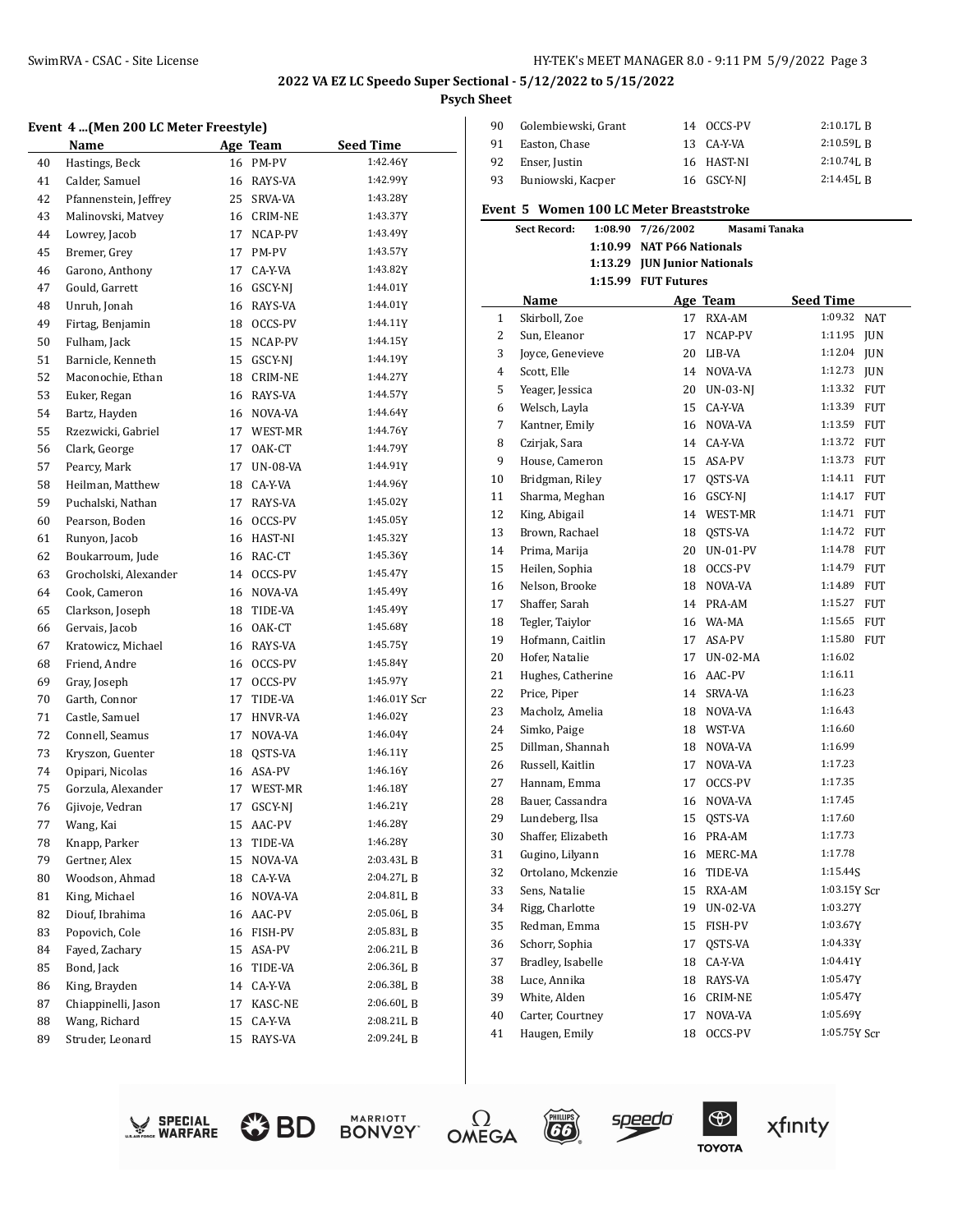**2022 VA EZ LC Speedo Super Sectional - 5/12/2022 to 5/15/2022**

**Psych Sheet**

### Event 4 ...(Men 200 LC Meter Freestyle)

| | Name | Age | Team | Seed Time |
|---|---|---|---|---|
| 40 | Hastings, Beck | 16 | PM-PV | 1:42.46Y |
| 41 | Calder, Samuel | 16 | RAYS-VA | 1:42.99Y |
| 42 | Pfannenstein, Jeffrey | 25 | SRVA-VA | 1:43.28Y |
| 43 | Malinovski, Matvey | 16 | CRIM-NE | 1:43.37Y |
| 44 | Lowrey, Jacob | 17 | NCAP-PV | 1:43.49Y |
| 45 | Bremer, Grey | 17 | PM-PV | 1:43.57Y |
| 46 | Garono, Anthony | 17 | CA-Y-VA | 1:43.82Y |
| 47 | Gould, Garrett | 16 | GSCY-NJ | 1:44.01Y |
| 48 | Unruh, Jonah | 16 | RAYS-VA | 1:44.01Y |
| 49 | Firtag, Benjamin | 18 | OCCS-PV | 1:44.11Y |
| 50 | Fulham, Jack | 15 | NCAP-PV | 1:44.15Y |
| 51 | Barnicle, Kenneth | 15 | GSCY-NJ | 1:44.19Y |
| 52 | Maconochie, Ethan | 18 | CRIM-NE | 1:44.27Y |
| 53 | Euker, Regan | 16 | RAYS-VA | 1:44.57Y |
| 54 | Bartz, Hayden | 16 | NOVA-VA | 1:44.64Y |
| 55 | Rzezwicki, Gabriel | 17 | WEST-MR | 1:44.76Y |
| 56 | Clark, George | 17 | OAK-CT | 1:44.79Y |
| 57 | Pearcy, Mark | 17 | UN-08-VA | 1:44.91Y |
| 58 | Heilman, Matthew | 18 | CA-Y-VA | 1:44.96Y |
| 59 | Puchalski, Nathan | 17 | RAYS-VA | 1:45.02Y |
| 60 | Pearson, Boden | 16 | OCCS-PV | 1:45.05Y |
| 61 | Runyon, Jacob | 16 | HAST-NI | 1:45.32Y |
| 62 | Boukarroum, Jude | 16 | RAC-CT | 1:45.36Y |
| 63 | Grocholski, Alexander | 14 | OCCS-PV | 1:45.47Y |
| 64 | Cook, Cameron | 16 | NOVA-VA | 1:45.49Y |
| 65 | Clarkson, Joseph | 18 | TIDE-VA | 1:45.49Y |
| 66 | Gervais, Jacob | 16 | OAK-CT | 1:45.68Y |
| 67 | Kratowicz, Michael | 16 | RAYS-VA | 1:45.75Y |
| 68 | Friend, Andre | 16 | OCCS-PV | 1:45.84Y |
| 69 | Gray, Joseph | 17 | OCCS-PV | 1:45.97Y |
| 70 | Garth, Connor | 17 | TIDE-VA | 1:46.01Y Scr |
| 71 | Castle, Samuel | 17 | HNVR-VA | 1:46.02Y |
| 72 | Connell, Seamus | 17 | NOVA-VA | 1:46.04Y |
| 73 | Kryszon, Guenter | 18 | QSTS-VA | 1:46.11Y |
| 74 | Opipari, Nicolas | 16 | ASA-PV | 1:46.16Y |
| 75 | Gorzula, Alexander | 17 | WEST-MR | 1:46.18Y |
| 76 | Gjivoje, Vedran | 17 | GSCY-NJ | 1:46.21Y |
| 77 | Wang, Kai | 15 | AAC-PV | 1:46.28Y |
| 78 | Knapp, Parker | 13 | TIDE-VA | 1:46.28Y |
| 79 | Gertner, Alex | 15 | NOVA-VA | 2:03.43L B |
| 80 | Woodson, Ahmad | 18 | CA-Y-VA | 2:04.27L B |
| 81 | King, Michael | 16 | NOVA-VA | 2:04.81L B |
| 82 | Diouf, Ibrahima | 16 | AAC-PV | 2:05.06L B |
| 83 | Popovich, Cole | 16 | FISH-PV | 2:05.83L B |
| 84 | Fayed, Zachary | 15 | ASA-PV | 2:06.21L B |
| 85 | Bond, Jack | 16 | TIDE-VA | 2:06.36L B |
| 86 | King, Brayden | 14 | CA-Y-VA | 2:06.38L B |
| 87 | Chiappinelli, Jason | 17 | KASC-NE | 2:06.60L B |
| 88 | Wang, Richard | 15 | CA-Y-VA | 2:08.21L B |
| 89 | Struder, Leonard | 15 | RAYS-VA | 2:09.24L B |
| 90 | Golembiewski, Grant | 14 | OCCS-PV | 2:10.17L B |
| 91 | Easton, Chase | 13 | CA-Y-VA | 2:10.59L B |
| 92 | Enser, Justin | 16 | HAST-NI | 2:10.74L B |
| 93 | Buniowski, Kacper | 16 | GSCY-NJ | 2:14.45L B |

### Event 5 Women 100 LC Meter Breaststroke

Sect Record: 1:08.90 7/26/2002 Masami Tanaka
1:10.99 NAT P66 Nationals
1:13.29 JUN Junior Nationals
1:15.99 FUT Futures

| | Name | Age | Team | Seed Time | |
|---|---|---|---|---|---|
| 1 | Skirboll, Zoe | 17 | RXA-AM | 1:09.32 | NAT |
| 2 | Sun, Eleanor | 17 | NCAP-PV | 1:11.95 | JUN |
| 3 | Joyce, Genevieve | 20 | LIB-VA | 1:12.04 | JUN |
| 4 | Scott, Elle | 14 | NOVA-VA | 1:12.73 | JUN |
| 5 | Yeager, Jessica | 20 | UN-03-NJ | 1:13.32 | FUT |
| 6 | Welsch, Layla | 15 | CA-Y-VA | 1:13.39 | FUT |
| 7 | Kantner, Emily | 16 | NOVA-VA | 1:13.59 | FUT |
| 8 | Czirjak, Sara | 14 | CA-Y-VA | 1:13.72 | FUT |
| 9 | House, Cameron | 15 | ASA-PV | 1:13.73 | FUT |
| 10 | Bridgman, Riley | 17 | QSTS-VA | 1:14.11 | FUT |
| 11 | Sharma, Meghan | 16 | GSCY-NJ | 1:14.17 | FUT |
| 12 | King, Abigail | 14 | WEST-MR | 1:14.71 | FUT |
| 13 | Brown, Rachael | 18 | QSTS-VA | 1:14.72 | FUT |
| 14 | Prima, Marija | 20 | UN-01-PV | 1:14.78 | FUT |
| 15 | Heilen, Sophia | 18 | OCCS-PV | 1:14.79 | FUT |
| 16 | Nelson, Brooke | 18 | NOVA-VA | 1:14.89 | FUT |
| 17 | Shaffer, Sarah | 14 | PRA-AM | 1:15.27 | FUT |
| 18 | Tegler, Taiylor | 16 | WA-MA | 1:15.65 | FUT |
| 19 | Hofmann, Caitlin | 17 | ASA-PV | 1:15.80 | FUT |
| 20 | Hofer, Natalie | 17 | UN-02-MA | 1:16.02 | |
| 21 | Hughes, Catherine | 16 | AAC-PV | 1:16.11 | |
| 22 | Price, Piper | 14 | SRVA-VA | 1:16.23 | |
| 23 | Macholz, Amelia | 18 | NOVA-VA | 1:16.43 | |
| 24 | Simko, Paige | 18 | WST-VA | 1:16.60 | |
| 25 | Dillman, Shannah | 18 | NOVA-VA | 1:16.99 | |
| 26 | Russell, Kaitlin | 17 | NOVA-VA | 1:17.23 | |
| 27 | Hannam, Emma | 17 | OCCS-PV | 1:17.35 | |
| 28 | Bauer, Cassandra | 16 | NOVA-VA | 1:17.45 | |
| 29 | Lundeberg, Ilsa | 15 | QSTS-VA | 1:17.60 | |
| 30 | Shaffer, Elizabeth | 16 | PRA-AM | 1:17.73 | |
| 31 | Gugino, Lilyann | 16 | MERC-MA | 1:17.78 | |
| 32 | Ortolano, Mckenzie | 16 | TIDE-VA | 1:15.44S | |
| 33 | Sens, Natalie | 15 | RXA-AM | 1:03.15Y Scr | |
| 34 | Rigg, Charlotte | 19 | UN-02-VA | 1:03.27Y | |
| 35 | Redman, Emma | 15 | FISH-PV | 1:03.67Y | |
| 36 | Schorr, Sophia | 17 | QSTS-VA | 1:04.33Y | |
| 37 | Bradley, Isabelle | 18 | CA-Y-VA | 1:04.41Y | |
| 38 | Luce, Annika | 18 | RAYS-VA | 1:05.47Y | |
| 39 | White, Alden | 16 | CRIM-NE | 1:05.47Y | |
| 40 | Carter, Courtney | 17 | NOVA-VA | 1:05.69Y | |
| 41 | Haugen, Emily | 18 | OCCS-PV | 1:05.75Y Scr | |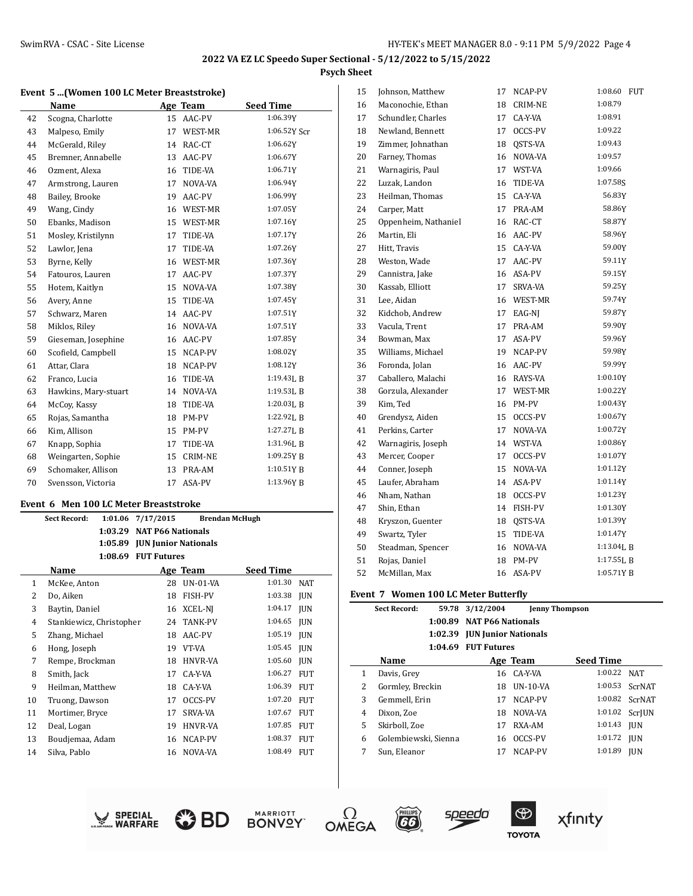**2022 VA EZ LC Speedo Super Sectional - 5/12/2022 to 5/15/2022**

**Psych Sheet**

### Event 5 ...(Women 100 LC Meter Breaststroke)

| | Name | Age | Team | Seed Time | |
|---|---|---|---|---|---|
| 42 | Scogna, Charlotte | 15 | AAC-PV | 1:06.39Y | |
| 43 | Malpeso, Emily | 17 | WEST-MR | 1:06.52Y | Scr |
| 44 | McGerald, Riley | 14 | RAC-CT | 1:06.62Y | |
| 45 | Bremner, Annabelle | 13 | AAC-PV | 1:06.67Y | |
| 46 | Ozment, Alexa | 16 | TIDE-VA | 1:06.71Y | |
| 47 | Armstrong, Lauren | 17 | NOVA-VA | 1:06.94Y | |
| 48 | Bailey, Brooke | 19 | AAC-PV | 1:06.99Y | |
| 49 | Wang, Cindy | 16 | WEST-MR | 1:07.05Y | |
| 50 | Ebanks, Madison | 15 | WEST-MR | 1:07.16Y | |
| 51 | Mosley, Kristilynn | 17 | TIDE-VA | 1:07.17Y | |
| 52 | Lawlor, Jena | 17 | TIDE-VA | 1:07.26Y | |
| 53 | Byrne, Kelly | 16 | WEST-MR | 1:07.36Y | |
| 54 | Fatouros, Lauren | 17 | AAC-PV | 1:07.37Y | |
| 55 | Hotem, Kaitlyn | 15 | NOVA-VA | 1:07.38Y | |
| 56 | Avery, Anne | 15 | TIDE-VA | 1:07.45Y | |
| 57 | Schwarz, Maren | 14 | AAC-PV | 1:07.51Y | |
| 58 | Miklos, Riley | 16 | NOVA-VA | 1:07.51Y | |
| 59 | Gieseman, Josephine | 16 | AAC-PV | 1:07.85Y | |
| 60 | Scofield, Campbell | 15 | NCAP-PV | 1:08.02Y | |
| 61 | Attar, Clara | 18 | NCAP-PV | 1:08.12Y | |
| 62 | Franco, Lucia | 16 | TIDE-VA | 1:19.43L | B |
| 63 | Hawkins, Mary-stuart | 14 | NOVA-VA | 1:19.53L | B |
| 64 | McCoy, Kassy | 18 | TIDE-VA | 1:20.03L | B |
| 65 | Rojas, Samantha | 18 | PM-PV | 1:22.92L | B |
| 66 | Kim, Allison | 15 | PM-PV | 1:27.27L | B |
| 67 | Knapp, Sophia | 17 | TIDE-VA | 1:31.96L | B |
| 68 | Weingarten, Sophie | 15 | CRIM-NE | 1:09.25Y | B |
| 69 | Schomaker, Allison | 13 | PRA-AM | 1:10.51Y | B |
| 70 | Svensson, Victoria | 17 | ASA-PV | 1:13.96Y | B |

### Event 6 Men 100 LC Meter Breaststroke

**Sect Record:** 1:01.06 7/17/2015 Brendan McHugh
1:03.29 NAT P66 Nationals
1:05.89 JUN Junior Nationals
1:08.69 FUT Futures

| | Name | Age | Team | Seed Time | |
|---|---|---|---|---|---|
| 1 | McKee, Anton | 28 | UN-01-VA | 1:01.30 | NAT |
| 2 | Do, Aiken | 18 | FISH-PV | 1:03.38 | JUN |
| 3 | Baytin, Daniel | 16 | XCEL-NJ | 1:04.17 | JUN |
| 4 | Stankiewicz, Christopher | 24 | TANK-PV | 1:04.65 | JUN |
| 5 | Zhang, Michael | 18 | AAC-PV | 1:05.19 | JUN |
| 6 | Hong, Joseph | 19 | VT-VA | 1:05.45 | JUN |
| 7 | Rempe, Brockman | 18 | HNVR-VA | 1:05.60 | JUN |
| 8 | Smith, Jack | 17 | CA-Y-VA | 1:06.27 | FUT |
| 9 | Heilman, Matthew | 18 | CA-Y-VA | 1:06.39 | FUT |
| 10 | Truong, Dawson | 17 | OCCS-PV | 1:07.20 | FUT |
| 11 | Mortimer, Bryce | 17 | SRVA-VA | 1:07.67 | FUT |
| 12 | Deal, Logan | 19 | HNVR-VA | 1:07.85 | FUT |
| 13 | Boudjemaa, Adam | 16 | NCAP-PV | 1:08.37 | FUT |
| 14 | Silva, Pablo | 16 | NOVA-VA | 1:08.49 | FUT |
| 15 | Johnson, Matthew | 17 | NCAP-PV | 1:08.60 | FUT |
| 16 | Maconochie, Ethan | 18 | CRIM-NE | 1:08.79 | |
| 17 | Schundler, Charles | 17 | CA-Y-VA | 1:08.91 | |
| 18 | Newland, Bennett | 17 | OCCS-PV | 1:09.22 | |
| 19 | Zimmer, Johnathan | 18 | QSTS-VA | 1:09.43 | |
| 20 | Farney, Thomas | 16 | NOVA-VA | 1:09.57 | |
| 21 | Warnagiris, Paul | 17 | WST-VA | 1:09.66 | |
| 22 | Luzak, Landon | 16 | TIDE-VA | 1:07.58S | |
| 23 | Heilman, Thomas | 15 | CA-Y-VA | 56.83Y | |
| 24 | Carper, Matt | 17 | PRA-AM | 58.86Y | |
| 25 | Oppenheim, Nathaniel | 16 | RAC-CT | 58.87Y | |
| 26 | Martin, Eli | 16 | AAC-PV | 58.96Y | |
| 27 | Hitt, Travis | 15 | CA-Y-VA | 59.00Y | |
| 28 | Weston, Wade | 17 | AAC-PV | 59.11Y | |
| 29 | Cannistra, Jake | 16 | ASA-PV | 59.15Y | |
| 30 | Kassab, Elliott | 17 | SRVA-VA | 59.25Y | |
| 31 | Lee, Aidan | 16 | WEST-MR | 59.74Y | |
| 32 | Kidchob, Andrew | 17 | EAG-NJ | 59.87Y | |
| 33 | Vacula, Trent | 17 | PRA-AM | 59.90Y | |
| 34 | Bowman, Max | 17 | ASA-PV | 59.96Y | |
| 35 | Williams, Michael | 19 | NCAP-PV | 59.98Y | |
| 36 | Foronda, Jolan | 16 | AAC-PV | 59.99Y | |
| 37 | Caballero, Malachi | 16 | RAYS-VA | 1:00.10Y | |
| 38 | Gorzula, Alexander | 17 | WEST-MR | 1:00.22Y | |
| 39 | Kim, Ted | 16 | PM-PV | 1:00.43Y | |
| 40 | Grendysz, Aiden | 15 | OCCS-PV | 1:00.67Y | |
| 41 | Perkins, Carter | 17 | NOVA-VA | 1:00.72Y | |
| 42 | Warnagiris, Joseph | 14 | WST-VA | 1:00.86Y | |
| 43 | Mercer, Cooper | 17 | OCCS-PV | 1:01.07Y | |
| 44 | Conner, Joseph | 15 | NOVA-VA | 1:01.12Y | |
| 45 | Laufer, Abraham | 14 | ASA-PV | 1:01.14Y | |
| 46 | Nham, Nathan | 18 | OCCS-PV | 1:01.23Y | |
| 47 | Shin, Ethan | 14 | FISH-PV | 1:01.30Y | |
| 48 | Krys​zon, Guenter | 18 | QSTS-VA | 1:01.39Y | |
| 49 | Swartz, Tyler | 15 | TIDE-VA | 1:01.47Y | |
| 50 | Steadman, Spencer | 16 | NOVA-VA | 1:13.04L | B |
| 51 | Rojas, Daniel | 18 | PM-PV | 1:17.55L | B |
| 52 | McMillan, Max | 16 | ASA-PV | 1:05.71Y | B |

### Event 7 Women 100 LC Meter Butterfly

**Sect Record:** 59.78 3/12/2004 Jenny Thompson
1:00.89 NAT P66 Nationals
1:02.39 JUN Junior Nationals
1:04.69 FUT Futures

| | Name | Age | Team | Seed Time | |
|---|---|---|---|---|---|
| 1 | Davis, Grey | 16 | CA-Y-VA | 1:00.22 | NAT |
| 2 | Gormley, Breckin | 18 | UN-10-VA | 1:00.53 | ScrNAT |
| 3 | Gemmell, Erin | 17 | NCAP-PV | 1:00.82 | ScrNAT |
| 4 | Dixon, Zoe | 18 | NOVA-VA | 1:01.02 | ScrJUN |
| 5 | Skirboll, Zoe | 17 | RXA-AM | 1:01.43 | JUN |
| 6 | Golembiewski, Sienna | 16 | OCCS-PV | 1:01.72 | JUN |
| 7 | Sun, Eleanor | 17 | NCAP-PV | 1:01.89 | JUN |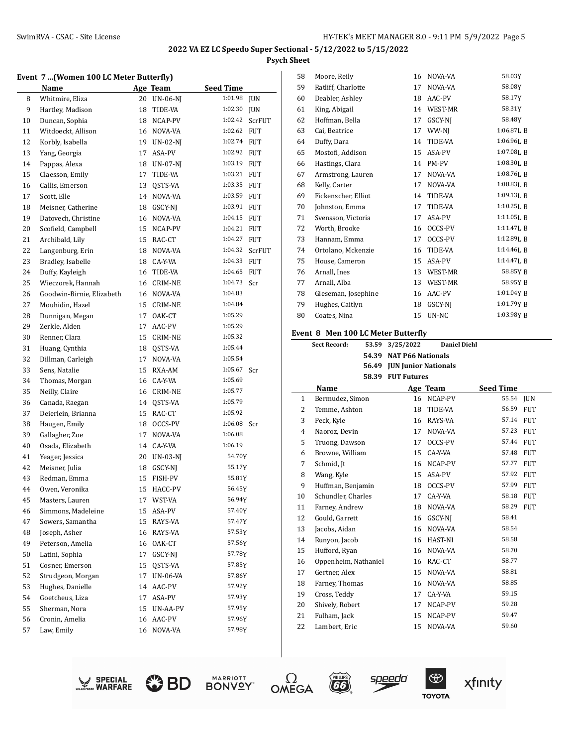## 2022 VA EZ LC Speedo Super Sectional - 5/12/2022 to 5/15/2022

**Psych Sheet**

### Event 7 ...(Women 100 LC Meter Butterfly)

| | Name | Age | Team | Seed Time | |
|---|---|---|---|---|---|
| 8 | Whitmire, Eliza | 20 | UN-06-NJ | 1:01.98 | JUN |
| 9 | Hartley, Madison | 18 | TIDE-VA | 1:02.30 | JUN |
| 10 | Duncan, Sophia | 18 | NCAP-PV | 1:02.42 | ScrFUT |
| 11 | Witdoeckt, Allison | 16 | NOVA-VA | 1:02.62 | FUT |
| 12 | Korbly, Isabella | 19 | UN-02-NJ | 1:02.74 | FUT |
| 13 | Yang, Georgia | 17 | ASA-PV | 1:02.92 | FUT |
| 14 | Pappas, Alexa | 18 | UN-07-NJ | 1:03.19 | FUT |
| 15 | Claesson, Emily | 17 | TIDE-VA | 1:03.21 | FUT |
| 16 | Callis, Emerson | 13 | QSTS-VA | 1:03.35 | FUT |
| 17 | Scott, Elle | 14 | NOVA-VA | 1:03.59 | FUT |
| 18 | Meisner, Catherine | 18 | GSCY-NJ | 1:03.91 | FUT |
| 19 | Datovech, Christine | 16 | NOVA-VA | 1:04.15 | FUT |
| 20 | Scofield, Campbell | 15 | NCAP-PV | 1:04.21 | FUT |
| 21 | Archibald, Lily | 15 | RAC-CT | 1:04.27 | FUT |
| 22 | Langenburg, Erin | 18 | NOVA-VA | 1:04.32 | ScrFUT |
| 23 | Bradley, Isabelle | 18 | CA-Y-VA | 1:04.33 | FUT |
| 24 | Duffy, Kayleigh | 16 | TIDE-VA | 1:04.65 | FUT |
| 25 | Wieczorek, Hannah | 16 | CRIM-NE | 1:04.73 | Scr |
| 26 | Goodwin-Birnie, Elizabeth | 16 | NOVA-VA | 1:04.83 | |
| 27 | Mouhidin, Hazel | 15 | CRIM-NE | 1:04.84 | |
| 28 | Dunnigan, Megan | 17 | OAK-CT | 1:05.29 | |
| 29 | Zerkle, Alden | 17 | AAC-PV | 1:05.29 | |
| 30 | Renner, Clara | 15 | CRIM-NE | 1:05.32 | |
| 31 | Huang, Cynthia | 18 | QSTS-VA | 1:05.44 | |
| 32 | Dillman, Carleigh | 17 | NOVA-VA | 1:05.54 | |
| 33 | Sens, Natalie | 15 | RXA-AM | 1:05.67 | Scr |
| 34 | Thomas, Morgan | 16 | CA-Y-VA | 1:05.69 | |
| 35 | Neilly, Claire | 16 | CRIM-NE | 1:05.77 | |
| 36 | Canada, Raegan | 14 | QSTS-VA | 1:05.79 | |
| 37 | Deierlein, Brianna | 15 | RAC-CT | 1:05.92 | |
| 38 | Haugen, Emily | 18 | OCCS-PV | 1:06.08 | Scr |
| 39 | Gallagher, Zoe | 17 | NOVA-VA | 1:06.08 | |
| 40 | Osada, Elizabeth | 14 | CA-Y-VA | 1:06.19 | |
| 41 | Yeager, Jessica | 20 | UN-03-NJ | 54.70Y | |
| 42 | Meisner, Julia | 18 | GSCY-NJ | 55.17Y | |
| 43 | Redman, Emma | 15 | FISH-PV | 55.81Y | |
| 44 | Owen, Veronika | 15 | HACC-PV | 56.45Y | |
| 45 | Masters, Lauren | 17 | WST-VA | 56.94Y | |
| 46 | Simmons, Madeleine | 15 | ASA-PV | 57.40Y | |
| 47 | Sowers, Samantha | 15 | RAYS-VA | 57.47Y | |
| 48 | Joseph, Asher | 16 | RAYS-VA | 57.53Y | |
| 49 | Peterson, Amelia | 16 | OAK-CT | 57.56Y | |
| 50 | Latini, Sophia | 17 | GSCY-NJ | 57.78Y | |
| 51 | Cosner, Emerson | 15 | QSTS-VA | 57.85Y | |
| 52 | Strudgeon, Morgan | 17 | UN-06-VA | 57.86Y | |
| 53 | Hughes, Danielle | 14 | AAC-PV | 57.92Y | |
| 54 | Goetcheus, Liza | 17 | ASA-PV | 57.93Y | |
| 55 | Sherman, Nora | 15 | UN-AA-PV | 57.95Y | |
| 56 | Cronin, Amelia | 16 | AAC-PV | 57.96Y | |
| 57 | Law, Emily | 16 | NOVA-VA | 57.98Y | |
| 58 | Moore, Reily | 16 | NOVA-VA | 58.03Y | |
| 59 | Ratliff, Charlotte | 17 | NOVA-VA | 58.08Y | |
| 60 | Deabler, Ashley | 18 | AAC-PV | 58.17Y | |
| 61 | King, Abigail | 14 | WEST-MR | 58.31Y | |
| 62 | Hoffman, Bella | 17 | GSCY-NJ | 58.48Y | |
| 63 | Cai, Beatrice | 17 | WW-NJ | 1:06.87L | B |
| 64 | Duffy, Dara | 14 | TIDE-VA | 1:06.96L | B |
| 65 | Mostofi, Addison | 15 | ASA-PV | 1:07.08L | B |
| 66 | Hastings, Clara | 14 | PM-PV | 1:08.30L | B |
| 67 | Armstrong, Lauren | 17 | NOVA-VA | 1:08.76L | B |
| 68 | Kelly, Carter | 17 | NOVA-VA | 1:08.83L | B |
| 69 | Fickenscher, Elliot | 14 | TIDE-VA | 1:09.13L | B |
| 70 | Johnston, Emma | 17 | TIDE-VA | 1:10.25L | B |
| 71 | Svensson, Victoria | 17 | ASA-PV | 1:11.05L | B |
| 72 | Worth, Brooke | 16 | OCCS-PV | 1:11.47L | B |
| 73 | Hannam, Emma | 17 | OCCS-PV | 1:12.89L | B |
| 74 | Ortolano, Mckenzie | 16 | TIDE-VA | 1:14.46L | B |
| 75 | House, Cameron | 15 | ASA-PV | 1:14.47L | B |
| 76 | Arnall, Ines | 13 | WEST-MR | 58.85Y | B |
| 77 | Arnall, Alba | 13 | WEST-MR | 58.95Y | B |
| 78 | Gieseman, Josephine | 16 | AAC-PV | 1:01.04Y | B |
| 79 | Hughes, Caitlyn | 18 | GSCY-NJ | 1:01.79Y | B |
| 80 | Coates, Nina | 15 | UN-NC | 1:03.98Y | B |

### Event 8 Men 100 LC Meter Butterfly

**Sect Record:** 53.59 3/25/2022 **Daniel Diehl**

**54.39 NAT P66 Nationals**
**56.49 JUN Junior Nationals**
**58.39 FUT Futures**

| | Name | Age | Team | Seed Time | |
|---|---|---|---|---|---|
| 1 | Bermudez, Simon | 16 | NCAP-PV | 55.54 | JUN |
| 2 | Temme, Ashton | 18 | TIDE-VA | 56.59 | FUT |
| 3 | Peck, Kyle | 16 | RAYS-VA | 57.14 | FUT |
| 4 | Naoroz, Devin | 17 | NOVA-VA | 57.23 | FUT |
| 5 | Truong, Dawson | 17 | OCCS-PV | 57.44 | FUT |
| 6 | Browne, William | 15 | CA-Y-VA | 57.48 | FUT |
| 7 | Schmid, Jt | 16 | NCAP-PV | 57.77 | FUT |
| 8 | Wang, Kyle | 15 | ASA-PV | 57.92 | FUT |
| 9 | Huffman, Benjamin | 18 | OCCS-PV | 57.99 | FUT |
| 10 | Schundler, Charles | 17 | CA-Y-VA | 58.18 | FUT |
| 11 | Farney, Andrew | 18 | NOVA-VA | 58.29 | FUT |
| 12 | Gould, Garrett | 16 | GSCY-NJ | 58.41 | |
| 13 | Jacobs, Aidan | 16 | NOVA-VA | 58.54 | |
| 14 | Runyon, Jacob | 16 | HAST-NI | 58.58 | |
| 15 | Hufford, Ryan | 16 | NOVA-VA | 58.70 | |
| 16 | Oppenheim, Nathaniel | 16 | RAC-CT | 58.77 | |
| 17 | Gertner, Alex | 15 | NOVA-VA | 58.81 | |
| 18 | Farney, Thomas | 16 | NOVA-VA | 58.85 | |
| 19 | Cross, Teddy | 17 | CA-Y-VA | 59.15 | |
| 20 | Shively, Robert | 17 | NCAP-PV | 59.28 | |
| 21 | Fulham, Jack | 15 | NCAP-PV | 59.47 | |
| 22 | Lambert, Eric | 15 | NOVA-VA | 59.60 | |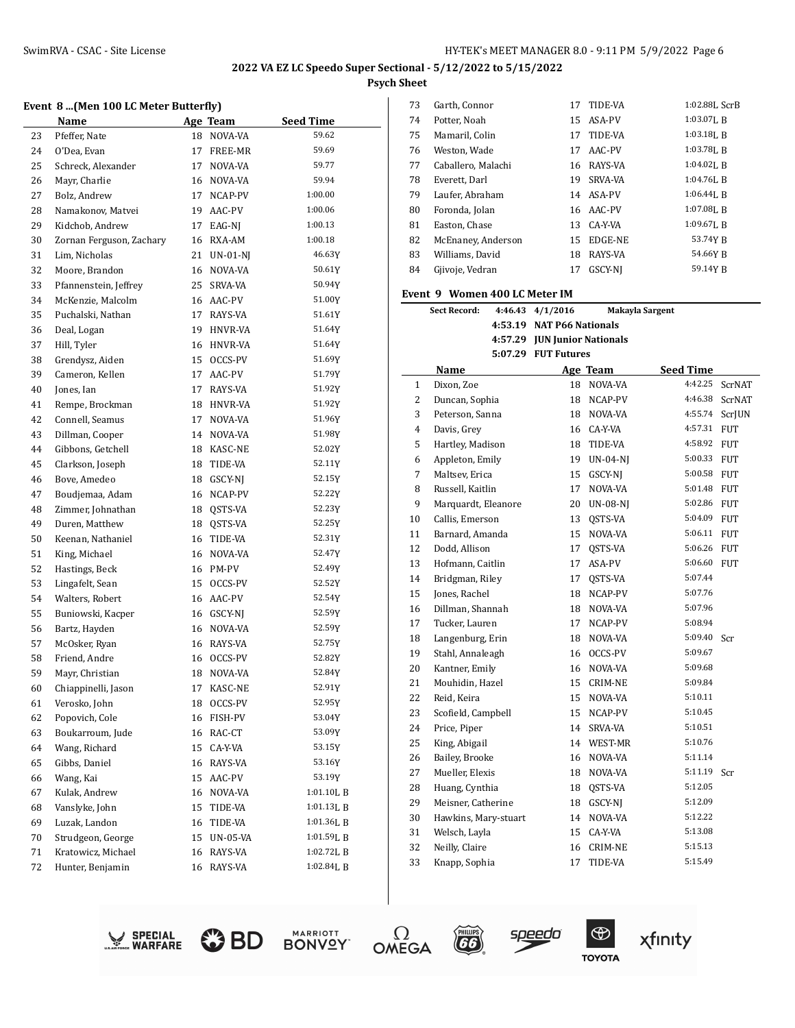**2022 VA EZ LC Speedo Super Sectional - 5/12/2022 to 5/15/2022**

**Psych Sheet**

### Event 8 ...(Men 100 LC Meter Butterfly)

| | Name | Age | Team | Seed Time |
|---|---|---|---|---|
| 23 | Pfeffer, Nate | 18 | NOVA-VA | 59.62 |
| 24 | O'Dea, Evan | 17 | FREE-MR | 59.69 |
| 25 | Schreck, Alexander | 17 | NOVA-VA | 59.77 |
| 26 | Mayr, Charlie | 16 | NOVA-VA | 59.94 |
| 27 | Bolz, Andrew | 17 | NCAP-PV | 1:00.00 |
| 28 | Namakonov, Matvei | 19 | AAC-PV | 1:00.06 |
| 29 | Kidchob, Andrew | 17 | EAG-NJ | 1:00.13 |
| 30 | Zornan Ferguson, Zachary | 16 | RXA-AM | 1:00.18 |
| 31 | Lim, Nicholas | 21 | UN-01-NJ | 46.63Y |
| 32 | Moore, Brandon | 16 | NOVA-VA | 50.61Y |
| 33 | Pfannenstein, Jeffrey | 25 | SRVA-VA | 50.94Y |
| 34 | McKenzie, Malcolm | 16 | AAC-PV | 51.00Y |
| 35 | Puchalski, Nathan | 17 | RAYS-VA | 51.61Y |
| 36 | Deal, Logan | 19 | HNVR-VA | 51.64Y |
| 37 | Hill, Tyler | 16 | HNVR-VA | 51.64Y |
| 38 | Grendysz, Aiden | 15 | OCCS-PV | 51.69Y |
| 39 | Cameron, Kellen | 17 | AAC-PV | 51.79Y |
| 40 | Jones, Ian | 17 | RAYS-VA | 51.92Y |
| 41 | Rempe, Brockman | 18 | HNVR-VA | 51.92Y |
| 42 | Connell, Seamus | 17 | NOVA-VA | 51.96Y |
| 43 | Dillman, Cooper | 14 | NOVA-VA | 51.98Y |
| 44 | Gibbons, Getchell | 18 | KASC-NE | 52.02Y |
| 45 | Clarkson, Joseph | 18 | TIDE-VA | 52.11Y |
| 46 | Bove, Amedeo | 18 | GSCY-NJ | 52.15Y |
| 47 | Boudjemaa, Adam | 16 | NCAP-PV | 52.22Y |
| 48 | Zimmer, Johnathan | 18 | QSTS-VA | 52.23Y |
| 49 | Duren, Matthew | 18 | QSTS-VA | 52.25Y |
| 50 | Keenan, Nathaniel | 16 | TIDE-VA | 52.31Y |
| 51 | King, Michael | 16 | NOVA-VA | 52.47Y |
| 52 | Hastings, Beck | 16 | PM-PV | 52.49Y |
| 53 | Lingafelt, Sean | 15 | OCCS-PV | 52.52Y |
| 54 | Walters, Robert | 16 | AAC-PV | 52.54Y |
| 55 | Buniowski, Kacper | 16 | GSCY-NJ | 52.59Y |
| 56 | Bartz, Hayden | 16 | NOVA-VA | 52.59Y |
| 57 | McOsker, Ryan | 16 | RAYS-VA | 52.75Y |
| 58 | Friend, Andre | 16 | OCCS-PV | 52.82Y |
| 59 | Mayr, Christian | 18 | NOVA-VA | 52.84Y |
| 60 | Chiappinelli, Jason | 17 | KASC-NE | 52.91Y |
| 61 | Verosko, John | 18 | OCCS-PV | 52.95Y |
| 62 | Popovich, Cole | 16 | FISH-PV | 53.04Y |
| 63 | Boukarroum, Jude | 16 | RAC-CT | 53.09Y |
| 64 | Wang, Richard | 15 | CA-Y-VA | 53.15Y |
| 65 | Gibbs, Daniel | 16 | RAYS-VA | 53.16Y |
| 66 | Wang, Kai | 15 | AAC-PV | 53.19Y |
| 67 | Kulak, Andrew | 16 | NOVA-VA | 1:01.10L B |
| 68 | Vanslyke, John | 15 | TIDE-VA | 1:01.13L B |
| 69 | Luzak, Landon | 16 | TIDE-VA | 1:01.36L B |
| 70 | Strudgeon, George | 15 | UN-05-VA | 1:01.59L B |
| 71 | Kratowicz, Michael | 16 | RAYS-VA | 1:02.72L B |
| 72 | Hunter, Benjamin | 16 | RAYS-VA | 1:02.84L B |
| 73 | Garth, Connor | 17 | TIDE-VA | 1:02.88L ScrB |
| 74 | Potter, Noah | 15 | ASA-PV | 1:03.07L B |
| 75 | Mamaril, Colin | 17 | TIDE-VA | 1:03.18L B |
| 76 | Weston, Wade | 17 | AAC-PV | 1:03.78L B |
| 77 | Caballero, Malachi | 16 | RAYS-VA | 1:04.02L B |
| 78 | Everett, Darl | 19 | SRVA-VA | 1:04.76L B |
| 79 | Laufer, Abraham | 14 | ASA-PV | 1:06.44L B |
| 80 | Foronda, Jolan | 16 | AAC-PV | 1:07.08L B |
| 81 | Easton, Chase | 13 | CA-Y-VA | 1:09.67L B |
| 82 | McEnaney, Anderson | 15 | EDGE-NE | 53.74Y B |
| 83 | Williams, David | 18 | RAYS-VA | 54.66Y B |
| 84 | Gjivoje, Vedran | 17 | GSCY-NJ | 59.14Y B |

### Event 9 Women 400 LC Meter IM

**Sect Record:** 4:46.43 4/1/2016 **Makayla Sargent**

**4:53.19 NAT P66 Nationals**

**4:57.29 JUN Junior Nationals**

**5:07.29 FUT Futures**

| | Name | Age | Team | Seed Time | |
|---|---|---|---|---|---|
| 1 | Dixon, Zoe | 18 | NOVA-VA | 4:42.25 | ScrNAT |
| 2 | Duncan, Sophia | 18 | NCAP-PV | 4:46.38 | ScrNAT |
| 3 | Peterson, Sanna | 18 | NOVA-VA | 4:55.74 | ScrJUN |
| 4 | Davis, Grey | 16 | CA-Y-VA | 4:57.31 | FUT |
| 5 | Hartley, Madison | 18 | TIDE-VA | 4:58.92 | FUT |
| 6 | Appleton, Emily | 19 | UN-04-NJ | 5:00.33 | FUT |
| 7 | Maltsev, Erica | 15 | GSCY-NJ | 5:00.58 | FUT |
| 8 | Russell, Kaitlin | 17 | NOVA-VA | 5:01.48 | FUT |
| 9 | Marquardt, Eleanore | 20 | UN-08-NJ | 5:02.86 | FUT |
| 10 | Callis, Emerson | 13 | QSTS-VA | 5:04.09 | FUT |
| 11 | Barnard, Amanda | 15 | NOVA-VA | 5:06.11 | FUT |
| 12 | Dodd, Allison | 17 | QSTS-VA | 5:06.26 | FUT |
| 13 | Hofmann, Caitlin | 17 | ASA-PV | 5:06.60 | FUT |
| 14 | Bridgman, Riley | 17 | QSTS-VA | 5:07.44 | |
| 15 | Jones, Rachel | 18 | NCAP-PV | 5:07.76 | |
| 16 | Dillman, Shannah | 18 | NOVA-VA | 5:07.96 | |
| 17 | Tucker, Lauren | 17 | NCAP-PV | 5:08.94 | |
| 18 | Langenburg, Erin | 18 | NOVA-VA | 5:09.40 | Scr |
| 19 | Stahl, Annaleagh | 16 | OCCS-PV | 5:09.67 | |
| 20 | Kantner, Emily | 16 | NOVA-VA | 5:09.68 | |
| 21 | Mouhidin, Hazel | 15 | CRIM-NE | 5:09.84 | |
| 22 | Reid, Keira | 15 | NOVA-VA | 5:10.11 | |
| 23 | Scofield, Campbell | 15 | NCAP-PV | 5:10.45 | |
| 24 | Price, Piper | 14 | SRVA-VA | 5:10.51 | |
| 25 | King, Abigail | 14 | WEST-MR | 5:10.76 | |
| 26 | Bailey, Brooke | 16 | NOVA-VA | 5:11.14 | |
| 27 | Mueller, Elexis | 18 | NOVA-VA | 5:11.19 | Scr |
| 28 | Huang, Cynthia | 18 | QSTS-VA | 5:12.05 | |
| 29 | Meisner, Catherine | 18 | GSCY-NJ | 5:12.09 | |
| 30 | Hawkins, Mary-stuart | 14 | NOVA-VA | 5:12.22 | |
| 31 | Welsch, Layla | 15 | CA-Y-VA | 5:13.08 | |
| 32 | Neilly, Claire | 16 | CRIM-NE | 5:15.13 | |
| 33 | Knapp, Sophia | 17 | TIDE-VA | 5:15.49 | |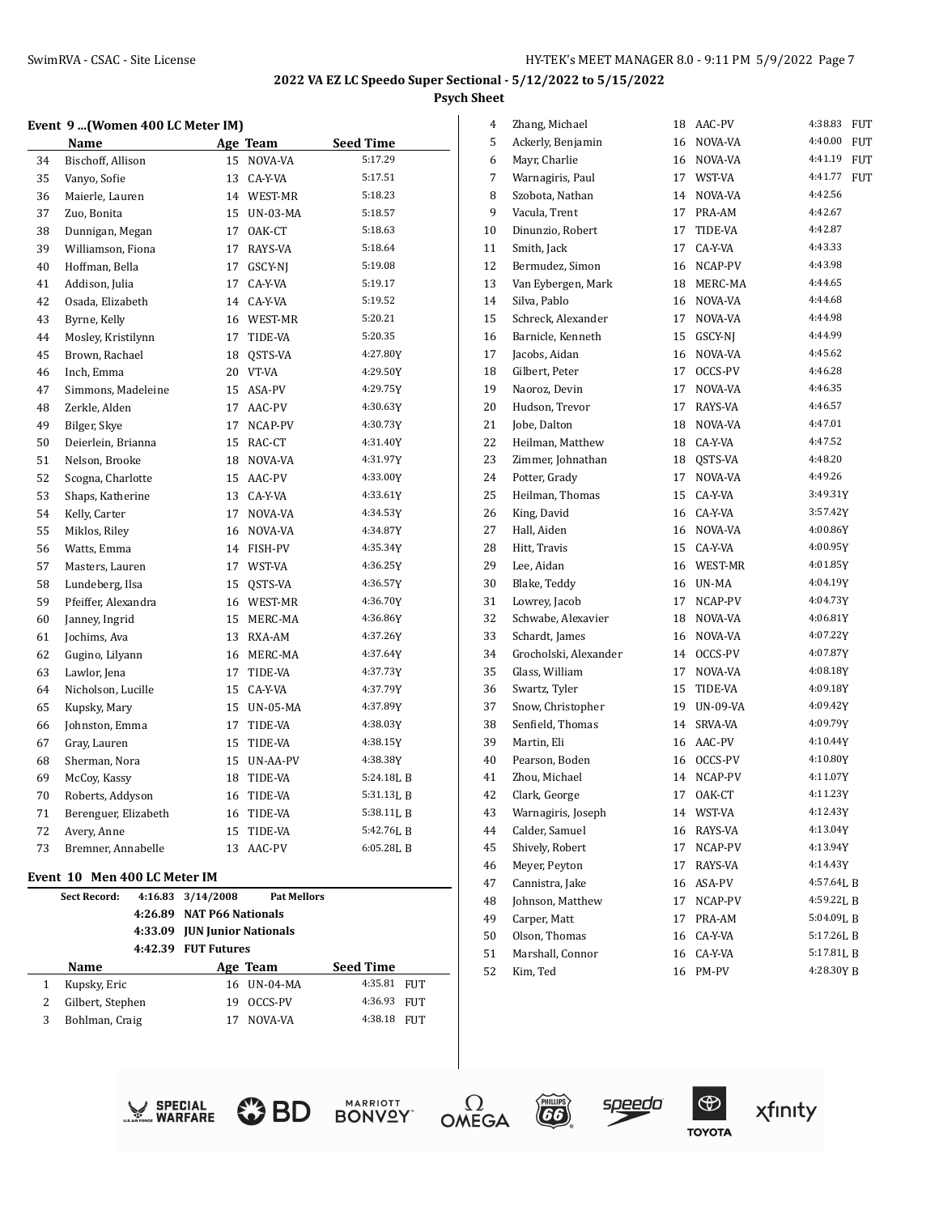## 2022 VA EZ LC Speedo Super Sectional - 5/12/2022 to 5/15/2022

**Psych Sheet**

### Event 9 ...(Women 400 LC Meter IM)

| | Name | Age | Team | Seed Time |
|---|---|---|---|---|
| 34 | Bischoff, Allison | 15 | NOVA-VA | 5:17.29 |
| 35 | Vanyo, Sofie | 13 | CA-Y-VA | 5:17.51 |
| 36 | Maierle, Lauren | 14 | WEST-MR | 5:18.23 |
| 37 | Zuo, Bonita | 15 | UN-03-MA | 5:18.57 |
| 38 | Dunnigan, Megan | 17 | OAK-CT | 5:18.63 |
| 39 | Williamson, Fiona | 17 | RAYS-VA | 5:18.64 |
| 40 | Hoffman, Bella | 17 | GSCY-NJ | 5:19.08 |
| 41 | Addison, Julia | 17 | CA-Y-VA | 5:19.17 |
| 42 | Osada, Elizabeth | 14 | CA-Y-VA | 5:19.52 |
| 43 | Byrne, Kelly | 16 | WEST-MR | 5:20.21 |
| 44 | Mosley, Kristilynn | 17 | TIDE-VA | 5:20.35 |
| 45 | Brown, Rachael | 18 | QSTS-VA | 4:27.80Y |
| 46 | Inch, Emma | 20 | VT-VA | 4:29.50Y |
| 47 | Simmons, Madeleine | 15 | ASA-PV | 4:29.75Y |
| 48 | Zerkle, Alden | 17 | AAC-PV | 4:30.63Y |
| 49 | Bilger, Skye | 17 | NCAP-PV | 4:30.73Y |
| 50 | Deierlein, Brianna | 15 | RAC-CT | 4:31.40Y |
| 51 | Nelson, Brooke | 18 | NOVA-VA | 4:31.97Y |
| 52 | Scogna, Charlotte | 15 | AAC-PV | 4:33.00Y |
| 53 | Shaps, Katherine | 13 | CA-Y-VA | 4:33.61Y |
| 54 | Kelly, Carter | 17 | NOVA-VA | 4:34.53Y |
| 55 | Miklos, Riley | 16 | NOVA-VA | 4:34.87Y |
| 56 | Watts, Emma | 14 | FISH-PV | 4:35.34Y |
| 57 | Masters, Lauren | 17 | WST-VA | 4:36.25Y |
| 58 | Lundeberg, Ilsa | 15 | QSTS-VA | 4:36.57Y |
| 59 | Pfeiffer, Alexandra | 16 | WEST-MR | 4:36.70Y |
| 60 | Janney, Ingrid | 15 | MERC-MA | 4:36.86Y |
| 61 | Jochims, Ava | 13 | RXA-AM | 4:37.26Y |
| 62 | Gugino, Lilyann | 16 | MERC-MA | 4:37.64Y |
| 63 | Lawlor, Jena | 17 | TIDE-VA | 4:37.73Y |
| 64 | Nicholson, Lucille | 15 | CA-Y-VA | 4:37.79Y |
| 65 | Kupsky, Mary | 15 | UN-05-MA | 4:37.89Y |
| 66 | Johnston, Emma | 17 | TIDE-VA | 4:38.03Y |
| 67 | Gray, Lauren | 15 | TIDE-VA | 4:38.15Y |
| 68 | Sherman, Nora | 15 | UN-AA-PV | 4:38.38Y |
| 69 | McCoy, Kassy | 18 | TIDE-VA | 5:24.18L B |
| 70 | Roberts, Addyson | 16 | TIDE-VA | 5:31.13L B |
| 71 | Berenguer, Elizabeth | 16 | TIDE-VA | 5:38.11L B |
| 72 | Avery, Anne | 15 | TIDE-VA | 5:42.76L B |
| 73 | Bremner, Annabelle | 13 | AAC-PV | 6:05.28L B |

### Event 10 Men 400 LC Meter IM

**Sect Record:** 4:16.83 3/14/2008 Pat Mellors
4:26.89 NAT P66 Nationals
4:33.09 JUN Junior Nationals
4:42.39 FUT Futures

| | Name | Age | Team | Seed Time | |
|---|---|---|---|---|---|
| 1 | Kupsky, Eric | 16 | UN-04-MA | 4:35.81 | FUT |
| 2 | Gilbert, Stephen | 19 | OCCS-PV | 4:36.93 | FUT |
| 3 | Bohlman, Craig | 17 | NOVA-VA | 4:38.18 | FUT |
| 4 | Zhang, Michael | 18 | AAC-PV | 4:38.83 | FUT |
| 5 | Ackerly, Benjamin | 16 | NOVA-VA | 4:40.00 | FUT |
| 6 | Mayr, Charlie | 16 | NOVA-VA | 4:41.19 | FUT |
| 7 | Warnagiris, Paul | 17 | WST-VA | 4:41.77 | FUT |
| 8 | Szobota, Nathan | 14 | NOVA-VA | 4:42.56 | |
| 9 | Vacula, Trent | 17 | PRA-AM | 4:42.67 | |
| 10 | Dinunzio, Robert | 17 | TIDE-VA | 4:42.87 | |
| 11 | Smith, Jack | 17 | CA-Y-VA | 4:43.33 | |
| 12 | Bermudez, Simon | 16 | NCAP-PV | 4:43.98 | |
| 13 | Van Eybergen, Mark | 18 | MERC-MA | 4:44.65 | |
| 14 | Silva, Pablo | 16 | NOVA-VA | 4:44.68 | |
| 15 | Schreck, Alexander | 17 | NOVA-VA | 4:44.98 | |
| 16 | Barnicle, Kenneth | 15 | GSCY-NJ | 4:44.99 | |
| 17 | Jacobs, Aidan | 16 | NOVA-VA | 4:45.62 | |
| 18 | Gilbert, Peter | 17 | OCCS-PV | 4:46.28 | |
| 19 | Naoroz, Devin | 17 | NOVA-VA | 4:46.35 | |
| 20 | Hudson, Trevor | 17 | RAYS-VA | 4:46.57 | |
| 21 | Jobe, Dalton | 18 | NOVA-VA | 4:47.01 | |
| 22 | Heilman, Matthew | 18 | CA-Y-VA | 4:47.52 | |
| 23 | Zimmer, Johnathan | 18 | QSTS-VA | 4:48.20 | |
| 24 | Potter, Grady | 17 | NOVA-VA | 4:49.26 | |
| 25 | Heilman, Thomas | 15 | CA-Y-VA | 3:49.31Y | |
| 26 | King, David | 16 | CA-Y-VA | 3:57.42Y | |
| 27 | Hall, Aiden | 16 | NOVA-VA | 4:00.86Y | |
| 28 | Hitt, Travis | 15 | CA-Y-VA | 4:00.95Y | |
| 29 | Lee, Aidan | 16 | WEST-MR | 4:01.85Y | |
| 30 | Blake, Teddy | 16 | UN-MA | 4:04.19Y | |
| 31 | Lowrey, Jacob | 17 | NCAP-PV | 4:04.73Y | |
| 32 | Schwabe, Alexavier | 18 | NOVA-VA | 4:06.81Y | |
| 33 | Schardt, James | 16 | NOVA-VA | 4:07.22Y | |
| 34 | Grocholski, Alexander | 14 | OCCS-PV | 4:07.87Y | |
| 35 | Glass, William | 17 | NOVA-VA | 4:08.18Y | |
| 36 | Swartz, Tyler | 15 | TIDE-VA | 4:09.18Y | |
| 37 | Snow, Christopher | 19 | UN-09-VA | 4:09.42Y | |
| 38 | Senfield, Thomas | 14 | SRVA-VA | 4:09.79Y | |
| 39 | Martin, Eli | 16 | AAC-PV | 4:10.44Y | |
| 40 | Pearson, Boden | 16 | OCCS-PV | 4:10.80Y | |
| 41 | Zhou, Michael | 14 | NCAP-PV | 4:11.07Y | |
| 42 | Clark, George | 17 | OAK-CT | 4:11.23Y | |
| 43 | Warnagiris, Joseph | 14 | WST-VA | 4:12.43Y | |
| 44 | Calder, Samuel | 16 | RAYS-VA | 4:13.04Y | |
| 45 | Shively, Robert | 17 | NCAP-PV | 4:13.94Y | |
| 46 | Meyer, Peyton | 17 | RAYS-VA | 4:14.43Y | |
| 47 | Cannistra, Jake | 16 | ASA-PV | 4:57.64L B | |
| 48 | Johnson, Matthew | 17 | NCAP-PV | 4:59.22L B | |
| 49 | Carper, Matt | 17 | PRA-AM | 5:04.09L B | |
| 50 | Olson, Thomas | 16 | CA-Y-VA | 5:17.26L B | |
| 51 | Marshall, Connor | 16 | CA-Y-VA | 5:17.81L B | |
| 52 | Kim, Ted | 16 | PM-PV | 4:28.30Y B | |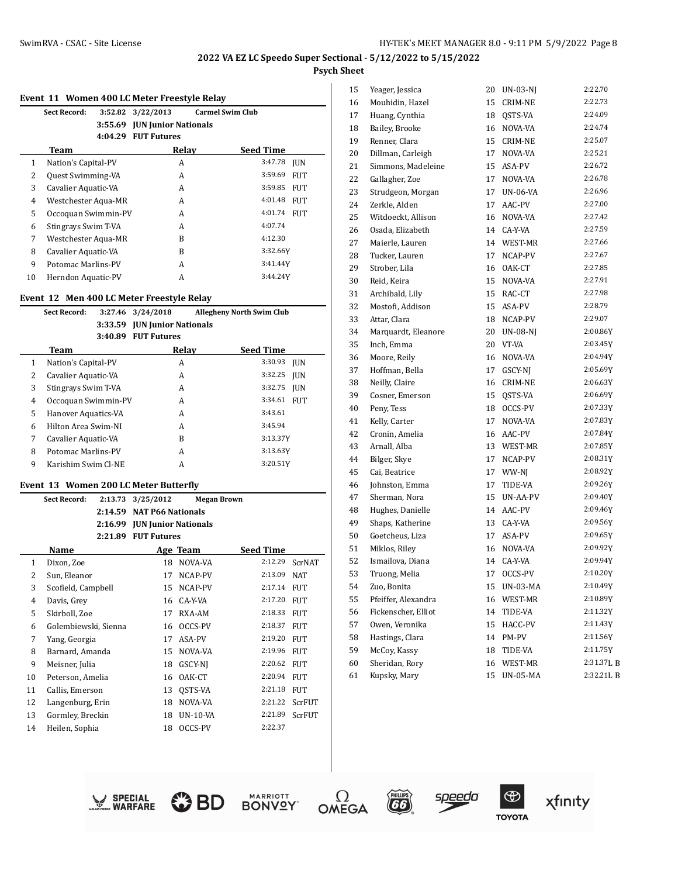## 2022 VA EZ LC Speedo Super Sectional - 5/12/2022 to 5/15/2022

**Psych Sheet**

### Event 11 Women 400 LC Meter Freestyle Relay

**Sect Record:** 3:52.82 3/22/2013 **Carmel Swim Club**

3:55.69 **JUN Junior Nationals**

4:04.29 **FUT Futures**

| | Team | Relay | Seed Time | |
|---|---|---|---|---|
| 1 | Nation's Capital-PV | A | 3:47.78 | JUN |
| 2 | Quest Swimming-VA | A | 3:59.69 | FUT |
| 3 | Cavalier Aquatic-VA | A | 3:59.85 | FUT |
| 4 | Westchester Aqua-MR | A | 4:01.48 | FUT |
| 5 | Occoquan Swimmin-PV | A | 4:01.74 | FUT |
| 6 | Stingrays Swim T-VA | A | 4:07.74 | |
| 7 | Westchester Aqua-MR | B | 4:12.30 | |
| 8 | Cavalier Aquatic-VA | B | 3:32.66Y | |
| 9 | Potomac Marlins-PV | A | 3:41.44Y | |
| 10 | Herndon Aquatic-PV | A | 3:44.24Y | |

### Event 12 Men 400 LC Meter Freestyle Relay

**Sect Record:** 3:27.46 3/24/2018 **Allegheny North Swim Club**

3:33.59 **JUN Junior Nationals**

3:40.89 **FUT Futures**

| | Team | Relay | Seed Time | |
|---|---|---|---|---|
| 1 | Nation's Capital-PV | A | 3:30.93 | JUN |
| 2 | Cavalier Aquatic-VA | A | 3:32.25 | JUN |
| 3 | Stingrays Swim T-VA | A | 3:32.75 | JUN |
| 4 | Occoquan Swimmin-PV | A | 3:34.61 | FUT |
| 5 | Hanover Aquatics-VA | A | 3:43.61 | |
| 6 | Hilton Area Swim-NI | A | 3:45.94 | |
| 7 | Cavalier Aquatic-VA | B | 3:13.37Y | |
| 8 | Potomac Marlins-PV | A | 3:13.63Y | |
| 9 | Karishim Swim Cl-NE | A | 3:20.51Y | |

### Event 13 Women 200 LC Meter Butterfly

**Sect Record:** 2:13.73 3/25/2012 **Megan Brown**

2:14.59 **NAT P66 Nationals**

2:16.99 **JUN Junior Nationals**

2:21.89 **FUT Futures**

| | Name | Age | Team | Seed Time | |
|---|---|---|---|---|---|
| 1 | Dixon, Zoe | 18 | NOVA-VA | 2:12.29 | ScrNAT |
| 2 | Sun, Eleanor | 17 | NCAP-PV | 2:13.09 | NAT |
| 3 | Scofield, Campbell | 15 | NCAP-PV | 2:17.14 | FUT |
| 4 | Davis, Grey | 16 | CA-Y-VA | 2:17.20 | FUT |
| 5 | Skirboll, Zoe | 17 | RXA-AM | 2:18.33 | FUT |
| 6 | Golembiewski, Sienna | 16 | OCCS-PV | 2:18.37 | FUT |
| 7 | Yang, Georgia | 17 | ASA-PV | 2:19.20 | FUT |
| 8 | Barnard, Amanda | 15 | NOVA-VA | 2:19.96 | FUT |
| 9 | Meisner, Julia | 18 | GSCY-NJ | 2:20.62 | FUT |
| 10 | Peterson, Amelia | 16 | OAK-CT | 2:20.94 | FUT |
| 11 | Callis, Emerson | 13 | QSTS-VA | 2:21.18 | FUT |
| 12 | Langenburg, Erin | 18 | NOVA-VA | 2:21.22 | ScrFUT |
| 13 | Gormley, Breckin | 18 | UN-10-VA | 2:21.89 | ScrFUT |
| 14 | Heilen, Sophia | 18 | OCCS-PV | 2:22.37 | |
| 15 | Yeager, Jessica | 20 | UN-03-NJ | 2:22.70 | |
| 16 | Mouhidin, Hazel | 15 | CRIM-NE | 2:22.73 | |
| 17 | Huang, Cynthia | 18 | QSTS-VA | 2:24.09 | |
| 18 | Bailey, Brooke | 16 | NOVA-VA | 2:24.74 | |
| 19 | Renner, Clara | 15 | CRIM-NE | 2:25.07 | |
| 20 | Dillman, Carleigh | 17 | NOVA-VA | 2:25.21 | |
| 21 | Simmons, Madeleine | 15 | ASA-PV | 2:26.72 | |
| 22 | Gallagher, Zoe | 17 | NOVA-VA | 2:26.78 | |
| 23 | Strudgeon, Morgan | 17 | UN-06-VA | 2:26.96 | |
| 24 | Zerkle, Alden | 17 | AAC-PV | 2:27.00 | |
| 25 | Witdoeckt, Allison | 16 | NOVA-VA | 2:27.42 | |
| 26 | Osada, Elizabeth | 14 | CA-Y-VA | 2:27.59 | |
| 27 | Maierle, Lauren | 14 | WEST-MR | 2:27.66 | |
| 28 | Tucker, Lauren | 17 | NCAP-PV | 2:27.67 | |
| 29 | Strober, Lila | 16 | OAK-CT | 2:27.85 | |
| 30 | Reid, Keira | 15 | NOVA-VA | 2:27.91 | |
| 31 | Archibald, Lily | 15 | RAC-CT | 2:27.98 | |
| 32 | Mostofi, Addison | 15 | ASA-PV | 2:28.79 | |
| 33 | Attar, Clara | 18 | NCAP-PV | 2:29.07 | |
| 34 | Marquardt, Eleanore | 20 | UN-08-NJ | 2:00.86Y | |
| 35 | Inch, Emma | 20 | VT-VA | 2:03.45Y | |
| 36 | Moore, Reily | 16 | NOVA-VA | 2:04.94Y | |
| 37 | Hoffman, Bella | 17 | GSCY-NJ | 2:05.69Y | |
| 38 | Neilly, Claire | 16 | CRIM-NE | 2:06.63Y | |
| 39 | Cosner, Emerson | 15 | QSTS-VA | 2:06.69Y | |
| 40 | Peny, Tess | 18 | OCCS-PV | 2:07.33Y | |
| 41 | Kelly, Carter | 17 | NOVA-VA | 2:07.83Y | |
| 42 | Cronin, Amelia | 16 | AAC-PV | 2:07.84Y | |
| 43 | Arnall, Alba | 13 | WEST-MR | 2:07.85Y | |
| 44 | Bilger, Skye | 17 | NCAP-PV | 2:08.31Y | |
| 45 | Cai, Beatrice | 17 | WW-NJ | 2:08.92Y | |
| 46 | Johnston, Emma | 17 | TIDE-VA | 2:09.26Y | |
| 47 | Sherman, Nora | 15 | UN-AA-PV | 2:09.40Y | |
| 48 | Hughes, Danielle | 14 | AAC-PV | 2:09.46Y | |
| 49 | Shaps, Katherine | 13 | CA-Y-VA | 2:09.56Y | |
| 50 | Goetcheus, Liza | 17 | ASA-PV | 2:09.65Y | |
| 51 | Miklos, Riley | 16 | NOVA-VA | 2:09.92Y | |
| 52 | Ismailova, Diana | 14 | CA-Y-VA | 2:09.94Y | |
| 53 | Truong, Melia | 17 | OCCS-PV | 2:10.20Y | |
| 54 | Zuo, Bonita | 15 | UN-03-MA | 2:10.49Y | |
| 55 | Pfeiffer, Alexandra | 16 | WEST-MR | 2:10.89Y | |
| 56 | Fickenscher, Elliot | 14 | TIDE-VA | 2:11.32Y | |
| 57 | Owen, Veronika | 15 | HACC-PV | 2:11.43Y | |
| 58 | Hastings, Clara | 14 | PM-PV | 2:11.56Y | |
| 59 | McCoy, Kassy | 18 | TIDE-VA | 2:11.75Y | |
| 60 | Sheridan, Rory | 16 | WEST-MR | 2:31.37L B | |
| 61 | Kupsky, Mary | 15 | UN-05-MA | 2:32.21L B | |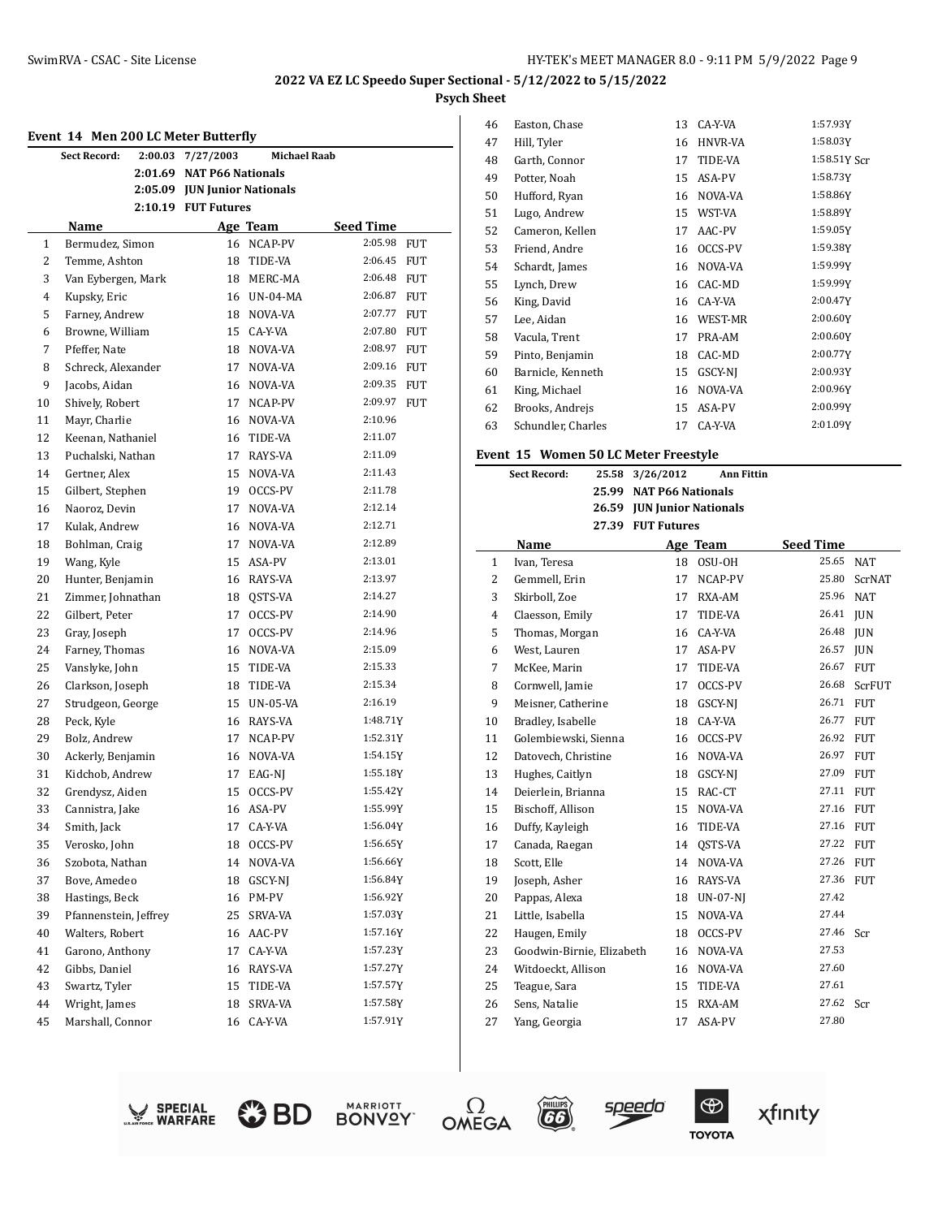## 2022 VA EZ LC Speedo Super Sectional - 5/12/2022 to 5/15/2022

**Psych Sheet**

### Event 14 Men 200 LC Meter Butterfly

| | | | |
|---|---|---|---|
| Sect Record: | 2:00.03 | 7/27/2003 | Michael Raab |
| | 2:01.69 | NAT P66 Nationals | |
| | 2:05.09 | JUN Junior Nationals | |
| | 2:10.19 | FUT Futures | |

| | Name | Age | Team | Seed Time | |
|---|---|---|---|---|---|
| 1 | Bermudez, Simon | 16 | NCAP-PV | 2:05.98 | FUT |
| 2 | Temme, Ashton | 18 | TIDE-VA | 2:06.45 | FUT |
| 3 | Van Eybergen, Mark | 18 | MERC-MA | 2:06.48 | FUT |
| 4 | Kupsky, Eric | 16 | UN-04-MA | 2:06.87 | FUT |
| 5 | Farney, Andrew | 18 | NOVA-VA | 2:07.77 | FUT |
| 6 | Browne, William | 15 | CA-Y-VA | 2:07.80 | FUT |
| 7 | Pfeffer, Nate | 18 | NOVA-VA | 2:08.97 | FUT |
| 8 | Schreck, Alexander | 17 | NOVA-VA | 2:09.16 | FUT |
| 9 | Jacobs, Aidan | 16 | NOVA-VA | 2:09.35 | FUT |
| 10 | Shively, Robert | 17 | NCAP-PV | 2:09.97 | FUT |
| 11 | Mayr, Charlie | 16 | NOVA-VA | 2:10.96 | |
| 12 | Keenan, Nathaniel | 16 | TIDE-VA | 2:11.07 | |
| 13 | Puchalski, Nathan | 17 | RAYS-VA | 2:11.09 | |
| 14 | Gertner, Alex | 15 | NOVA-VA | 2:11.43 | |
| 15 | Gilbert, Stephen | 19 | OCCS-PV | 2:11.78 | |
| 16 | Naoroz, Devin | 17 | NOVA-VA | 2:12.14 | |
| 17 | Kulak, Andrew | 16 | NOVA-VA | 2:12.71 | |
| 18 | Bohlman, Craig | 17 | NOVA-VA | 2:12.89 | |
| 19 | Wang, Kyle | 15 | ASA-PV | 2:13.01 | |
| 20 | Hunter, Benjamin | 16 | RAYS-VA | 2:13.97 | |
| 21 | Zimmer, Johnathan | 18 | QSTS-VA | 2:14.27 | |
| 22 | Gilbert, Peter | 17 | OCCS-PV | 2:14.90 | |
| 23 | Gray, Joseph | 17 | OCCS-PV | 2:14.96 | |
| 24 | Farney, Thomas | 16 | NOVA-VA | 2:15.09 | |
| 25 | Vanslyke, John | 15 | TIDE-VA | 2:15.33 | |
| 26 | Clarkson, Joseph | 18 | TIDE-VA | 2:15.34 | |
| 27 | Strudgeon, George | 15 | UN-05-VA | 2:16.19 | |
| 28 | Peck, Kyle | 16 | RAYS-VA | 1:48.71Y | |
| 29 | Bolz, Andrew | 17 | NCAP-PV | 1:52.31Y | |
| 30 | Ackerly, Benjamin | 16 | NOVA-VA | 1:54.15Y | |
| 31 | Kidchob, Andrew | 17 | EAG-NJ | 1:55.18Y | |
| 32 | Grendysz, Aiden | 15 | OCCS-PV | 1:55.42Y | |
| 33 | Cannistra, Jake | 16 | ASA-PV | 1:55.99Y | |
| 34 | Smith, Jack | 17 | CA-Y-VA | 1:56.04Y | |
| 35 | Verosko, John | 18 | OCCS-PV | 1:56.65Y | |
| 36 | Szobota, Nathan | 14 | NOVA-VA | 1:56.66Y | |
| 37 | Bove, Amedeo | 18 | GSCY-NJ | 1:56.84Y | |
| 38 | Hastings, Beck | 16 | PM-PV | 1:56.92Y | |
| 39 | Pfannenstein, Jeffrey | 25 | SRVA-VA | 1:57.03Y | |
| 40 | Walters, Robert | 16 | AAC-PV | 1:57.16Y | |
| 41 | Garono, Anthony | 17 | CA-Y-VA | 1:57.23Y | |
| 42 | Gibbs, Daniel | 16 | RAYS-VA | 1:57.27Y | |
| 43 | Swartz, Tyler | 15 | TIDE-VA | 1:57.57Y | |
| 44 | Wright, James | 18 | SRVA-VA | 1:57.58Y | |
| 45 | Marshall, Connor | 16 | CA-Y-VA | 1:57.91Y | |
| 46 | Easton, Chase | 13 | CA-Y-VA | 1:57.93Y | |
| 47 | Hill, Tyler | 16 | HNVR-VA | 1:58.03Y | |
| 48 | Garth, Connor | 17 | TIDE-VA | 1:58.51Y | Scr |
| 49 | Potter, Noah | 15 | ASA-PV | 1:58.73Y | |
| 50 | Hufford, Ryan | 16 | NOVA-VA | 1:58.86Y | |
| 51 | Lugo, Andrew | 15 | WST-VA | 1:58.89Y | |
| 52 | Cameron, Kellen | 17 | AAC-PV | 1:59.05Y | |
| 53 | Friend, Andre | 16 | OCCS-PV | 1:59.38Y | |
| 54 | Schardt, James | 16 | NOVA-VA | 1:59.99Y | |
| 55 | Lynch, Drew | 16 | CAC-MD | 1:59.99Y | |
| 56 | King, David | 16 | CA-Y-VA | 2:00.47Y | |
| 57 | Lee, Aidan | 16 | WEST-MR | 2:00.60Y | |
| 58 | Vacula, Trent | 17 | PRA-AM | 2:00.60Y | |
| 59 | Pinto, Benjamin | 18 | CAC-MD | 2:00.77Y | |
| 60 | Barnicle, Kenneth | 15 | GSCY-NJ | 2:00.93Y | |
| 61 | King, Michael | 16 | NOVA-VA | 2:00.96Y | |
| 62 | Brooks, Andrejs | 15 | ASA-PV | 2:00.99Y | |
| 63 | Schundler, Charles | 17 | CA-Y-VA | 2:01.09Y | |

### Event 15 Women 50 LC Meter Freestyle

| | | | |
|---|---|---|---|
| Sect Record: | 25.58 | 3/26/2012 | Ann Fittin |
| | 25.99 | NAT P66 Nationals | |
| | 26.59 | JUN Junior Nationals | |
| | 27.39 | FUT Futures | |

| | Name | Age | Team | Seed Time | |
|---|---|---|---|---|---|
| 1 | Ivan, Teresa | 18 | OSU-OH | 25.65 | NAT |
| 2 | Gemmell, Erin | 17 | NCAP-PV | 25.80 | ScrNAT |
| 3 | Skirboll, Zoe | 17 | RXA-AM | 25.96 | NAT |
| 4 | Claesson, Emily | 17 | TIDE-VA | 26.41 | JUN |
| 5 | Thomas, Morgan | 16 | CA-Y-VA | 26.48 | JUN |
| 6 | West, Lauren | 17 | ASA-PV | 26.57 | JUN |
| 7 | McKee, Marin | 17 | TIDE-VA | 26.67 | FUT |
| 8 | Cornwell, Jamie | 17 | OCCS-PV | 26.68 | ScrFUT |
| 9 | Meisner, Catherine | 18 | GSCY-NJ | 26.71 | FUT |
| 10 | Bradley, Isabelle | 18 | CA-Y-VA | 26.77 | FUT |
| 11 | Golembiewski, Sienna | 16 | OCCS-PV | 26.92 | FUT |
| 12 | Datovech, Christine | 16 | NOVA-VA | 26.97 | FUT |
| 13 | Hughes, Caitlyn | 18 | GSCY-NJ | 27.09 | FUT |
| 14 | Deierlein, Brianna | 15 | RAC-CT | 27.11 | FUT |
| 15 | Bischoff, Allison | 15 | NOVA-VA | 27.16 | FUT |
| 16 | Duffy, Kayleigh | 16 | TIDE-VA | 27.16 | FUT |
| 17 | Canada, Raegan | 14 | QSTS-VA | 27.22 | FUT |
| 18 | Scott, Elle | 14 | NOVA-VA | 27.26 | FUT |
| 19 | Joseph, Asher | 16 | RAYS-VA | 27.36 | FUT |
| 20 | Pappas, Alexa | 18 | UN-07-NJ | 27.42 | |
| 21 | Little, Isabella | 15 | NOVA-VA | 27.44 | |
| 22 | Haugen, Emily | 18 | OCCS-PV | 27.46 | Scr |
| 23 | Goodwin-Birnie, Elizabeth | 16 | NOVA-VA | 27.53 | |
| 24 | Witdoeckt, Allison | 16 | NOVA-VA | 27.60 | |
| 25 | Teague, Sara | 15 | TIDE-VA | 27.61 | |
| 26 | Sens, Natalie | 15 | RXA-AM | 27.62 | Scr |
| 27 | Yang, Georgia | 17 | ASA-PV | 27.80 | |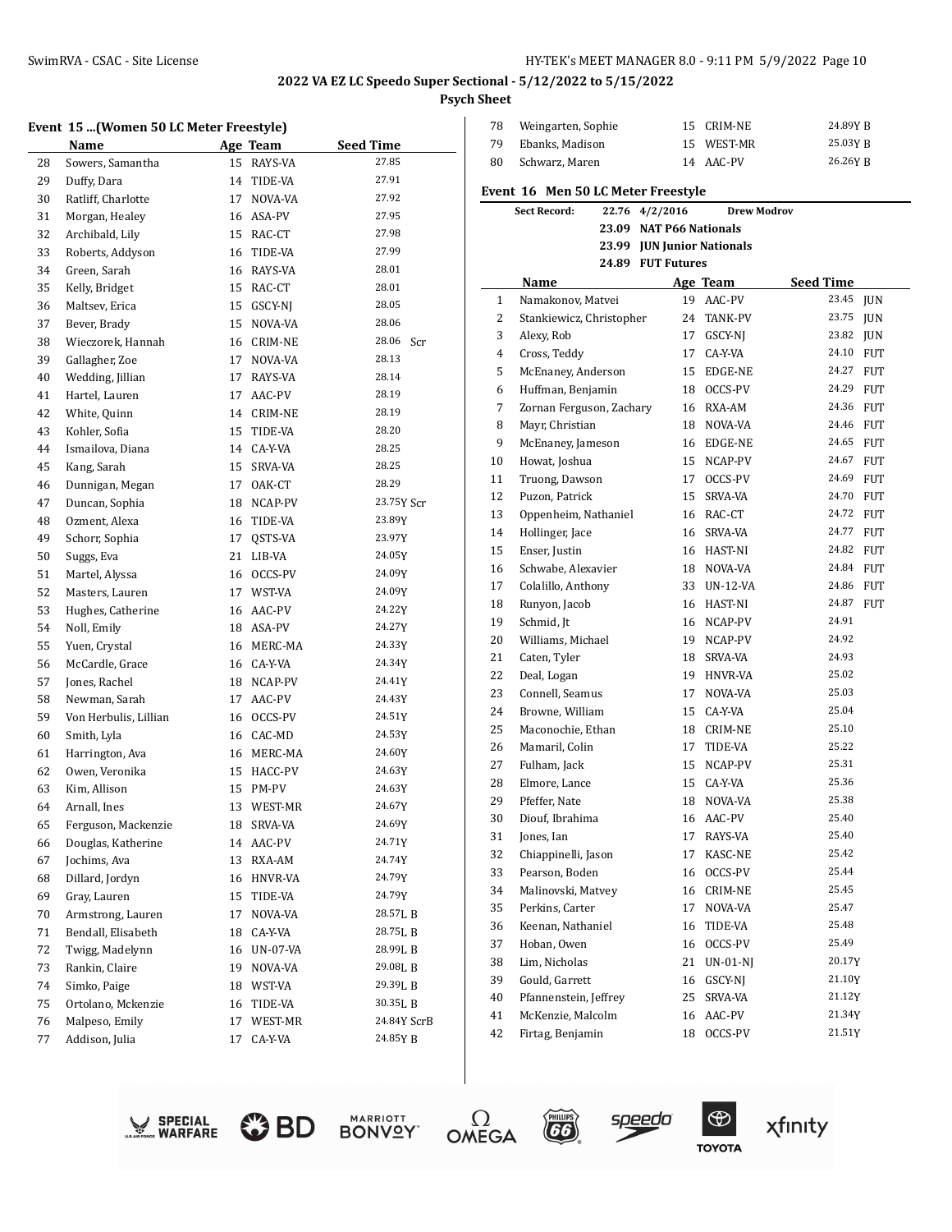**2022 VA EZ LC Speedo Super Sectional - 5/12/2022 to 5/15/2022**

**Psych Sheet**

### Event 15 ...(Women 50 LC Meter Freestyle)

| | Name | Age | Team | Seed Time |
|---|---|---|---|---|
| 28 | Sowers, Samantha | 15 | RAYS-VA | 27.85 |
| 29 | Duffy, Dara | 14 | TIDE-VA | 27.91 |
| 30 | Ratliff, Charlotte | 17 | NOVA-VA | 27.92 |
| 31 | Morgan, Healey | 16 | ASA-PV | 27.95 |
| 32 | Archibald, Lily | 15 | RAC-CT | 27.98 |
| 33 | Roberts, Addyson | 16 | TIDE-VA | 27.99 |
| 34 | Green, Sarah | 16 | RAYS-VA | 28.01 |
| 35 | Kelly, Bridget | 15 | RAC-CT | 28.01 |
| 36 | Maltsev, Erica | 15 | GSCY-NJ | 28.05 |
| 37 | Bever, Brady | 15 | NOVA-VA | 28.06 |
| 38 | Wieczorek, Hannah | 16 | CRIM-NE | 28.06 Scr |
| 39 | Gallagher, Zoe | 17 | NOVA-VA | 28.13 |
| 40 | Wedding, Jillian | 17 | RAYS-VA | 28.14 |
| 41 | Hartel, Lauren | 17 | AAC-PV | 28.19 |
| 42 | White, Quinn | 14 | CRIM-NE | 28.19 |
| 43 | Kohler, Sofia | 15 | TIDE-VA | 28.20 |
| 44 | Ismailova, Diana | 14 | CA-Y-VA | 28.25 |
| 45 | Kang, Sarah | 15 | SRVA-VA | 28.25 |
| 46 | Dunnigan, Megan | 17 | OAK-CT | 28.29 |
| 47 | Duncan, Sophia | 18 | NCAP-PV | 23.75Y Scr |
| 48 | Ozment, Alexa | 16 | TIDE-VA | 23.89Y |
| 49 | Schorr, Sophia | 17 | QSTS-VA | 23.97Y |
| 50 | Suggs, Eva | 21 | LIB-VA | 24.05Y |
| 51 | Martel, Alyssa | 16 | OCCS-PV | 24.09Y |
| 52 | Masters, Lauren | 17 | WST-VA | 24.09Y |
| 53 | Hughes, Catherine | 16 | AAC-PV | 24.22Y |
| 54 | Noll, Emily | 18 | ASA-PV | 24.27Y |
| 55 | Yuen, Crystal | 16 | MERC-MA | 24.33Y |
| 56 | McCardle, Grace | 16 | CA-Y-VA | 24.34Y |
| 57 | Jones, Rachel | 18 | NCAP-PV | 24.41Y |
| 58 | Newman, Sarah | 17 | AAC-PV | 24.43Y |
| 59 | Von Herbulis, Lillian | 16 | OCCS-PV | 24.51Y |
| 60 | Smith, Lyla | 16 | CAC-MD | 24.53Y |
| 61 | Harrington, Ava | 16 | MERC-MA | 24.60Y |
| 62 | Owen, Veronika | 15 | HACC-PV | 24.63Y |
| 63 | Kim, Allison | 15 | PM-PV | 24.63Y |
| 64 | Arnall, Ines | 13 | WEST-MR | 24.67Y |
| 65 | Ferguson, Mackenzie | 18 | SRVA-VA | 24.69Y |
| 66 | Douglas, Katherine | 14 | AAC-PV | 24.71Y |
| 67 | Jochims, Ava | 13 | RXA-AM | 24.74Y |
| 68 | Dillard, Jordyn | 16 | HNVR-VA | 24.79Y |
| 69 | Gray, Lauren | 15 | TIDE-VA | 24.79Y |
| 70 | Armstrong, Lauren | 17 | NOVA-VA | 28.57L B |
| 71 | Bendall, Elisabeth | 18 | CA-Y-VA | 28.75L B |
| 72 | Twigg, Madelynn | 16 | UN-07-VA | 28.99L B |
| 73 | Rankin, Claire | 19 | NOVA-VA | 29.08L B |
| 74 | Simko, Paige | 18 | WST-VA | 29.39L B |
| 75 | Ortolano, Mckenzie | 16 | TIDE-VA | 30.35L B |
| 76 | Malpeso, Emily | 17 | WEST-MR | 24.84Y ScrB |
| 77 | Addison, Julia | 17 | CA-Y-VA | 24.85Y B |
| 78 | Weingarten, Sophie | 15 | CRIM-NE | 24.89Y B |
| 79 | Ebanks, Madison | 15 | WEST-MR | 25.03Y B |
| 80 | Schwarz, Maren | 14 | AAC-PV | 26.26Y B |

### Event 16 Men 50 LC Meter Freestyle

**Sect Record:** 22.76 4/2/2016 Drew Modrov
23.09 NAT P66 Nationals
23.99 JUN Junior Nationals
24.89 FUT Futures

| | Name | Age | Team | Seed Time | |
|---|---|---|---|---|---|
| 1 | Namakonov, Matvei | 19 | AAC-PV | 23.45 | JUN |
| 2 | Stankiewicz, Christopher | 24 | TANK-PV | 23.75 | JUN |
| 3 | Alexy, Rob | 17 | GSCY-NJ | 23.82 | JUN |
| 4 | Cross, Teddy | 17 | CA-Y-VA | 24.10 | FUT |
| 5 | McEnaney, Anderson | 15 | EDGE-NE | 24.27 | FUT |
| 6 | Huffman, Benjamin | 18 | OCCS-PV | 24.29 | FUT |
| 7 | Zornan Ferguson, Zachary | 16 | RXA-AM | 24.36 | FUT |
| 8 | Mayr, Christian | 18 | NOVA-VA | 24.46 | FUT |
| 9 | McEnaney, Jameson | 16 | EDGE-NE | 24.65 | FUT |
| 10 | Howat, Joshua | 15 | NCAP-PV | 24.67 | FUT |
| 11 | Truong, Dawson | 17 | OCCS-PV | 24.69 | FUT |
| 12 | Puzon, Patrick | 15 | SRVA-VA | 24.70 | FUT |
| 13 | Oppenheim, Nathaniel | 16 | RAC-CT | 24.72 | FUT |
| 14 | Hollinger, Jace | 16 | SRVA-VA | 24.77 | FUT |
| 15 | Enser, Justin | 16 | HAST-NI | 24.82 | FUT |
| 16 | Schwabe, Alexavier | 18 | NOVA-VA | 24.84 | FUT |
| 17 | Colalillo, Anthony | 33 | UN-12-VA | 24.86 | FUT |
| 18 | Runyon, Jacob | 16 | HAST-NI | 24.87 | FUT |
| 19 | Schmid, Jt | 16 | NCAP-PV | 24.91 | |
| 20 | Williams, Michael | 19 | NCAP-PV | 24.92 | |
| 21 | Caten, Tyler | 18 | SRVA-VA | 24.93 | |
| 22 | Deal, Logan | 19 | HNVR-VA | 25.02 | |
| 23 | Connell, Seamus | 17 | NOVA-VA | 25.03 | |
| 24 | Browne, William | 15 | CA-Y-VA | 25.04 | |
| 25 | Maconochie, Ethan | 18 | CRIM-NE | 25.10 | |
| 26 | Mamaril, Colin | 17 | TIDE-VA | 25.22 | |
| 27 | Fulham, Jack | 15 | NCAP-PV | 25.31 | |
| 28 | Elmore, Lance | 15 | CA-Y-VA | 25.36 | |
| 29 | Pfeffer, Nate | 18 | NOVA-VA | 25.38 | |
| 30 | Diouf, Ibrahima | 16 | AAC-PV | 25.40 | |
| 31 | Jones, Ian | 17 | RAYS-VA | 25.40 | |
| 32 | Chiappinelli, Jason | 17 | KASC-NE | 25.42 | |
| 33 | Pearson, Boden | 16 | OCCS-PV | 25.44 | |
| 34 | Malinovski, Matvey | 16 | CRIM-NE | 25.45 | |
| 35 | Perkins, Carter | 17 | NOVA-VA | 25.47 | |
| 36 | Keenan, Nathaniel | 16 | TIDE-VA | 25.48 | |
| 37 | Hoban, Owen | 16 | OCCS-PV | 25.49 | |
| 38 | Lim, Nicholas | 21 | UN-01-NJ | 20.17Y | |
| 39 | Gould, Garrett | 16 | GSCY-NJ | 21.10Y | |
| 40 | Pfannenstein, Jeffrey | 25 | SRVA-VA | 21.12Y | |
| 41 | McKenzie, Malcolm | 16 | AAC-PV | 21.34Y | |
| 42 | Firtag, Benjamin | 18 | OCCS-PV | 21.51Y | |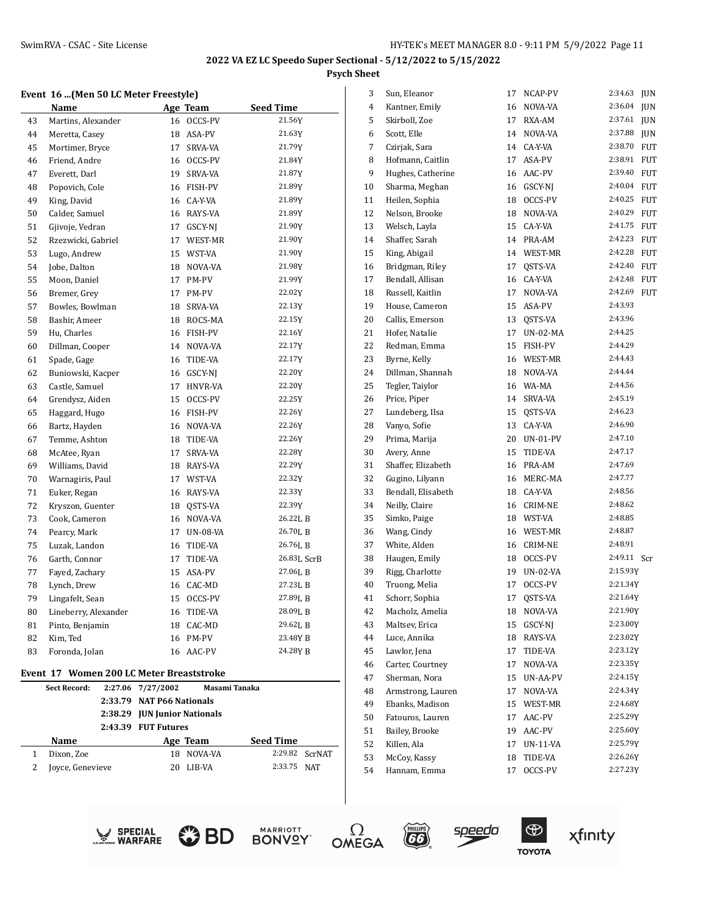## 2022 VA EZ LC Speedo Super Sectional - 5/12/2022 to 5/15/2022

**Psych Sheet**

### Event 16 ...(Men 50 LC Meter Freestyle)

| | Name | Age | Team | Seed Time |
|---|---|---|---|---|
| 43 | Martins, Alexander | 16 | OCCS-PV | 21.56Y |
| 44 | Meretta, Casey | 18 | ASA-PV | 21.63Y |
| 45 | Mortimer, Bryce | 17 | SRVA-VA | 21.79Y |
| 46 | Friend, Andre | 16 | OCCS-PV | 21.84Y |
| 47 | Everett, Darl | 19 | SRVA-VA | 21.87Y |
| 48 | Popovich, Cole | 16 | FISH-PV | 21.89Y |
| 49 | King, David | 16 | CA-Y-VA | 21.89Y |
| 50 | Calder, Samuel | 16 | RAYS-VA | 21.89Y |
| 51 | Gjivoje, Vedran | 17 | GSCY-NJ | 21.90Y |
| 52 | Rzezwicki, Gabriel | 17 | WEST-MR | 21.90Y |
| 53 | Lugo, Andrew | 15 | WST-VA | 21.90Y |
| 54 | Jobe, Dalton | 18 | NOVA-VA | 21.98Y |
| 55 | Moon, Daniel | 17 | PM-PV | 21.99Y |
| 56 | Bremer, Grey | 17 | PM-PV | 22.02Y |
| 57 | Bowles, Bowlman | 18 | SRVA-VA | 22.13Y |
| 58 | Bashir, Ameer | 18 | ROCS-MA | 22.15Y |
| 59 | Hu, Charles | 16 | FISH-PV | 22.16Y |
| 60 | Dillman, Cooper | 14 | NOVA-VA | 22.17Y |
| 61 | Spade, Gage | 16 | TIDE-VA | 22.17Y |
| 62 | Buniowski, Kacper | 16 | GSCY-NJ | 22.20Y |
| 63 | Castle, Samuel | 17 | HNVR-VA | 22.20Y |
| 64 | Grendysz, Aiden | 15 | OCCS-PV | 22.25Y |
| 65 | Haggard, Hugo | 16 | FISH-PV | 22.26Y |
| 66 | Bartz, Hayden | 16 | NOVA-VA | 22.26Y |
| 67 | Temme, Ashton | 18 | TIDE-VA | 22.26Y |
| 68 | McAtee, Ryan | 17 | SRVA-VA | 22.28Y |
| 69 | Williams, David | 18 | RAYS-VA | 22.29Y |
| 70 | Warnagiris, Paul | 17 | WST-VA | 22.32Y |
| 71 | Euker, Regan | 16 | RAYS-VA | 22.33Y |
| 72 | Kryszon, Guenter | 18 | QSTS-VA | 22.39Y |
| 73 | Cook, Cameron | 16 | NOVA-VA | 26.22L B |
| 74 | Pearcy, Mark | 17 | UN-08-VA | 26.70L B |
| 75 | Luzak, Landon | 16 | TIDE-VA | 26.76L B |
| 76 | Garth, Connor | 17 | TIDE-VA | 26.83L ScrB |
| 77 | Fayed, Zachary | 15 | ASA-PV | 27.06L B |
| 78 | Lynch, Drew | 16 | CAC-MD | 27.23L B |
| 79 | Lingafelt, Sean | 15 | OCCS-PV | 27.89L B |
| 80 | Lineberry, Alexander | 16 | TIDE-VA | 28.09L B |
| 81 | Pinto, Benjamin | 18 | CAC-MD | 29.62L B |
| 82 | Kim, Ted | 16 | PM-PV | 23.48Y B |
| 83 | Foronda, Jolan | 16 | AAC-PV | 24.28Y B |

### Event 17 Women 200 LC Meter Breaststroke

| | | | |
|---|---|---|---|
| Sect Record: | 2:27.06 | 7/27/2002 | Masami Tanaka |
| | 2:33.79 | NAT P66 Nationals | |
| | 2:38.29 | JUN Junior Nationals | |
| | 2:43.39 | FUT Futures | |

| | Name | Age | Team | Seed Time |
|---|---|---|---|---|
| 1 | Dixon, Zoe | 18 | NOVA-VA | 2:29.82 ScrNAT |
| 2 | Joyce, Genevieve | 20 | LIB-VA | 2:33.75 NAT |
| 3 | Sun, Eleanor | 17 | NCAP-PV | 2:34.63 JUN |
| 4 | Kantner, Emily | 16 | NOVA-VA | 2:36.04 JUN |
| 5 | Skirboll, Zoe | 17 | RXA-AM | 2:37.61 JUN |
| 6 | Scott, Elle | 14 | NOVA-VA | 2:37.88 JUN |
| 7 | Czirjak, Sara | 14 | CA-Y-VA | 2:38.70 FUT |
| 8 | Hofmann, Caitlin | 17 | ASA-PV | 2:38.91 FUT |
| 9 | Hughes, Catherine | 16 | AAC-PV | 2:39.40 FUT |
| 10 | Sharma, Meghan | 16 | GSCY-NJ | 2:40.04 FUT |
| 11 | Heilen, Sophia | 18 | OCCS-PV | 2:40.25 FUT |
| 12 | Nelson, Brooke | 18 | NOVA-VA | 2:40.29 FUT |
| 13 | Welsch, Layla | 15 | CA-Y-VA | 2:41.75 FUT |
| 14 | Shaffer, Sarah | 14 | PRA-AM | 2:42.23 FUT |
| 15 | King, Abigail | 14 | WEST-MR | 2:42.28 FUT |
| 16 | Bridgman, Riley | 17 | QSTS-VA | 2:42.40 FUT |
| 17 | Bendall, Allisan | 16 | CA-Y-VA | 2:42.48 FUT |
| 18 | Russell, Kaitlin | 17 | NOVA-VA | 2:42.69 FUT |
| 19 | House, Cameron | 15 | ASA-PV | 2:43.93 |
| 20 | Callis, Emerson | 13 | QSTS-VA | 2:43.96 |
| 21 | Hofer, Natalie | 17 | UN-02-MA | 2:44.25 |
| 22 | Redman, Emma | 15 | FISH-PV | 2:44.29 |
| 23 | Byrne, Kelly | 16 | WEST-MR | 2:44.43 |
| 24 | Dillman, Shannah | 18 | NOVA-VA | 2:44.44 |
| 25 | Tegler, Taiylor | 16 | WA-MA | 2:44.56 |
| 26 | Price, Piper | 14 | SRVA-VA | 2:45.19 |
| 27 | Lundeberg, Ilsa | 15 | QSTS-VA | 2:46.23 |
| 28 | Vanyo, Sofie | 13 | CA-Y-VA | 2:46.90 |
| 29 | Prima, Marija | 20 | UN-01-PV | 2:47.10 |
| 30 | Avery, Anne | 15 | TIDE-VA | 2:47.17 |
| 31 | Shaffer, Elizabeth | 16 | PRA-AM | 2:47.69 |
| 32 | Gugino, Lilyann | 16 | MERC-MA | 2:47.77 |
| 33 | Bendall, Elisabeth | 18 | CA-Y-VA | 2:48.56 |
| 34 | Neilly, Claire | 16 | CRIM-NE | 2:48.62 |
| 35 | Simko, Paige | 18 | WST-VA | 2:48.85 |
| 36 | Wang, Cindy | 16 | WEST-MR | 2:48.87 |
| 37 | White, Alden | 16 | CRIM-NE | 2:48.91 |
| 38 | Haugen, Emily | 18 | OCCS-PV | 2:49.11 Scr |
| 39 | Rigg, Charlotte | 19 | UN-02-VA | 2:15.93Y |
| 40 | Truong, Melia | 17 | OCCS-PV | 2:21.34Y |
| 41 | Schorr, Sophia | 17 | QSTS-VA | 2:21.64Y |
| 42 | Macholz, Amelia | 18 | NOVA-VA | 2:21.90Y |
| 43 | Maltsev, Erica | 15 | GSCY-NJ | 2:23.00Y |
| 44 | Luce, Annika | 18 | RAYS-VA | 2:23.02Y |
| 45 | Lawlor, Jena | 17 | TIDE-VA | 2:23.12Y |
| 46 | Carter, Courtney | 17 | NOVA-VA | 2:23.35Y |
| 47 | Sherman, Nora | 15 | UN-AA-PV | 2:24.15Y |
| 48 | Armstrong, Lauren | 17 | NOVA-VA | 2:24.34Y |
| 49 | Ebanks, Madison | 15 | WEST-MR | 2:24.68Y |
| 50 | Fatouros, Lauren | 17 | AAC-PV | 2:25.29Y |
| 51 | Bailey, Brooke | 19 | AAC-PV | 2:25.60Y |
| 52 | Killen, Ala | 17 | UN-11-VA | 2:25.79Y |
| 53 | McCoy, Kassy | 18 | TIDE-VA | 2:26.26Y |
| 54 | Hannam, Emma | 17 | OCCS-PV | 2:27.23Y |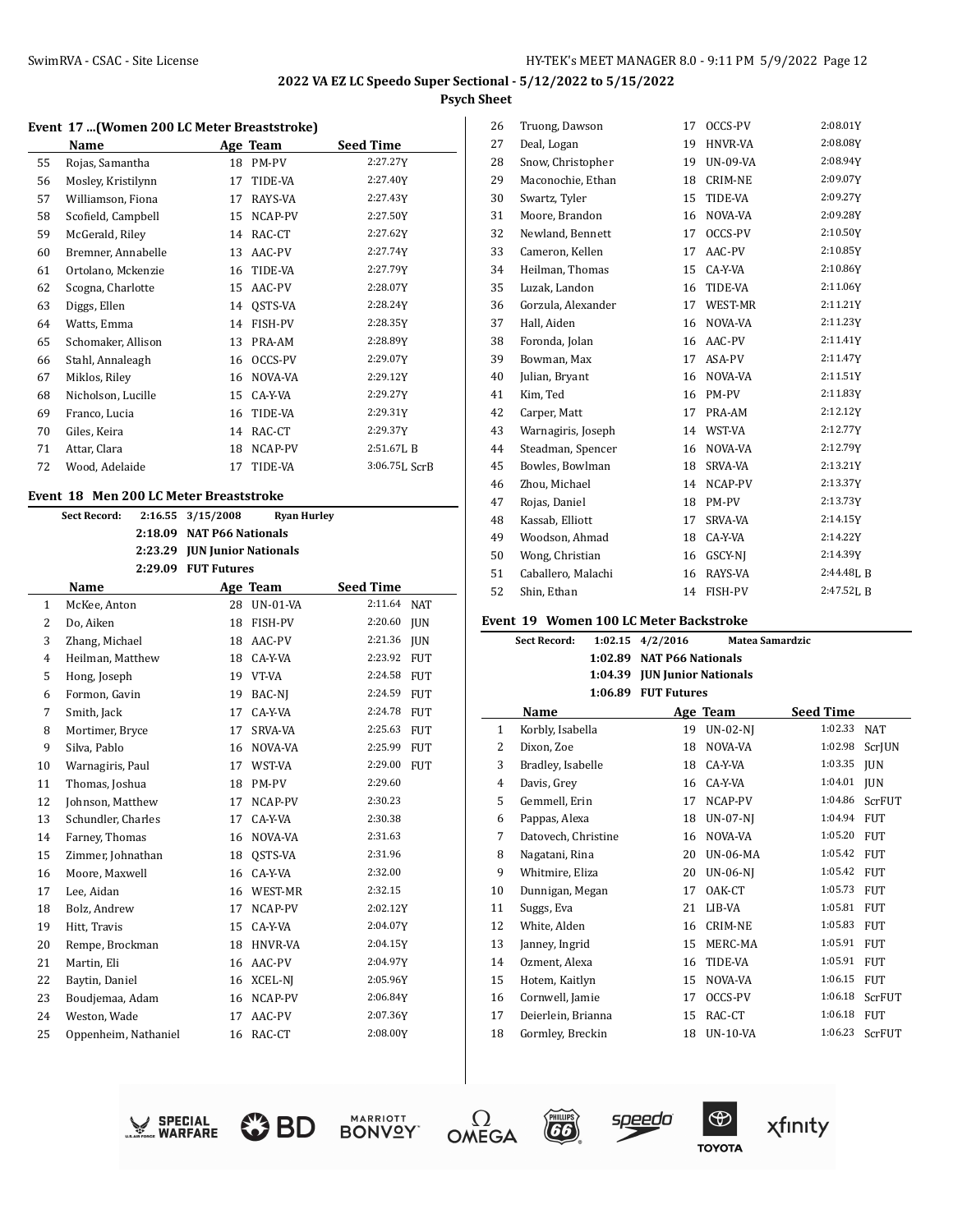**2022 VA EZ LC Speedo Super Sectional - 5/12/2022 to 5/15/2022**

**Psych Sheet**

### Event 17 ...(Women 200 LC Meter Breaststroke)

| | Name | Age | Team | Seed Time | |
|---|---|---|---|---|---|
| 55 | Rojas, Samantha | 18 | PM-PV | 2:27.27Y | |
| 56 | Mosley, Kristilynn | 17 | TIDE-VA | 2:27.40Y | |
| 57 | Williamson, Fiona | 17 | RAYS-VA | 2:27.43Y | |
| 58 | Scofield, Campbell | 15 | NCAP-PV | 2:27.50Y | |
| 59 | McGerald, Riley | 14 | RAC-CT | 2:27.62Y | |
| 60 | Bremner, Annabelle | 13 | AAC-PV | 2:27.74Y | |
| 61 | Ortolano, Mckenzie | 16 | TIDE-VA | 2:27.79Y | |
| 62 | Scogna, Charlotte | 15 | AAC-PV | 2:28.07Y | |
| 63 | Diggs, Ellen | 14 | QSTS-VA | 2:28.24Y | |
| 64 | Watts, Emma | 14 | FISH-PV | 2:28.35Y | |
| 65 | Schomaker, Allison | 13 | PRA-AM | 2:28.89Y | |
| 66 | Stahl, Annaleagh | 16 | OCCS-PV | 2:29.07Y | |
| 67 | Miklos, Riley | 16 | NOVA-VA | 2:29.12Y | |
| 68 | Nicholson, Lucille | 15 | CA-Y-VA | 2:29.27Y | |
| 69 | Franco, Lucia | 16 | TIDE-VA | 2:29.31Y | |
| 70 | Giles, Keira | 14 | RAC-CT | 2:29.37Y | |
| 71 | Attar, Clara | 18 | NCAP-PV | 2:51.67L | B |
| 72 | Wood, Adelaide | 17 | TIDE-VA | 3:06.75L | ScrB |

### Event 18 Men 200 LC Meter Breaststroke

Sect Record: 2:16.55 3/15/2008 Ryan Hurley
2:18.09 NAT P66 Nationals
2:23.29 JUN Junior Nationals
2:29.09 FUT Futures

| | Name | Age | Team | Seed Time | |
|---|---|---|---|---|---|
| 1 | McKee, Anton | 28 | UN-01-VA | 2:11.64 | NAT |
| 2 | Do, Aiken | 18 | FISH-PV | 2:20.60 | JUN |
| 3 | Zhang, Michael | 18 | AAC-PV | 2:21.36 | JUN |
| 4 | Heilman, Matthew | 18 | CA-Y-VA | 2:23.92 | FUT |
| 5 | Hong, Joseph | 19 | VT-VA | 2:24.58 | FUT |
| 6 | Formon, Gavin | 19 | BAC-NJ | 2:24.59 | FUT |
| 7 | Smith, Jack | 17 | CA-Y-VA | 2:24.78 | FUT |
| 8 | Mortimer, Bryce | 17 | SRVA-VA | 2:25.63 | FUT |
| 9 | Silva, Pablo | 16 | NOVA-VA | 2:25.99 | FUT |
| 10 | Warnagiris, Paul | 17 | WST-VA | 2:29.00 | FUT |
| 11 | Thomas, Joshua | 18 | PM-PV | 2:29.60 | |
| 12 | Johnson, Matthew | 17 | NCAP-PV | 2:30.23 | |
| 13 | Schundler, Charles | 17 | CA-Y-VA | 2:30.38 | |
| 14 | Farney, Thomas | 16 | NOVA-VA | 2:31.63 | |
| 15 | Zimmer, Johnathan | 18 | QSTS-VA | 2:31.96 | |
| 16 | Moore, Maxwell | 16 | CA-Y-VA | 2:32.00 | |
| 17 | Lee, Aidan | 16 | WEST-MR | 2:32.15 | |
| 18 | Bolz, Andrew | 17 | NCAP-PV | 2:02.12Y | |
| 19 | Hitt, Travis | 15 | CA-Y-VA | 2:04.07Y | |
| 20 | Rempe, Brockman | 18 | HNVR-VA | 2:04.15Y | |
| 21 | Martin, Eli | 16 | AAC-PV | 2:04.97Y | |
| 22 | Baytin, Daniel | 16 | XCEL-NJ | 2:05.96Y | |
| 23 | Boudjemaa, Adam | 16 | NCAP-PV | 2:06.84Y | |
| 24 | Weston, Wade | 17 | AAC-PV | 2:07.36Y | |
| 25 | Oppenheim, Nathaniel | 16 | RAC-CT | 2:08.00Y | |
| 26 | Truong, Dawson | 17 | OCCS-PV | 2:08.01Y | |
| 27 | Deal, Logan | 19 | HNVR-VA | 2:08.08Y | |
| 28 | Snow, Christopher | 19 | UN-09-VA | 2:08.94Y | |
| 29 | Maconochie, Ethan | 18 | CRIM-NE | 2:09.07Y | |
| 30 | Swartz, Tyler | 15 | TIDE-VA | 2:09.27Y | |
| 31 | Moore, Brandon | 16 | NOVA-VA | 2:09.28Y | |
| 32 | Newland, Bennett | 17 | OCCS-PV | 2:10.50Y | |
| 33 | Cameron, Kellen | 17 | AAC-PV | 2:10.85Y | |
| 34 | Heilman, Thomas | 15 | CA-Y-VA | 2:10.86Y | |
| 35 | Luzak, Landon | 16 | TIDE-VA | 2:11.06Y | |
| 36 | Gorzula, Alexander | 17 | WEST-MR | 2:11.21Y | |
| 37 | Hall, Aiden | 16 | NOVA-VA | 2:11.23Y | |
| 38 | Foronda, Jolan | 16 | AAC-PV | 2:11.41Y | |
| 39 | Bowman, Max | 17 | ASA-PV | 2:11.47Y | |
| 40 | Julian, Bryant | 16 | NOVA-VA | 2:11.51Y | |
| 41 | Kim, Ted | 16 | PM-PV | 2:11.83Y | |
| 42 | Carper, Matt | 17 | PRA-AM | 2:12.12Y | |
| 43 | Warnagiris, Joseph | 14 | WST-VA | 2:12.77Y | |
| 44 | Steadman, Spencer | 16 | NOVA-VA | 2:12.79Y | |
| 45 | Bowles, Bowlman | 18 | SRVA-VA | 2:13.21Y | |
| 46 | Zhou, Michael | 14 | NCAP-PV | 2:13.37Y | |
| 47 | Rojas, Daniel | 18 | PM-PV | 2:13.73Y | |
| 48 | Kassab, Elliott | 17 | SRVA-VA | 2:14.15Y | |
| 49 | Woodson, Ahmad | 18 | CA-Y-VA | 2:14.22Y | |
| 50 | Wong, Christian | 16 | GSCY-NJ | 2:14.39Y | |
| 51 | Caballero, Malachi | 16 | RAYS-VA | 2:44.48L | B |
| 52 | Shin, Ethan | 14 | FISH-PV | 2:47.52L | B |

### Event 19 Women 100 LC Meter Backstroke

Sect Record: 1:02.15 4/2/2016 Matea Samardzic
1:02.89 NAT P66 Nationals
1:04.39 JUN Junior Nationals
1:06.89 FUT Futures

| | Name | Age | Team | Seed Time | |
|---|---|---|---|---|---|
| 1 | Korbly, Isabella | 19 | UN-02-NJ | 1:02.33 | NAT |
| 2 | Dixon, Zoe | 18 | NOVA-VA | 1:02.98 | ScrJUN |
| 3 | Bradley, Isabelle | 18 | CA-Y-VA | 1:03.35 | JUN |
| 4 | Davis, Grey | 16 | CA-Y-VA | 1:04.01 | JUN |
| 5 | Gemmell, Erin | 17 | NCAP-PV | 1:04.86 | ScrFUT |
| 6 | Pappas, Alexa | 18 | UN-07-NJ | 1:04.94 | FUT |
| 7 | Datovech, Christine | 16 | NOVA-VA | 1:05.20 | FUT |
| 8 | Nagatani, Rina | 20 | UN-06-MA | 1:05.42 | FUT |
| 9 | Whitmire, Eliza | 20 | UN-06-NJ | 1:05.42 | FUT |
| 10 | Dunnigan, Megan | 17 | OAK-CT | 1:05.73 | FUT |
| 11 | Suggs, Eva | 21 | LIB-VA | 1:05.81 | FUT |
| 12 | White, Alden | 16 | CRIM-NE | 1:05.83 | FUT |
| 13 | Janney, Ingrid | 15 | MERC-MA | 1:05.91 | FUT |
| 14 | Ozment, Alexa | 16 | TIDE-VA | 1:05.91 | FUT |
| 15 | Hotem, Kaitlyn | 15 | NOVA-VA | 1:06.15 | FUT |
| 16 | Cornwell, Jamie | 17 | OCCS-PV | 1:06.18 | ScrFUT |
| 17 | Deierlein, Brianna | 15 | RAC-CT | 1:06.18 | FUT |
| 18 | Gormley, Breckin | 18 | UN-10-VA | 1:06.23 | ScrFUT |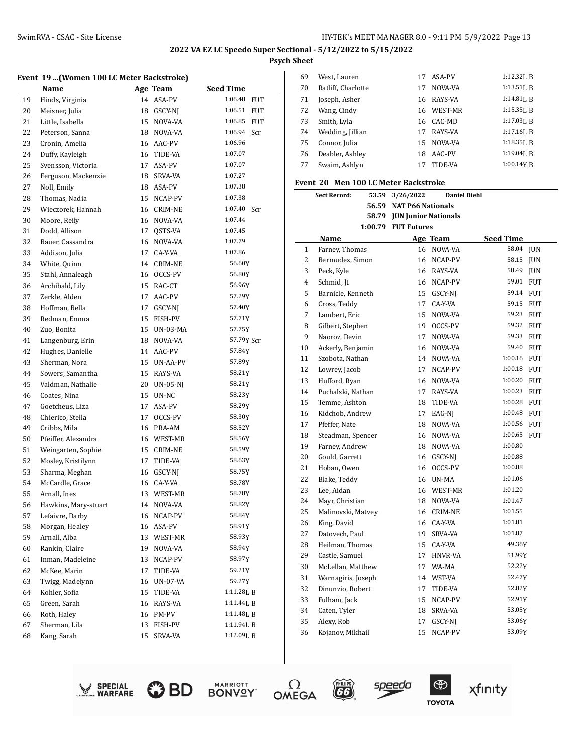## 2022 VA EZ LC Speedo Super Sectional - 5/12/2022 to 5/15/2022

**Psych Sheet**

### Event 19 ...(Women 100 LC Meter Backstroke)

| | Name | Age | Team | Seed Time | |
|---|---|---|---|---|---|
| 19 | Hinds, Virginia | 14 | ASA-PV | 1:06.48 | FUT |
| 20 | Meisner, Julia | 18 | GSCY-NJ | 1:06.51 | FUT |
| 21 | Little, Isabella | 15 | NOVA-VA | 1:06.85 | FUT |
| 22 | Peterson, Sanna | 18 | NOVA-VA | 1:06.94 | Scr |
| 23 | Cronin, Amelia | 16 | AAC-PV | 1:06.96 | |
| 24 | Duffy, Kayleigh | 16 | TIDE-VA | 1:07.07 | |
| 25 | Svensson, Victoria | 17 | ASA-PV | 1:07.07 | |
| 26 | Ferguson, Mackenzie | 18 | SRVA-VA | 1:07.27 | |
| 27 | Noll, Emily | 18 | ASA-PV | 1:07.38 | |
| 28 | Thomas, Nadia | 15 | NCAP-PV | 1:07.38 | |
| 29 | Wieczorek, Hannah | 16 | CRIM-NE | 1:07.40 | Scr |
| 30 | Moore, Reily | 16 | NOVA-VA | 1:07.44 | |
| 31 | Dodd, Allison | 17 | QSTS-VA | 1:07.45 | |
| 32 | Bauer, Cassandra | 16 | NOVA-VA | 1:07.79 | |
| 33 | Addison, Julia | 17 | CA-Y-VA | 1:07.86 | |
| 34 | White, Quinn | 14 | CRIM-NE | 56.60Y | |
| 35 | Stahl, Annaleagh | 16 | OCCS-PV | 56.80Y | |
| 36 | Archibald, Lily | 15 | RAC-CT | 56.96Y | |
| 37 | Zerkle, Alden | 17 | AAC-PV | 57.29Y | |
| 38 | Hoffman, Bella | 17 | GSCY-NJ | 57.40Y | |
| 39 | Redman, Emma | 15 | FISH-PV | 57.71Y | |
| 40 | Zuo, Bonita | 15 | UN-03-MA | 57.75Y | |
| 41 | Langenburg, Erin | 18 | NOVA-VA | 57.79Y | Scr |
| 42 | Hughes, Danielle | 14 | AAC-PV | 57.84Y | |
| 43 | Sherman, Nora | 15 | UN-AA-PV | 57.89Y | |
| 44 | Sowers, Samantha | 15 | RAYS-VA | 58.21Y | |
| 45 | Valdman, Nathalie | 20 | UN-05-NJ | 58.21Y | |
| 46 | Coates, Nina | 15 | UN-NC | 58.23Y | |
| 47 | Goetcheus, Liza | 17 | ASA-PV | 58.29Y | |
| 48 | Chierico, Stella | 17 | OCCS-PV | 58.30Y | |
| 49 | Cribbs, Mila | 16 | PRA-AM | 58.52Y | |
| 50 | Pfeiffer, Alexandra | 16 | WEST-MR | 58.56Y | |
| 51 | Weingarten, Sophie | 15 | CRIM-NE | 58.59Y | |
| 52 | Mosley, Kristilynn | 17 | TIDE-VA | 58.63Y | |
| 53 | Sharma, Meghan | 16 | GSCY-NJ | 58.75Y | |
| 54 | McCardle, Grace | 16 | CA-Y-VA | 58.78Y | |
| 55 | Arnall, Ines | 13 | WEST-MR | 58.78Y | |
| 56 | Hawkins, Mary-stuart | 14 | NOVA-VA | 58.82Y | |
| 57 | Lefaivre, Darby | 16 | NCAP-PV | 58.84Y | |
| 58 | Morgan, Healey | 16 | ASA-PV | 58.91Y | |
| 59 | Arnall, Alba | 13 | WEST-MR | 58.93Y | |
| 60 | Rankin, Claire | 19 | NOVA-VA | 58.94Y | |
| 61 | Inman, Madeleine | 13 | NCAP-PV | 58.97Y | |
| 62 | McKee, Marin | 17 | TIDE-VA | 59.21Y | |
| 63 | Twigg, Madelynn | 16 | UN-07-VA | 59.27Y | |
| 64 | Kohler, Sofia | 15 | TIDE-VA | 1:11.28L | B |
| 65 | Green, Sarah | 16 | RAYS-VA | 1:11.44L | B |
| 66 | Roth, Haley | 16 | PM-PV | 1:11.48L | B |
| 67 | Sherman, Lila | 13 | FISH-PV | 1:11.94L | B |
| 68 | Kang, Sarah | 15 | SRVA-VA | 1:12.09L | B |
| 69 | West, Lauren | 17 | ASA-PV | 1:12.32L | B |
| 70 | Ratliff, Charlotte | 17 | NOVA-VA | 1:13.51L | B |
| 71 | Joseph, Asher | 16 | RAYS-VA | 1:14.81L | B |
| 72 | Wang, Cindy | 16 | WEST-MR | 1:15.35L | B |
| 73 | Smith, Lyla | 16 | CAC-MD | 1:17.03L | B |
| 74 | Wedding, Jillian | 17 | RAYS-VA | 1:17.16L | B |
| 75 | Connor, Julia | 15 | NOVA-VA | 1:18.35L | B |
| 76 | Deabler, Ashley | 18 | AAC-PV | 1:19.04L | B |
| 77 | Swaim, Ashlyn | 17 | TIDE-VA | 1:00.14Y | B |

### Event 20 Men 100 LC Meter Backstroke

**Sect Record:** 53.59 3/26/2022 **Daniel Diehl**

**56.59 NAT P66 Nationals**

**58.79 JUN Junior Nationals**

**1:00.79 FUT Futures**

| | Name | Age | Team | Seed Time | |
|---|---|---|---|---|---|
| 1 | Farney, Thomas | 16 | NOVA-VA | 58.04 | JUN |
| 2 | Bermudez, Simon | 16 | NCAP-PV | 58.15 | JUN |
| 3 | Peck, Kyle | 16 | RAYS-VA | 58.49 | JUN |
| 4 | Schmid, Jt | 16 | NCAP-PV | 59.01 | FUT |
| 5 | Barnicle, Kenneth | 15 | GSCY-NJ | 59.14 | FUT |
| 6 | Cross, Teddy | 17 | CA-Y-VA | 59.15 | FUT |
| 7 | Lambert, Eric | 15 | NOVA-VA | 59.23 | FUT |
| 8 | Gilbert, Stephen | 19 | OCCS-PV | 59.32 | FUT |
| 9 | Naoroz, Devin | 17 | NOVA-VA | 59.33 | FUT |
| 10 | Ackerly, Benjamin | 16 | NOVA-VA | 59.40 | FUT |
| 11 | Szobota, Nathan | 14 | NOVA-VA | 1:00.16 | FUT |
| 12 | Lowrey, Jacob | 17 | NCAP-PV | 1:00.18 | FUT |
| 13 | Hufford, Ryan | 16 | NOVA-VA | 1:00.20 | FUT |
| 14 | Puchalski, Nathan | 17 | RAYS-VA | 1:00.23 | FUT |
| 15 | Temme, Ashton | 18 | TIDE-VA | 1:00.28 | FUT |
| 16 | Kidchob, Andrew | 17 | EAG-NJ | 1:00.48 | FUT |
| 17 | Pfeffer, Nate | 18 | NOVA-VA | 1:00.56 | FUT |
| 18 | Steadman, Spencer | 16 | NOVA-VA | 1:00.65 | FUT |
| 19 | Farney, Andrew | 18 | NOVA-VA | 1:00.80 | |
| 20 | Gould, Garrett | 16 | GSCY-NJ | 1:00.88 | |
| 21 | Hoban, Owen | 16 | OCCS-PV | 1:00.88 | |
| 22 | Blake, Teddy | 16 | UN-MA | 1:01.06 | |
| 23 | Lee, Aidan | 16 | WEST-MR | 1:01.20 | |
| 24 | Mayr, Christian | 18 | NOVA-VA | 1:01.47 | |
| 25 | Malinovski, Matvey | 16 | CRIM-NE | 1:01.55 | |
| 26 | King, David | 16 | CA-Y-VA | 1:01.81 | |
| 27 | Datovech, Paul | 19 | SRVA-VA | 1:01.87 | |
| 28 | Heilman, Thomas | 15 | CA-Y-VA | 49.36Y | |
| 29 | Castle, Samuel | 17 | HNVR-VA | 51.99Y | |
| 30 | McLellan, Matthew | 17 | WA-MA | 52.22Y | |
| 31 | Warnagiris, Joseph | 14 | WST-VA | 52.47Y | |
| 32 | Dinunzio, Robert | 17 | TIDE-VA | 52.82Y | |
| 33 | Fulham, Jack | 15 | NCAP-PV | 52.91Y | |
| 34 | Caten, Tyler | 18 | SRVA-VA | 53.05Y | |
| 35 | Alexy, Rob | 17 | GSCY-NJ | 53.06Y | |
| 36 | Kojanov, Mikhail | 15 | NCAP-PV | 53.09Y | |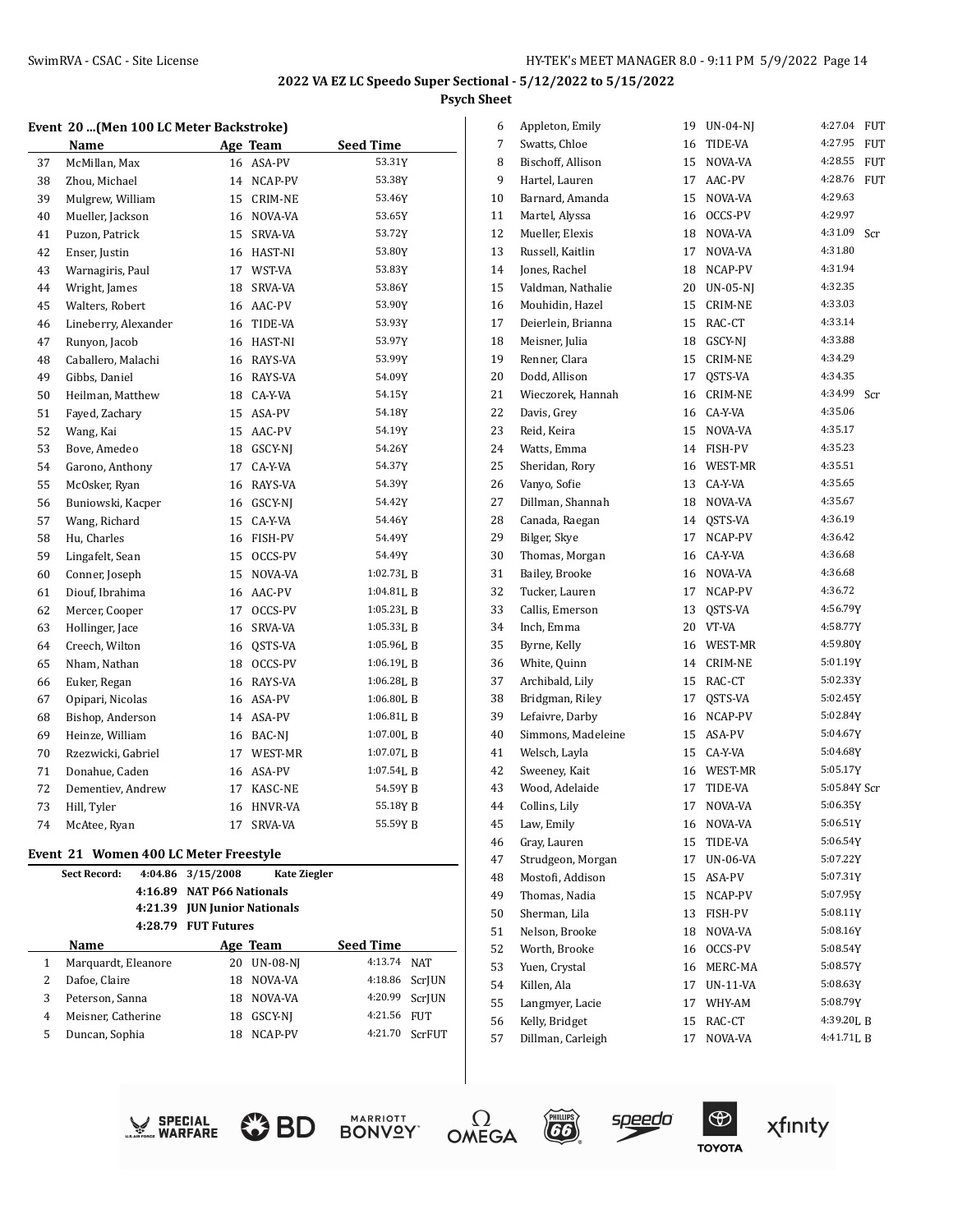## 2022 VA EZ LC Speedo Super Sectional - 5/12/2022 to 5/15/2022

### Psych Sheet

#### Event 20 ...(Men 100 LC Meter Backstroke)

| | Name | Age | Team | Seed Time | |
|---|---|---|---|---|---|
| 37 | McMillan, Max | 16 | ASA-PV | 53.31Y | |
| 38 | Zhou, Michael | 14 | NCAP-PV | 53.38Y | |
| 39 | Mulgrew, William | 15 | CRIM-NE | 53.46Y | |
| 40 | Mueller, Jackson | 16 | NOVA-VA | 53.65Y | |
| 41 | Puzon, Patrick | 15 | SRVA-VA | 53.72Y | |
| 42 | Enser, Justin | 16 | HAST-NI | 53.80Y | |
| 43 | Warnagiris, Paul | 17 | WST-VA | 53.83Y | |
| 44 | Wright, James | 18 | SRVA-VA | 53.86Y | |
| 45 | Walters, Robert | 16 | AAC-PV | 53.90Y | |
| 46 | Lineberry, Alexander | 16 | TIDE-VA | 53.93Y | |
| 47 | Runyon, Jacob | 16 | HAST-NI | 53.97Y | |
| 48 | Caballero, Malachi | 16 | RAYS-VA | 53.99Y | |
| 49 | Gibbs, Daniel | 16 | RAYS-VA | 54.09Y | |
| 50 | Heilman, Matthew | 18 | CA-Y-VA | 54.15Y | |
| 51 | Fayed, Zachary | 15 | ASA-PV | 54.18Y | |
| 52 | Wang, Kai | 15 | AAC-PV | 54.19Y | |
| 53 | Bove, Amedeo | 18 | GSCY-NJ | 54.26Y | |
| 54 | Garono, Anthony | 17 | CA-Y-VA | 54.37Y | |
| 55 | McOsker, Ryan | 16 | RAYS-VA | 54.39Y | |
| 56 | Buniowski, Kacper | 16 | GSCY-NJ | 54.42Y | |
| 57 | Wang, Richard | 15 | CA-Y-VA | 54.46Y | |
| 58 | Hu, Charles | 16 | FISH-PV | 54.49Y | |
| 59 | Lingafelt, Sean | 15 | OCCS-PV | 54.49Y | |
| 60 | Conner, Joseph | 15 | NOVA-VA | 1:02.73L | B |
| 61 | Diouf, Ibrahima | 16 | AAC-PV | 1:04.81L | B |
| 62 | Mercer, Cooper | 17 | OCCS-PV | 1:05.23L | B |
| 63 | Hollinger, Jace | 16 | SRVA-VA | 1:05.33L | B |
| 64 | Creech, Wilton | 16 | QSTS-VA | 1:05.96L | B |
| 65 | Nham, Nathan | 18 | OCCS-PV | 1:06.19L | B |
| 66 | Euker, Regan | 16 | RAYS-VA | 1:06.28L | B |
| 67 | Opipari, Nicolas | 16 | ASA-PV | 1:06.80L | B |
| 68 | Bishop, Anderson | 14 | ASA-PV | 1:06.81L | B |
| 69 | Heinze, William | 16 | BAC-NJ | 1:07.00L | B |
| 70 | Rzezwicki, Gabriel | 17 | WEST-MR | 1:07.07L | B |
| 71 | Donahue, Caden | 16 | ASA-PV | 1:07.54L | B |
| 72 | Dementiev, Andrew | 17 | KASC-NE | 54.59Y | B |
| 73 | Hill, Tyler | 16 | HNVR-VA | 55.18Y | B |
| 74 | McAtee, Ryan | 17 | SRVA-VA | 55.59Y | B |

#### Event 21 Women 400 LC Meter Freestyle

| | | | |
|---|---|---|---|
| Sect Record: | 4:04.86 | 3/15/2008 | Kate Ziegler |
| | 4:16.89 | NAT P66 Nationals | |
| | 4:21.39 | JUN Junior Nationals | |
| | 4:28.79 | FUT Futures | |

| | Name | Age | Team | Seed Time | |
|---|---|---|---|---|---|
| 1 | Marquardt, Eleanore | 20 | UN-08-NJ | 4:13.74 | NAT |
| 2 | Dafoe, Claire | 18 | NOVA-VA | 4:18.86 | ScrJUN |
| 3 | Peterson, Sanna | 18 | NOVA-VA | 4:20.99 | ScrJUN |
| 4 | Meisner, Catherine | 18 | GSCY-NJ | 4:21.56 | FUT |
| 5 | Duncan, Sophia | 18 | NCAP-PV | 4:21.70 | ScrFUT |
| 6 | Appleton, Emily | 19 | UN-04-NJ | 4:27.04 | FUT |
| 7 | Swatts, Chloe | 16 | TIDE-VA | 4:27.95 | FUT |
| 8 | Bischoff, Allison | 15 | NOVA-VA | 4:28.55 | FUT |
| 9 | Hartel, Lauren | 17 | AAC-PV | 4:28.76 | FUT |
| 10 | Barnard, Amanda | 15 | NOVA-VA | 4:29.63 | |
| 11 | Martel, Alyssa | 16 | OCCS-PV | 4:29.97 | |
| 12 | Mueller, Elexis | 18 | NOVA-VA | 4:31.09 | Scr |
| 13 | Russell, Kaitlin | 17 | NOVA-VA | 4:31.80 | |
| 14 | Jones, Rachel | 18 | NCAP-PV | 4:31.94 | |
| 15 | Valdman, Nathalie | 20 | UN-05-NJ | 4:32.35 | |
| 16 | Mouhidin, Hazel | 15 | CRIM-NE | 4:33.03 | |
| 17 | Deierlein, Brianna | 15 | RAC-CT | 4:33.14 | |
| 18 | Meisner, Julia | 18 | GSCY-NJ | 4:33.88 | |
| 19 | Renner, Clara | 15 | CRIM-NE | 4:34.29 | |
| 20 | Dodd, Allison | 17 | QSTS-VA | 4:34.35 | |
| 21 | Wieczorek, Hannah | 16 | CRIM-NE | 4:34.99 | Scr |
| 22 | Davis, Grey | 16 | CA-Y-VA | 4:35.06 | |
| 23 | Reid, Keira | 15 | NOVA-VA | 4:35.17 | |
| 24 | Watts, Emma | 14 | FISH-PV | 4:35.23 | |
| 25 | Sheridan, Rory | 16 | WEST-MR | 4:35.51 | |
| 26 | Vanyo, Sofie | 13 | CA-Y-VA | 4:35.65 | |
| 27 | Dillman, Shannah | 18 | NOVA-VA | 4:35.67 | |
| 28 | Canada, Raegan | 14 | QSTS-VA | 4:36.19 | |
| 29 | Bilger, Skye | 17 | NCAP-PV | 4:36.42 | |
| 30 | Thomas, Morgan | 16 | CA-Y-VA | 4:36.68 | |
| 31 | Bailey, Brooke | 16 | NOVA-VA | 4:36.68 | |
| 32 | Tucker, Lauren | 17 | NCAP-PV | 4:36.72 | |
| 33 | Callis, Emerson | 13 | QSTS-VA | 4:56.79Y | |
| 34 | Inch, Emma | 20 | VT-VA | 4:58.77Y | |
| 35 | Byrne, Kelly | 16 | WEST-MR | 4:59.80Y | |
| 36 | White, Quinn | 14 | CRIM-NE | 5:01.19Y | |
| 37 | Archibald, Lily | 15 | RAC-CT | 5:02.33Y | |
| 38 | Bridgman, Riley | 17 | QSTS-VA | 5:02.45Y | |
| 39 | Lefaivre, Darby | 16 | NCAP-PV | 5:02.84Y | |
| 40 | Simmons, Madeleine | 15 | ASA-PV | 5:04.67Y | |
| 41 | Welsch, Layla | 15 | CA-Y-VA | 5:04.68Y | |
| 42 | Sweeney, Kait | 16 | WEST-MR | 5:05.17Y | |
| 43 | Wood, Adelaide | 17 | TIDE-VA | 5:05.84Y | Scr |
| 44 | Collins, Lily | 17 | NOVA-VA | 5:06.35Y | |
| 45 | Law, Emily | 16 | NOVA-VA | 5:06.51Y | |
| 46 | Gray, Lauren | 15 | TIDE-VA | 5:06.54Y | |
| 47 | Strudgeon, Morgan | 17 | UN-06-VA | 5:07.22Y | |
| 48 | Mostofi, Addison | 15 | ASA-PV | 5:07.31Y | |
| 49 | Thomas, Nadia | 15 | NCAP-PV | 5:07.95Y | |
| 50 | Sherman, Lila | 13 | FISH-PV | 5:08.11Y | |
| 51 | Nelson, Brooke | 18 | NOVA-VA | 5:08.16Y | |
| 52 | Worth, Brooke | 16 | OCCS-PV | 5:08.54Y | |
| 53 | Yuen, Crystal | 16 | MERC-MA | 5:08.57Y | |
| 54 | Killen, Ala | 17 | UN-11-VA | 5:08.63Y | |
| 55 | Langmyer, Lacie | 17 | WHY-AM | 5:08.79Y | |
| 56 | Kelly, Bridget | 15 | RAC-CT | 4:39.20L | B |
| 57 | Dillman, Carleigh | 17 | NOVA-VA | 4:41.71L | B |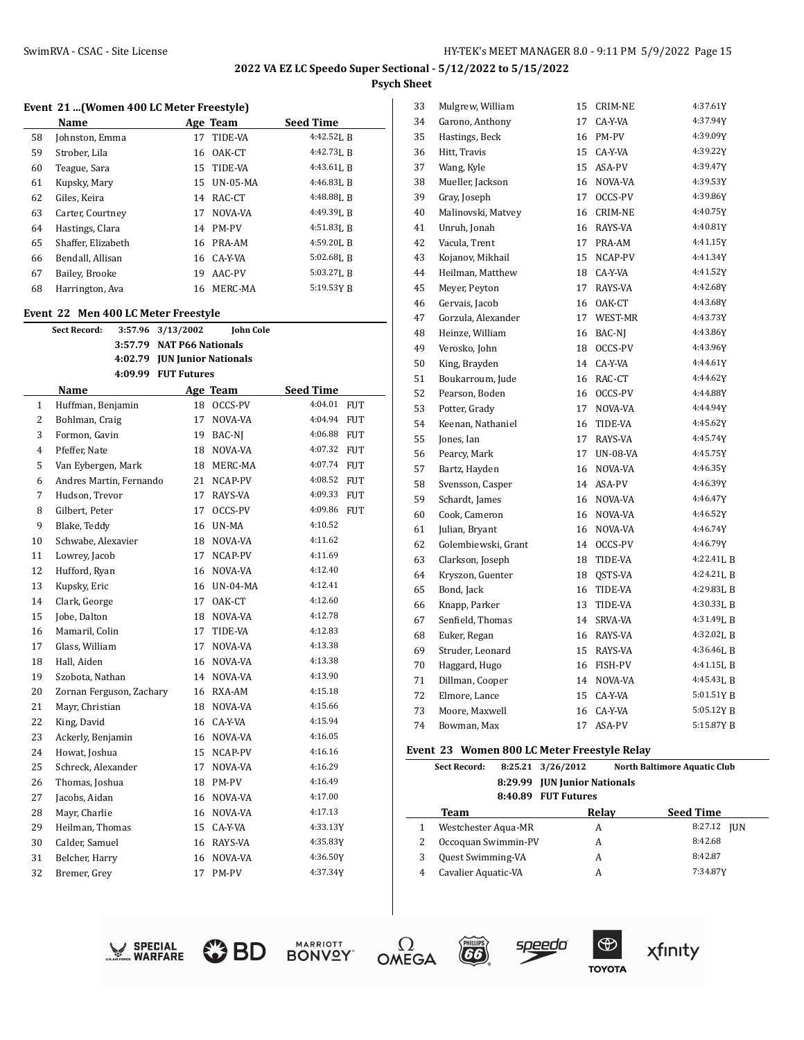## 2022 VA EZ LC Speedo Super Sectional - 5/12/2022 to 5/15/2022

**Psych Sheet**

### Event 21 ...(Women 400 LC Meter Freestyle)

| | Name | Age | Team | Seed Time |
|---|---|---|---|---|
| 58 | Johnston, Emma | 17 | TIDE-VA | 4:42.52L B |
| 59 | Strober, Lila | 16 | OAK-CT | 4:42.73L B |
| 60 | Teague, Sara | 15 | TIDE-VA | 4:43.61L B |
| 61 | Kupsky, Mary | 15 | UN-05-MA | 4:46.83L B |
| 62 | Giles, Keira | 14 | RAC-CT | 4:48.88L B |
| 63 | Carter, Courtney | 17 | NOVA-VA | 4:49.39L B |
| 64 | Hastings, Clara | 14 | PM-PV | 4:51.83L B |
| 65 | Shaffer, Elizabeth | 16 | PRA-AM | 4:59.20L B |
| 66 | Bendall, Allisan | 16 | CA-Y-VA | 5:02.68L B |
| 67 | Bailey, Brooke | 19 | AAC-PV | 5:03.27L B |
| 68 | Harrington, Ava | 16 | MERC-MA | 5:19.53Y B |

### Event 22 Men 400 LC Meter Freestyle

**Sect Record:** 3:57.96 3/13/2002 John Cole
3:57.79 NAT P66 Nationals
4:02.79 JUN Junior Nationals
4:09.99 FUT Futures

| | Name | Age | Team | Seed Time |
|---|---|---|---|---|
| 1 | Huffman, Benjamin | 18 | OCCS-PV | 4:04.01 FUT |
| 2 | Bohlman, Craig | 17 | NOVA-VA | 4:04.94 FUT |
| 3 | Formon, Gavin | 19 | BAC-NJ | 4:06.88 FUT |
| 4 | Pfeffer, Nate | 18 | NOVA-VA | 4:07.32 FUT |
| 5 | Van Eybergen, Mark | 18 | MERC-MA | 4:07.74 FUT |
| 6 | Andres Martin, Fernando | 21 | NCAP-PV | 4:08.52 FUT |
| 7 | Hudson, Trevor | 17 | RAYS-VA | 4:09.33 FUT |
| 8 | Gilbert, Peter | 17 | OCCS-PV | 4:09.86 FUT |
| 9 | Blake, Teddy | 16 | UN-MA | 4:10.52 |
| 10 | Schwabe, Alexavier | 18 | NOVA-VA | 4:11.62 |
| 11 | Lowrey, Jacob | 17 | NCAP-PV | 4:11.69 |
| 12 | Hufford, Ryan | 16 | NOVA-VA | 4:12.40 |
| 13 | Kupsky, Eric | 16 | UN-04-MA | 4:12.41 |
| 14 | Clark, George | 17 | OAK-CT | 4:12.60 |
| 15 | Jobe, Dalton | 18 | NOVA-VA | 4:12.78 |
| 16 | Mamaril, Colin | 17 | TIDE-VA | 4:12.83 |
| 17 | Glass, William | 17 | NOVA-VA | 4:13.38 |
| 18 | Hall, Aiden | 16 | NOVA-VA | 4:13.38 |
| 19 | Szobota, Nathan | 14 | NOVA-VA | 4:13.90 |
| 20 | Zornan Ferguson, Zachary | 16 | RXA-AM | 4:15.18 |
| 21 | Mayr, Christian | 18 | NOVA-VA | 4:15.66 |
| 22 | King, David | 16 | CA-Y-VA | 4:15.94 |
| 23 | Ackerly, Benjamin | 16 | NOVA-VA | 4:16.05 |
| 24 | Howat, Joshua | 15 | NCAP-PV | 4:16.16 |
| 25 | Schreck, Alexander | 17 | NOVA-VA | 4:16.29 |
| 26 | Thomas, Joshua | 18 | PM-PV | 4:16.49 |
| 27 | Jacobs, Aidan | 16 | NOVA-VA | 4:17.00 |
| 28 | Mayr, Charlie | 16 | NOVA-VA | 4:17.13 |
| 29 | Heilman, Thomas | 15 | CA-Y-VA | 4:33.13Y |
| 30 | Calder, Samuel | 16 | RAYS-VA | 4:35.83Y |
| 31 | Belcher, Harry | 16 | NOVA-VA | 4:36.50Y |
| 32 | Bremer, Grey | 17 | PM-PV | 4:37.34Y |
| 33 | Mulgrew, William | 15 | CRIM-NE | 4:37.61Y |
| 34 | Garono, Anthony | 17 | CA-Y-VA | 4:37.94Y |
| 35 | Hastings, Beck | 16 | PM-PV | 4:39.09Y |
| 36 | Hitt, Travis | 15 | CA-Y-VA | 4:39.22Y |
| 37 | Wang, Kyle | 15 | ASA-PV | 4:39.47Y |
| 38 | Mueller, Jackson | 16 | NOVA-VA | 4:39.53Y |
| 39 | Gray, Joseph | 17 | OCCS-PV | 4:39.86Y |
| 40 | Malinovski, Matvey | 16 | CRIM-NE | 4:40.75Y |
| 41 | Unruh, Jonah | 16 | RAYS-VA | 4:40.81Y |
| 42 | Vacula, Trent | 17 | PRA-AM | 4:41.15Y |
| 43 | Kojanov, Mikhail | 15 | NCAP-PV | 4:41.34Y |
| 44 | Heilman, Matthew | 18 | CA-Y-VA | 4:41.52Y |
| 45 | Meyer, Peyton | 17 | RAYS-VA | 4:42.68Y |
| 46 | Gervais, Jacob | 16 | OAK-CT | 4:43.68Y |
| 47 | Gorzula, Alexander | 17 | WEST-MR | 4:43.73Y |
| 48 | Heinze, William | 16 | BAC-NJ | 4:43.86Y |
| 49 | Verosko, John | 18 | OCCS-PV | 4:43.96Y |
| 50 | King, Brayden | 14 | CA-Y-VA | 4:44.61Y |
| 51 | Boukarroum, Jude | 16 | RAC-CT | 4:44.62Y |
| 52 | Pearson, Boden | 16 | OCCS-PV | 4:44.88Y |
| 53 | Potter, Grady | 17 | NOVA-VA | 4:44.94Y |
| 54 | Keenan, Nathaniel | 16 | TIDE-VA | 4:45.62Y |
| 55 | Jones, Ian | 17 | RAYS-VA | 4:45.74Y |
| 56 | Pearcy, Mark | 17 | UN-08-VA | 4:45.75Y |
| 57 | Bartz, Hayden | 16 | NOVA-VA | 4:46.35Y |
| 58 | Svensson, Casper | 14 | ASA-PV | 4:46.39Y |
| 59 | Schardt, James | 16 | NOVA-VA | 4:46.47Y |
| 60 | Cook, Cameron | 16 | NOVA-VA | 4:46.52Y |
| 61 | Julian, Bryant | 16 | NOVA-VA | 4:46.74Y |
| 62 | Golembiewski, Grant | 14 | OCCS-PV | 4:46.79Y |
| 63 | Clarkson, Joseph | 18 | TIDE-VA | 4:22.41L B |
| 64 | Kryszon, Guenter | 18 | QSTS-VA | 4:24.21L B |
| 65 | Bond, Jack | 16 | TIDE-VA | 4:29.83L B |
| 66 | Knapp, Parker | 13 | TIDE-VA | 4:30.33L B |
| 67 | Senfield, Thomas | 14 | SRVA-VA | 4:31.49L B |
| 68 | Euker, Regan | 16 | RAYS-VA | 4:32.02L B |
| 69 | Struder, Leonard | 15 | RAYS-VA | 4:36.46L B |
| 70 | Haggard, Hugo | 16 | FISH-PV | 4:41.15L B |
| 71 | Dillman, Cooper | 14 | NOVA-VA | 4:45.43L B |
| 72 | Elmore, Lance | 15 | CA-Y-VA | 5:01.51Y B |
| 73 | Moore, Maxwell | 16 | CA-Y-VA | 5:05.12Y B |
| 74 | Bowman, Max | 17 | ASA-PV | 5:15.87Y B |

### Event 23 Women 800 LC Meter Freestyle Relay

**Sect Record:** 8:25.21 3/26/2012 North Baltimore Aquatic Club
8:29.99 JUN Junior Nationals
8:40.89 FUT Futures

| | Team | Relay | Seed Time |
|---|---|---|---|
| 1 | Westchester Aqua-MR | A | 8:27.12 JUN |
| 2 | Occoquan Swimmin-PV | A | 8:42.68 |
| 3 | Quest Swimming-VA | A | 8:42.87 |
| 4 | Cavalier Aquatic-VA | A | 7:34.87Y |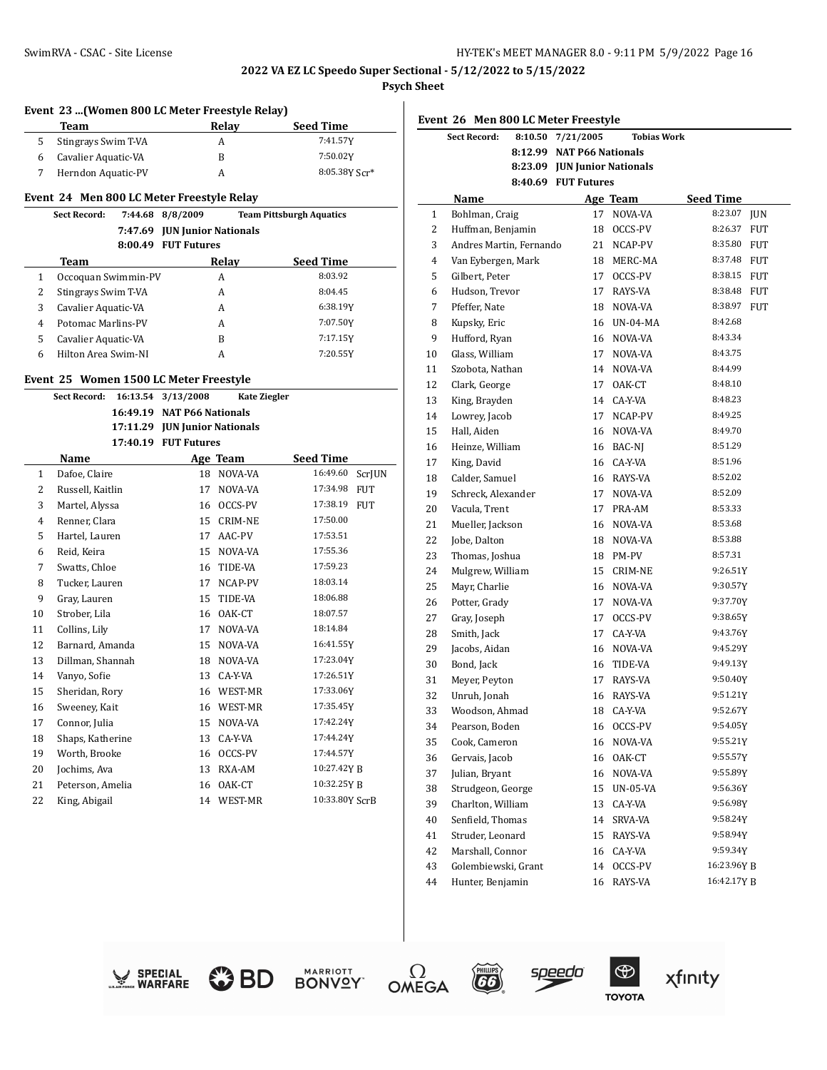## 2022 VA EZ LC Speedo Super Sectional - 5/12/2022 to 5/15/2022

**Psych Sheet**

### Event 23 ...(Women 800 LC Meter Freestyle Relay)

| | Team | Relay | Seed Time | |
|---|---|---|---|---|
| 5 | Stingrays Swim T-VA | A | 7:41.57Y | |
| 6 | Cavalier Aquatic-VA | B | 7:50.02Y | |
| 7 | Herndon Aquatic-PV | A | 8:05.38Y | Scr* |

### Event 24 Men 800 LC Meter Freestyle Relay

**Sect Record:** 7:44.68 8/8/2009 Team Pittsburgh Aquatics
7:47.69 JUN Junior Nationals
8:00.49 FUT Futures

| | Team | Relay | Seed Time |
|---|---|---|---|
| 1 | Occoquan Swimmin-PV | A | 8:03.92 |
| 2 | Stingrays Swim T-VA | A | 8:04.45 |
| 3 | Cavalier Aquatic-VA | A | 6:38.19Y |
| 4 | Potomac Marlins-PV | A | 7:07.50Y |
| 5 | Cavalier Aquatic-VA | B | 7:17.15Y |
| 6 | Hilton Area Swim-NI | A | 7:20.55Y |

### Event 25 Women 1500 LC Meter Freestyle

**Sect Record:** 16:13.54 3/13/2008 Kate Ziegler
16:49.19 NAT P66 Nationals
17:11.29 JUN Junior Nationals
17:40.19 FUT Futures

| | Name | Age | Team | Seed Time | |
|---|---|---|---|---|---|
| 1 | Dafoe, Claire | 18 | NOVA-VA | 16:49.60 | ScrJUN |
| 2 | Russell, Kaitlin | 17 | NOVA-VA | 17:34.98 | FUT |
| 3 | Martel, Alyssa | 16 | OCCS-PV | 17:38.19 | FUT |
| 4 | Renner, Clara | 15 | CRIM-NE | 17:50.00 | |
| 5 | Hartel, Lauren | 17 | AAC-PV | 17:53.51 | |
| 6 | Reid, Keira | 15 | NOVA-VA | 17:55.36 | |
| 7 | Swatts, Chloe | 16 | TIDE-VA | 17:59.23 | |
| 8 | Tucker, Lauren | 17 | NCAP-PV | 18:03.14 | |
| 9 | Gray, Lauren | 15 | TIDE-VA | 18:06.88 | |
| 10 | Strober, Lila | 16 | OAK-CT | 18:07.57 | |
| 11 | Collins, Lily | 17 | NOVA-VA | 18:14.84 | |
| 12 | Barnard, Amanda | 15 | NOVA-VA | 16:41.55Y | |
| 13 | Dillman, Shannah | 18 | NOVA-VA | 17:23.04Y | |
| 14 | Vanyo, Sofie | 13 | CA-Y-VA | 17:26.51Y | |
| 15 | Sheridan, Rory | 16 | WEST-MR | 17:33.06Y | |
| 16 | Sweeney, Kait | 16 | WEST-MR | 17:35.45Y | |
| 17 | Connor, Julia | 15 | NOVA-VA | 17:42.24Y | |
| 18 | Shaps, Katherine | 13 | CA-Y-VA | 17:44.24Y | |
| 19 | Worth, Brooke | 16 | OCCS-PV | 17:44.57Y | |
| 20 | Jochims, Ava | 13 | RXA-AM | 10:27.42Y | B |
| 21 | Peterson, Amelia | 16 | OAK-CT | 10:32.25Y | B |
| 22 | King, Abigail | 14 | WEST-MR | 10:33.80Y | ScrB |

### Event 26 Men 800 LC Meter Freestyle

**Sect Record:** 8:10.50 7/21/2005 Tobias Work
8:12.99 NAT P66 Nationals
8:23.09 JUN Junior Nationals
8:40.69 FUT Futures

| | Name | Age | Team | Seed Time | |
|---|---|---|---|---|---|
| 1 | Bohlman, Craig | 17 | NOVA-VA | 8:23.07 | JUN |
| 2 | Huffman, Benjamin | 18 | OCCS-PV | 8:26.37 | FUT |
| 3 | Andres Martin, Fernando | 21 | NCAP-PV | 8:35.80 | FUT |
| 4 | Van Eybergen, Mark | 18 | MERC-MA | 8:37.48 | FUT |
| 5 | Gilbert, Peter | 17 | OCCS-PV | 8:38.15 | FUT |
| 6 | Hudson, Trevor | 17 | RAYS-VA | 8:38.48 | FUT |
| 7 | Pfeffer, Nate | 18 | NOVA-VA | 8:38.97 | FUT |
| 8 | Kupsky, Eric | 16 | UN-04-MA | 8:42.68 | |
| 9 | Hufford, Ryan | 16 | NOVA-VA | 8:43.34 | |
| 10 | Glass, William | 17 | NOVA-VA | 8:43.75 | |
| 11 | Szobota, Nathan | 14 | NOVA-VA | 8:44.99 | |
| 12 | Clark, George | 17 | OAK-CT | 8:48.10 | |
| 13 | King, Brayden | 14 | CA-Y-VA | 8:48.23 | |
| 14 | Lowrey, Jacob | 17 | NCAP-PV | 8:49.25 | |
| 15 | Hall, Aiden | 16 | NOVA-VA | 8:49.70 | |
| 16 | Heinze, William | 16 | BAC-NJ | 8:51.29 | |
| 17 | King, David | 16 | CA-Y-VA | 8:51.96 | |
| 18 | Calder, Samuel | 16 | RAYS-VA | 8:52.02 | |
| 19 | Schreck, Alexander | 17 | NOVA-VA | 8:52.09 | |
| 20 | Vacula, Trent | 17 | PRA-AM | 8:53.33 | |
| 21 | Mueller, Jackson | 16 | NOVA-VA | 8:53.68 | |
| 22 | Jobe, Dalton | 18 | NOVA-VA | 8:53.88 | |
| 23 | Thomas, Joshua | 18 | PM-PV | 8:57.31 | |
| 24 | Mulgrew, William | 15 | CRIM-NE | 9:26.51Y | |
| 25 | Mayr, Charlie | 16 | NOVA-VA | 9:30.57Y | |
| 26 | Potter, Grady | 17 | NOVA-VA | 9:37.70Y | |
| 27 | Gray, Joseph | 17 | OCCS-PV | 9:38.65Y | |
| 28 | Smith, Jack | 17 | CA-Y-VA | 9:43.76Y | |
| 29 | Jacobs, Aidan | 16 | NOVA-VA | 9:45.29Y | |
| 30 | Bond, Jack | 16 | TIDE-VA | 9:49.13Y | |
| 31 | Meyer, Peyton | 17 | RAYS-VA | 9:50.40Y | |
| 32 | Unruh, Jonah | 16 | RAYS-VA | 9:51.21Y | |
| 33 | Woodson, Ahmad | 18 | CA-Y-VA | 9:52.67Y | |
| 34 | Pearson, Boden | 16 | OCCS-PV | 9:54.05Y | |
| 35 | Cook, Cameron | 16 | NOVA-VA | 9:55.21Y | |
| 36 | Gervais, Jacob | 16 | OAK-CT | 9:55.57Y | |
| 37 | Julian, Bryant | 16 | NOVA-VA | 9:55.89Y | |
| 38 | Strudgeon, George | 15 | UN-05-VA | 9:56.36Y | |
| 39 | Charlton, William | 13 | CA-Y-VA | 9:56.98Y | |
| 40 | Senfield, Thomas | 14 | SRVA-VA | 9:58.24Y | |
| 41 | Struder, Leonard | 15 | RAYS-VA | 9:58.94Y | |
| 42 | Marshall, Connor | 16 | CA-Y-VA | 9:59.34Y | |
| 43 | Golembiewski, Grant | 14 | OCCS-PV | 16:23.96Y | B |
| 44 | Hunter, Benjamin | 16 | RAYS-VA | 16:42.17Y | B |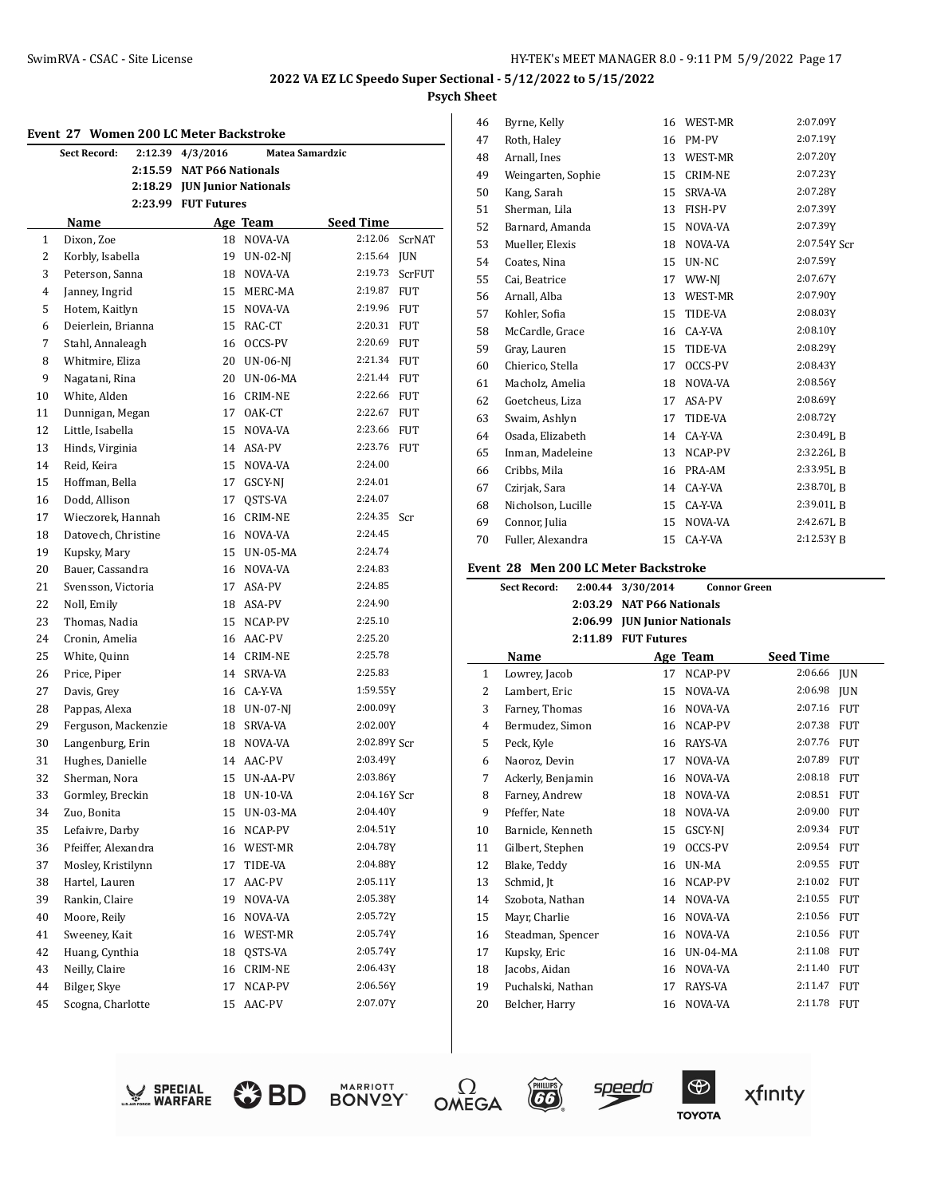**2022 VA EZ LC Speedo Super Sectional - 5/12/2022 to 5/15/2022**

**Psych Sheet**

### Event 27 Women 200 LC Meter Backstroke

| | | | |
|---|---|---|---|
| Sect Record: | 2:12.39 | 4/3/2016 | Matea Samardzic |
| | 2:15.59 | NAT P66 Nationals | |
| | 2:18.29 | JUN Junior Nationals | |
| | 2:23.99 | FUT Futures | |

| | Name | Age | Team | Seed Time | |
|---|---|---|---|---|---|
| 1 | Dixon, Zoe | 18 | NOVA-VA | 2:12.06 | ScrNAT |
| 2 | Korbly, Isabella | 19 | UN-02-NJ | 2:15.64 | JUN |
| 3 | Peterson, Sanna | 18 | NOVA-VA | 2:19.73 | ScrFUT |
| 4 | Janney, Ingrid | 15 | MERC-MA | 2:19.87 | FUT |
| 5 | Hotem, Kaitlyn | 15 | NOVA-VA | 2:19.96 | FUT |
| 6 | Deierlein, Brianna | 15 | RAC-CT | 2:20.31 | FUT |
| 7 | Stahl, Annaleagh | 16 | OCCS-PV | 2:20.69 | FUT |
| 8 | Whitmire, Eliza | 20 | UN-06-NJ | 2:21.34 | FUT |
| 9 | Nagatani, Rina | 20 | UN-06-MA | 2:21.44 | FUT |
| 10 | White, Alden | 16 | CRIM-NE | 2:22.66 | FUT |
| 11 | Dunnigan, Megan | 17 | OAK-CT | 2:22.67 | FUT |
| 12 | Little, Isabella | 15 | NOVA-VA | 2:23.66 | FUT |
| 13 | Hinds, Virginia | 14 | ASA-PV | 2:23.76 | FUT |
| 14 | Reid, Keira | 15 | NOVA-VA | 2:24.00 | |
| 15 | Hoffman, Bella | 17 | GSCY-NJ | 2:24.01 | |
| 16 | Dodd, Allison | 17 | QSTS-VA | 2:24.07 | |
| 17 | Wieczorek, Hannah | 16 | CRIM-NE | 2:24.35 | Scr |
| 18 | Datovech, Christine | 16 | NOVA-VA | 2:24.45 | |
| 19 | Kupsky, Mary | 15 | UN-05-MA | 2:24.74 | |
| 20 | Bauer, Cassandra | 16 | NOVA-VA | 2:24.83 | |
| 21 | Svensson, Victoria | 17 | ASA-PV | 2:24.85 | |
| 22 | Noll, Emily | 18 | ASA-PV | 2:24.90 | |
| 23 | Thomas, Nadia | 15 | NCAP-PV | 2:25.10 | |
| 24 | Cronin, Amelia | 16 | AAC-PV | 2:25.20 | |
| 25 | White, Quinn | 14 | CRIM-NE | 2:25.78 | |
| 26 | Price, Piper | 14 | SRVA-VA | 2:25.83 | |
| 27 | Davis, Grey | 16 | CA-Y-VA | 1:59.55Y | |
| 28 | Pappas, Alexa | 18 | UN-07-NJ | 2:00.09Y | |
| 29 | Ferguson, Mackenzie | 18 | SRVA-VA | 2:02.00Y | |
| 30 | Langenburg, Erin | 18 | NOVA-VA | 2:02.89Y | Scr |
| 31 | Hughes, Danielle | 14 | AAC-PV | 2:03.49Y | |
| 32 | Sherman, Nora | 15 | UN-AA-PV | 2:03.86Y | |
| 33 | Gormley, Breckin | 18 | UN-10-VA | 2:04.16Y | Scr |
| 34 | Zuo, Bonita | 15 | UN-03-MA | 2:04.40Y | |
| 35 | Lefaivre, Darby | 16 | NCAP-PV | 2:04.51Y | |
| 36 | Pfeiffer, Alexandra | 16 | WEST-MR | 2:04.78Y | |
| 37 | Mosley, Kristilynn | 17 | TIDE-VA | 2:04.88Y | |
| 38 | Hartel, Lauren | 17 | AAC-PV | 2:05.11Y | |
| 39 | Rankin, Claire | 19 | NOVA-VA | 2:05.38Y | |
| 40 | Moore, Reily | 16 | NOVA-VA | 2:05.72Y | |
| 41 | Sweeney, Kait | 16 | WEST-MR | 2:05.74Y | |
| 42 | Huang, Cynthia | 18 | QSTS-VA | 2:05.74Y | |
| 43 | Neilly, Claire | 16 | CRIM-NE | 2:06.43Y | |
| 44 | Bilger, Skye | 17 | NCAP-PV | 2:06.56Y | |
| 45 | Scogna, Charlotte | 15 | AAC-PV | 2:07.07Y | |
| 46 | Byrne, Kelly | 16 | WEST-MR | 2:07.09Y | |
| 47 | Roth, Haley | 16 | PM-PV | 2:07.19Y | |
| 48 | Arnall, Ines | 13 | WEST-MR | 2:07.20Y | |
| 49 | Weingarten, Sophie | 15 | CRIM-NE | 2:07.23Y | |
| 50 | Kang, Sarah | 15 | SRVA-VA | 2:07.28Y | |
| 51 | Sherman, Lila | 13 | FISH-PV | 2:07.39Y | |
| 52 | Barnard, Amanda | 15 | NOVA-VA | 2:07.39Y | |
| 53 | Mueller, Elexis | 18 | NOVA-VA | 2:07.54Y | Scr |
| 54 | Coates, Nina | 15 | UN-NC | 2:07.59Y | |
| 55 | Cai, Beatrice | 17 | WW-NJ | 2:07.67Y | |
| 56 | Arnall, Alba | 13 | WEST-MR | 2:07.90Y | |
| 57 | Kohler, Sofia | 15 | TIDE-VA | 2:08.03Y | |
| 58 | McCardle, Grace | 16 | CA-Y-VA | 2:08.10Y | |
| 59 | Gray, Lauren | 15 | TIDE-VA | 2:08.29Y | |
| 60 | Chierico, Stella | 17 | OCCS-PV | 2:08.43Y | |
| 61 | Macholz, Amelia | 18 | NOVA-VA | 2:08.56Y | |
| 62 | Goetcheus, Liza | 17 | ASA-PV | 2:08.69Y | |
| 63 | Swaim, Ashlyn | 17 | TIDE-VA | 2:08.72Y | |
| 64 | Osada, Elizabeth | 14 | CA-Y-VA | 2:30.49L | B |
| 65 | Inman, Madeleine | 13 | NCAP-PV | 2:32.26L | B |
| 66 | Cribbs, Mila | 16 | PRA-AM | 2:33.95L | B |
| 67 | Czirjak, Sara | 14 | CA-Y-VA | 2:38.70L | B |
| 68 | Nicholson, Lucille | 15 | CA-Y-VA | 2:39.01L | B |
| 69 | Connor, Julia | 15 | NOVA-VA | 2:42.67L | B |
| 70 | Fuller, Alexandra | 15 | CA-Y-VA | 2:12.53Y | B |

### Event 28 Men 200 LC Meter Backstroke

| | | | |
|---|---|---|---|
| Sect Record: | 2:00.44 | 3/30/2014 | Connor Green |
| | 2:03.29 | NAT P66 Nationals | |
| | 2:06.99 | JUN Junior Nationals | |
| | 2:11.89 | FUT Futures | |

| | Name | Age | Team | Seed Time | |
|---|---|---|---|---|---|
| 1 | Lowrey, Jacob | 17 | NCAP-PV | 2:06.66 | JUN |
| 2 | Lambert, Eric | 15 | NOVA-VA | 2:06.98 | JUN |
| 3 | Farney, Thomas | 16 | NOVA-VA | 2:07.16 | FUT |
| 4 | Bermudez, Simon | 16 | NCAP-PV | 2:07.38 | FUT |
| 5 | Peck, Kyle | 16 | RAYS-VA | 2:07.76 | FUT |
| 6 | Naoroz, Devin | 17 | NOVA-VA | 2:07.89 | FUT |
| 7 | Ackerly, Benjamin | 16 | NOVA-VA | 2:08.18 | FUT |
| 8 | Farney, Andrew | 18 | NOVA-VA | 2:08.51 | FUT |
| 9 | Pfeffer, Nate | 18 | NOVA-VA | 2:09.00 | FUT |
| 10 | Barnicle, Kenneth | 15 | GSCY-NJ | 2:09.34 | FUT |
| 11 | Gilbert, Stephen | 19 | OCCS-PV | 2:09.54 | FUT |
| 12 | Blake, Teddy | 16 | UN-MA | 2:09.55 | FUT |
| 13 | Schmid, Jt | 16 | NCAP-PV | 2:10.02 | FUT |
| 14 | Szobota, Nathan | 14 | NOVA-VA | 2:10.55 | FUT |
| 15 | Mayr, Charlie | 16 | NOVA-VA | 2:10.56 | FUT |
| 16 | Steadman, Spencer | 16 | NOVA-VA | 2:10.56 | FUT |
| 17 | Kupsky, Eric | 16 | UN-04-MA | 2:11.08 | FUT |
| 18 | Jacobs, Aidan | 16 | NOVA-VA | 2:11.40 | FUT |
| 19 | Puchalski, Nathan | 17 | RAYS-VA | 2:11.47 | FUT |
| 20 | Belcher, Harry | 16 | NOVA-VA | 2:11.78 | FUT |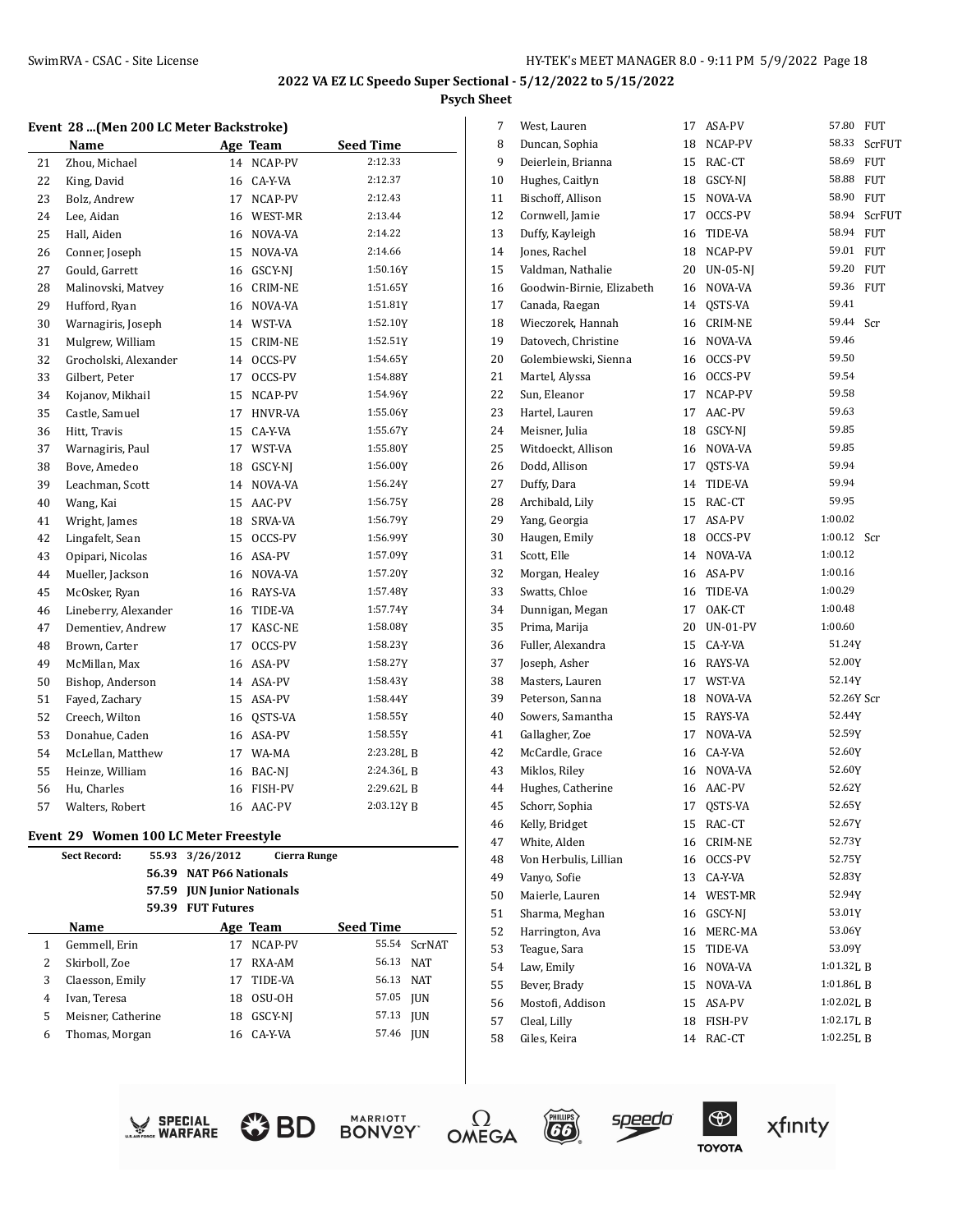## 2022 VA EZ LC Speedo Super Sectional - 5/12/2022 to 5/15/2022

**Psych Sheet**

### Event 28 ...(Men 200 LC Meter Backstroke)

| | Name | Age | Team | Seed Time |
|---|---|---|---|---|
| 21 | Zhou, Michael | 14 | NCAP-PV | 2:12.33 |
| 22 | King, David | 16 | CA-Y-VA | 2:12.37 |
| 23 | Bolz, Andrew | 17 | NCAP-PV | 2:12.43 |
| 24 | Lee, Aidan | 16 | WEST-MR | 2:13.44 |
| 25 | Hall, Aiden | 16 | NOVA-VA | 2:14.22 |
| 26 | Conner, Joseph | 15 | NOVA-VA | 2:14.66 |
| 27 | Gould, Garrett | 16 | GSCY-NJ | 1:50.16Y |
| 28 | Malinovski, Matvey | 16 | CRIM-NE | 1:51.65Y |
| 29 | Hufford, Ryan | 16 | NOVA-VA | 1:51.81Y |
| 30 | Warnagiris, Joseph | 14 | WST-VA | 1:52.10Y |
| 31 | Mulgrew, William | 15 | CRIM-NE | 1:52.51Y |
| 32 | Grocholski, Alexander | 14 | OCCS-PV | 1:54.65Y |
| 33 | Gilbert, Peter | 17 | OCCS-PV | 1:54.88Y |
| 34 | Kojanov, Mikhail | 15 | NCAP-PV | 1:54.96Y |
| 35 | Castle, Samuel | 17 | HNVR-VA | 1:55.06Y |
| 36 | Hitt, Travis | 15 | CA-Y-VA | 1:55.67Y |
| 37 | Warnagiris, Paul | 17 | WST-VA | 1:55.80Y |
| 38 | Bove, Amedeo | 18 | GSCY-NJ | 1:56.00Y |
| 39 | Leachman, Scott | 14 | NOVA-VA | 1:56.24Y |
| 40 | Wang, Kai | 15 | AAC-PV | 1:56.75Y |
| 41 | Wright, James | 18 | SRVA-VA | 1:56.79Y |
| 42 | Lingafelt, Sean | 15 | OCCS-PV | 1:56.99Y |
| 43 | Opipari, Nicolas | 16 | ASA-PV | 1:57.09Y |
| 44 | Mueller, Jackson | 16 | NOVA-VA | 1:57.20Y |
| 45 | McOsker, Ryan | 16 | RAYS-VA | 1:57.48Y |
| 46 | Lineberry, Alexander | 16 | TIDE-VA | 1:57.74Y |
| 47 | Dementiev, Andrew | 17 | KASC-NE | 1:58.08Y |
| 48 | Brown, Carter | 17 | OCCS-PV | 1:58.23Y |
| 49 | McMillan, Max | 16 | ASA-PV | 1:58.27Y |
| 50 | Bishop, Anderson | 14 | ASA-PV | 1:58.43Y |
| 51 | Fayed, Zachary | 15 | ASA-PV | 1:58.44Y |
| 52 | Creech, Wilton | 16 | QSTS-VA | 1:58.55Y |
| 53 | Donahue, Caden | 16 | ASA-PV | 1:58.55Y |
| 54 | McLellan, Matthew | 17 | WA-MA | 2:23.28L B |
| 55 | Heinze, William | 16 | BAC-NJ | 2:24.36L B |
| 56 | Hu, Charles | 16 | FISH-PV | 2:29.62L B |
| 57 | Walters, Robert | 16 | AAC-PV | 2:03.12Y B |

### Event 29 Women 100 LC Meter Freestyle

**Sect Record:** 55.93 3/26/2012 Cierra Runge
**56.39 NAT P66 Nationals**
**57.59 JUN Junior Nationals**
**59.39 FUT Futures**

| | Name | Age | Team | Seed Time | |
|---|---|---|---|---|---|
| 1 | Gemmell, Erin | 17 | NCAP-PV | 55.54 | ScrNAT |
| 2 | Skirboll, Zoe | 17 | RXA-AM | 56.13 | NAT |
| 3 | Claesson, Emily | 17 | TIDE-VA | 56.13 | NAT |
| 4 | Ivan, Teresa | 18 | OSU-OH | 57.05 | JUN |
| 5 | Meisner, Catherine | 18 | GSCY-NJ | 57.13 | JUN |
| 6 | Thomas, Morgan | 16 | CA-Y-VA | 57.46 | JUN |
| 7 | West, Lauren | 17 | ASA-PV | 57.80 | FUT |
| 8 | Duncan, Sophia | 18 | NCAP-PV | 58.33 | ScrFUT |
| 9 | Deierlein, Brianna | 15 | RAC-CT | 58.69 | FUT |
| 10 | Hughes, Caitlyn | 18 | GSCY-NJ | 58.88 | FUT |
| 11 | Bischoff, Allison | 15 | NOVA-VA | 58.90 | FUT |
| 12 | Cornwell, Jamie | 17 | OCCS-PV | 58.94 | ScrFUT |
| 13 | Duffy, Kayleigh | 16 | TIDE-VA | 58.94 | FUT |
| 14 | Jones, Rachel | 18 | NCAP-PV | 59.01 | FUT |
| 15 | Valdman, Nathalie | 20 | UN-05-NJ | 59.20 | FUT |
| 16 | Goodwin-Birnie, Elizabeth | 16 | NOVA-VA | 59.36 | FUT |
| 17 | Canada, Raegan | 14 | QSTS-VA | 59.41 | |
| 18 | Wieczorek, Hannah | 16 | CRIM-NE | 59.44 | Scr |
| 19 | Datovech, Christine | 16 | NOVA-VA | 59.46 | |
| 20 | Golembiewski, Sienna | 16 | OCCS-PV | 59.50 | |
| 21 | Martel, Alyssa | 16 | OCCS-PV | 59.54 | |
| 22 | Sun, Eleanor | 17 | NCAP-PV | 59.58 | |
| 23 | Hartel, Lauren | 17 | AAC-PV | 59.63 | |
| 24 | Meisner, Julia | 18 | GSCY-NJ | 59.85 | |
| 25 | Witdoeckt, Allison | 16 | NOVA-VA | 59.85 | |
| 26 | Dodd, Allison | 17 | QSTS-VA | 59.94 | |
| 27 | Duffy, Dara | 14 | TIDE-VA | 59.94 | |
| 28 | Archibald, Lily | 15 | RAC-CT | 59.95 | |
| 29 | Yang, Georgia | 17 | ASA-PV | 1:00.02 | |
| 30 | Haugen, Emily | 18 | OCCS-PV | 1:00.12 | Scr |
| 31 | Scott, Elle | 14 | NOVA-VA | 1:00.12 | |
| 32 | Morgan, Healey | 16 | ASA-PV | 1:00.16 | |
| 33 | Swatts, Chloe | 16 | TIDE-VA | 1:00.29 | |
| 34 | Dunnigan, Megan | 17 | OAK-CT | 1:00.48 | |
| 35 | Prima, Marija | 20 | UN-01-PV | 1:00.60 | |
| 36 | Fuller, Alexandra | 15 | CA-Y-VA | 51.24Y | |
| 37 | Joseph, Asher | 16 | RAYS-VA | 52.00Y | |
| 38 | Masters, Lauren | 17 | WST-VA | 52.14Y | |
| 39 | Peterson, Sanna | 18 | NOVA-VA | 52.26Y | Scr |
| 40 | Sowers, Samantha | 15 | RAYS-VA | 52.44Y | |
| 41 | Gallagher, Zoe | 17 | NOVA-VA | 52.59Y | |
| 42 | McCardle, Grace | 16 | CA-Y-VA | 52.60Y | |
| 43 | Miklos, Riley | 16 | NOVA-VA | 52.60Y | |
| 44 | Hughes, Catherine | 16 | AAC-PV | 52.62Y | |
| 45 | Schorr, Sophia | 17 | QSTS-VA | 52.65Y | |
| 46 | Kelly, Bridget | 15 | RAC-CT | 52.67Y | |
| 47 | White, Alden | 16 | CRIM-NE | 52.73Y | |
| 48 | Von Herbulis, Lillian | 16 | OCCS-PV | 52.75Y | |
| 49 | Vanyo, Sofie | 13 | CA-Y-VA | 52.83Y | |
| 50 | Maierle, Lauren | 14 | WEST-MR | 52.94Y | |
| 51 | Sharma, Meghan | 16 | GSCY-NJ | 53.01Y | |
| 52 | Harrington, Ava | 16 | MERC-MA | 53.06Y | |
| 53 | Teague, Sara | 15 | TIDE-VA | 53.09Y | |
| 54 | Law, Emily | 16 | NOVA-VA | 1:01.32L B | |
| 55 | Bever, Brady | 15 | NOVA-VA | 1:01.86L B | |
| 56 | Mostofi, Addison | 15 | ASA-PV | 1:02.02L B | |
| 57 | Cleal, Lilly | 18 | FISH-PV | 1:02.17L B | |
| 58 | Giles, Keira | 14 | RAC-CT | 1:02.25L B | |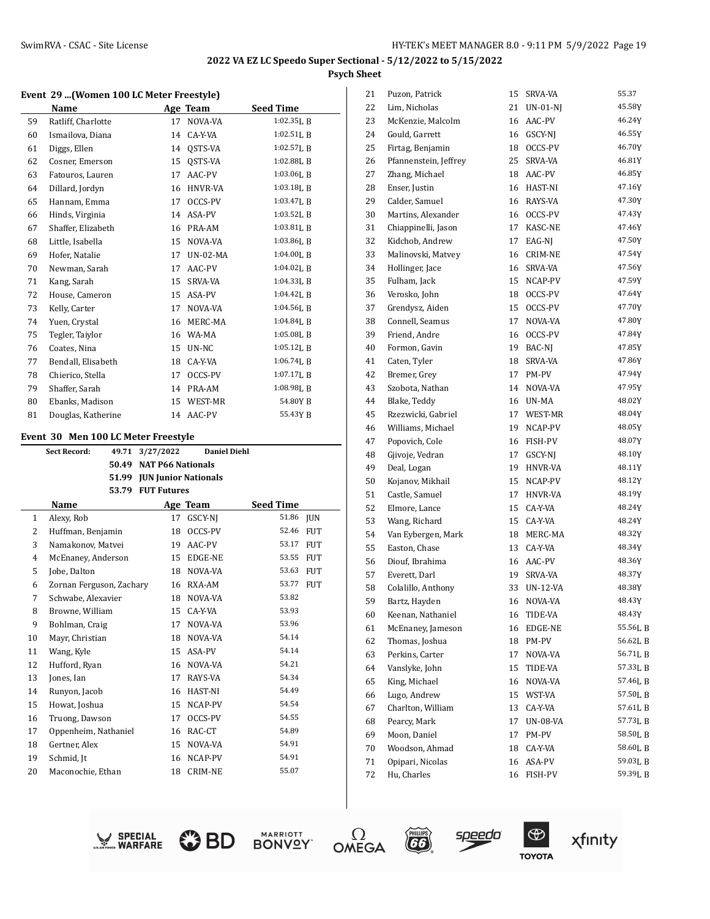## 2022 VA EZ LC Speedo Super Sectional - 5/12/2022 to 5/15/2022

**Psych Sheet**

### Event 29 ...(Women 100 LC Meter Freestyle)

| | Name | Age | Team | Seed Time |
|---|---|---|---|---|
| 59 | Ratliff, Charlotte | 17 | NOVA-VA | 1:02.35L B |
| 60 | Ismailova, Diana | 14 | CA-Y-VA | 1:02.51L B |
| 61 | Diggs, Ellen | 14 | QSTS-VA | 1:02.57L B |
| 62 | Cosner, Emerson | 15 | QSTS-VA | 1:02.88L B |
| 63 | Fatouros, Lauren | 17 | AAC-PV | 1:03.06L B |
| 64 | Dillard, Jordyn | 16 | HNVR-VA | 1:03.18L B |
| 65 | Hannam, Emma | 17 | OCCS-PV | 1:03.47L B |
| 66 | Hinds, Virginia | 14 | ASA-PV | 1:03.52L B |
| 67 | Shaffer, Elizabeth | 16 | PRA-AM | 1:03.81L B |
| 68 | Little, Isabella | 15 | NOVA-VA | 1:03.86L B |
| 69 | Hofer, Natalie | 17 | UN-02-MA | 1:04.00L B |
| 70 | Newman, Sarah | 17 | AAC-PV | 1:04.02L B |
| 71 | Kang, Sarah | 15 | SRVA-VA | 1:04.33L B |
| 72 | House, Cameron | 15 | ASA-PV | 1:04.42L B |
| 73 | Kelly, Carter | 17 | NOVA-VA | 1:04.56L B |
| 74 | Yuen, Crystal | 16 | MERC-MA | 1:04.84L B |
| 75 | Tegler, Taiylor | 16 | WA-MA | 1:05.08L B |
| 76 | Coates, Nina | 15 | UN-NC | 1:05.12L B |
| 77 | Bendall, Elisabeth | 18 | CA-Y-VA | 1:06.74L B |
| 78 | Chierico, Stella | 17 | OCCS-PV | 1:07.17L B |
| 79 | Shaffer, Sarah | 14 | PRA-AM | 1:08.98L B |
| 80 | Ebanks, Madison | 15 | WEST-MR | 54.80Y B |
| 81 | Douglas, Katherine | 14 | AAC-PV | 55.43Y B |

### Event 30 Men 100 LC Meter Freestyle

| Sect Record: | 49.71 | 3/27/2022 | Daniel Diehl |
|---|---|---|---|
| | 50.49 | NAT P66 Nationals | |
| | 51.99 | JUN Junior Nationals | |
| | 53.79 | FUT Futures | |

| | Name | Age | Team | Seed Time | |
|---|---|---|---|---|---|
| 1 | Alexy, Rob | 17 | GSCY-NJ | 51.86 | JUN |
| 2 | Huffman, Benjamin | 18 | OCCS-PV | 52.46 | FUT |
| 3 | Namakonov, Matvei | 19 | AAC-PV | 53.17 | FUT |
| 4 | McEnaney, Anderson | 15 | EDGE-NE | 53.55 | FUT |
| 5 | Jobe, Dalton | 18 | NOVA-VA | 53.63 | FUT |
| 6 | Zornan Ferguson, Zachary | 16 | RXA-AM | 53.77 | FUT |
| 7 | Schwabe, Alexavier | 18 | NOVA-VA | 53.82 | |
| 8 | Browne, William | 15 | CA-Y-VA | 53.93 | |
| 9 | Bohlman, Craig | 17 | NOVA-VA | 53.96 | |
| 10 | Mayr, Christian | 18 | NOVA-VA | 54.14 | |
| 11 | Wang, Kyle | 15 | ASA-PV | 54.14 | |
| 12 | Hufford, Ryan | 16 | NOVA-VA | 54.21 | |
| 13 | Jones, Ian | 17 | RAYS-VA | 54.34 | |
| 14 | Runyon, Jacob | 16 | HAST-NI | 54.49 | |
| 15 | Howat, Joshua | 15 | NCAP-PV | 54.54 | |
| 16 | Truong, Dawson | 17 | OCCS-PV | 54.55 | |
| 17 | Oppenheim, Nathaniel | 16 | RAC-CT | 54.89 | |
| 18 | Gertner, Alex | 15 | NOVA-VA | 54.91 | |
| 19 | Schmid, Jt | 16 | NCAP-PV | 54.91 | |
| 20 | Maconochie, Ethan | 18 | CRIM-NE | 55.07 | |
| 21 | Puzon, Patrick | 15 | SRVA-VA | 55.37 | |
| 22 | Lim, Nicholas | 21 | UN-01-NJ | 45.58Y | |
| 23 | McKenzie, Malcolm | 16 | AAC-PV | 46.24Y | |
| 24 | Gould, Garrett | 16 | GSCY-NJ | 46.55Y | |
| 25 | Firtag, Benjamin | 18 | OCCS-PV | 46.70Y | |
| 26 | Pfannenstein, Jeffrey | 25 | SRVA-VA | 46.81Y | |
| 27 | Zhang, Michael | 18 | AAC-PV | 46.85Y | |
| 28 | Enser, Justin | 16 | HAST-NI | 47.16Y | |
| 29 | Calder, Samuel | 16 | RAYS-VA | 47.30Y | |
| 30 | Martins, Alexander | 16 | OCCS-PV | 47.43Y | |
| 31 | Chiappinelli, Jason | 17 | KASC-NE | 47.46Y | |
| 32 | Kidchob, Andrew | 17 | EAG-NJ | 47.50Y | |
| 33 | Malinovski, Matvey | 16 | CRIM-NE | 47.54Y | |
| 34 | Hollinger, Jace | 16 | SRVA-VA | 47.56Y | |
| 35 | Fulham, Jack | 15 | NCAP-PV | 47.59Y | |
| 36 | Verosko, John | 18 | OCCS-PV | 47.64Y | |
| 37 | Grendysz, Aiden | 15 | OCCS-PV | 47.70Y | |
| 38 | Connell, Seamus | 17 | NOVA-VA | 47.80Y | |
| 39 | Friend, Andre | 16 | OCCS-PV | 47.84Y | |
| 40 | Formon, Gavin | 19 | BAC-NJ | 47.85Y | |
| 41 | Caten, Tyler | 18 | SRVA-VA | 47.86Y | |
| 42 | Bremer, Grey | 17 | PM-PV | 47.94Y | |
| 43 | Szobota, Nathan | 14 | NOVA-VA | 47.95Y | |
| 44 | Blake, Teddy | 16 | UN-MA | 48.02Y | |
| 45 | Rzezwicki, Gabriel | 17 | WEST-MR | 48.04Y | |
| 46 | Williams, Michael | 19 | NCAP-PV | 48.05Y | |
| 47 | Popovich, Cole | 16 | FISH-PV | 48.07Y | |
| 48 | Gjivoje, Vedran | 17 | GSCY-NJ | 48.10Y | |
| 49 | Deal, Logan | 19 | HNVR-VA | 48.11Y | |
| 50 | Kojanov, Mikhail | 15 | NCAP-PV | 48.12Y | |
| 51 | Castle, Samuel | 17 | HNVR-VA | 48.19Y | |
| 52 | Elmore, Lance | 15 | CA-Y-VA | 48.24Y | |
| 53 | Wang, Richard | 15 | CA-Y-VA | 48.24Y | |
| 54 | Van Eybergen, Mark | 18 | MERC-MA | 48.32Y | |
| 55 | Easton, Chase | 13 | CA-Y-VA | 48.34Y | |
| 56 | Diouf, Ibrahima | 16 | AAC-PV | 48.36Y | |
| 57 | Everett, Darl | 19 | SRVA-VA | 48.37Y | |
| 58 | Colalillo, Anthony | 33 | UN-12-VA | 48.38Y | |
| 59 | Bartz, Hayden | 16 | NOVA-VA | 48.43Y | |
| 60 | Keenan, Nathaniel | 16 | TIDE-VA | 48.43Y | |
| 61 | McEnaney, Jameson | 16 | EDGE-NE | 55.56L B | |
| 62 | Thomas, Joshua | 18 | PM-PV | 56.62L B | |
| 63 | Perkins, Carter | 17 | NOVA-VA | 56.71L B | |
| 64 | Vanslyke, John | 15 | TIDE-VA | 57.33L B | |
| 65 | King, Michael | 16 | NOVA-VA | 57.46L B | |
| 66 | Lugo, Andrew | 15 | WST-VA | 57.50L B | |
| 67 | Charlton, William | 13 | CA-Y-VA | 57.61L B | |
| 68 | Pearcy, Mark | 17 | UN-08-VA | 57.73L B | |
| 69 | Moon, Daniel | 17 | PM-PV | 58.50L B | |
| 70 | Woodson, Ahmad | 18 | CA-Y-VA | 58.60L B | |
| 71 | Opipari, Nicolas | 16 | ASA-PV | 59.03L B | |
| 72 | Hu, Charles | 16 | FISH-PV | 59.39L B | |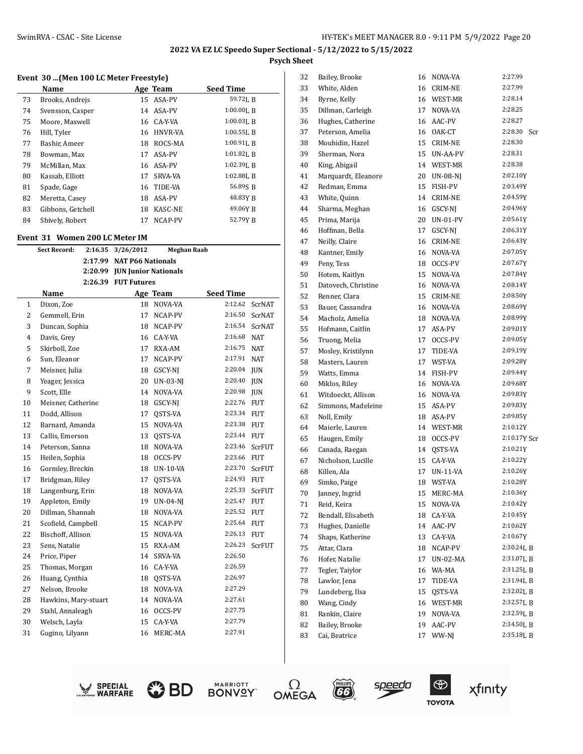**2022 VA EZ LC Speedo Super Sectional - 5/12/2022 to 5/15/2022**

**Psych Sheet**

### Event 30 ...(Men 100 LC Meter Freestyle)

| | Name | Age | Team | Seed Time | |
|---|---|---|---|---|---|
| 73 | Brooks, Andrejs | 15 | ASA-PV | 59.72L | B |
| 74 | Svensson, Casper | 14 | ASA-PV | 1:00.00L | B |
| 75 | Moore, Maxwell | 16 | CA-Y-VA | 1:00.03L | B |
| 76 | Hill, Tyler | 16 | HNVR-VA | 1:00.55L | B |
| 77 | Bashir, Ameer | 18 | ROCS-MA | 1:00.91L | B |
| 78 | Bowman, Max | 17 | ASA-PV | 1:01.82L | B |
| 79 | McMillan, Max | 16 | ASA-PV | 1:02.39L | B |
| 80 | Kassab, Elliott | 17 | SRVA-VA | 1:02.88L | B |
| 81 | Spade, Gage | 16 | TIDE-VA | 56.89S | B |
| 82 | Meretta, Casey | 18 | ASA-PV | 48.83Y | B |
| 83 | Gibbons, Getchell | 18 | KASC-NE | 49.06Y | B |
| 84 | Shively, Robert | 17 | NCAP-PV | 52.79Y | B |

### Event 31 Women 200 LC Meter IM

Sect Record: 2:16.35 3/26/2012 Meghan Raab

2:17.99 NAT P66 Nationals

2:20.99 JUN Junior Nationals

2:26.39 FUT Futures

| | Name | Age | Team | Seed Time | |
|---|---|---|---|---|---|
| 1 | Dixon, Zoe | 18 | NOVA-VA | 2:12.62 | ScrNAT |
| 2 | Gemmell, Erin | 17 | NCAP-PV | 2:16.50 | ScrNAT |
| 3 | Duncan, Sophia | 18 | NCAP-PV | 2:16.54 | ScrNAT |
| 4 | Davis, Grey | 16 | CA-Y-VA | 2:16.68 | NAT |
| 5 | Skirboll, Zoe | 17 | RXA-AM | 2:16.75 | NAT |
| 6 | Sun, Eleanor | 17 | NCAP-PV | 2:17.91 | NAT |
| 7 | Meisner, Julia | 18 | GSCY-NJ | 2:20.04 | JUN |
| 8 | Yeager, Jessica | 20 | UN-03-NJ | 2:20.40 | JUN |
| 9 | Scott, Elle | 14 | NOVA-VA | 2:20.98 | JUN |
| 10 | Meisner, Catherine | 18 | GSCY-NJ | 2:22.76 | FUT |
| 11 | Dodd, Allison | 17 | QSTS-VA | 2:23.34 | FUT |
| 12 | Barnard, Amanda | 15 | NOVA-VA | 2:23.38 | FUT |
| 13 | Callis, Emerson | 13 | QSTS-VA | 2:23.44 | FUT |
| 14 | Peterson, Sanna | 18 | NOVA-VA | 2:23.46 | ScrFUT |
| 15 | Heilen, Sophia | 18 | OCCS-PV | 2:23.66 | FUT |
| 16 | Gormley, Breckin | 18 | UN-10-VA | 2:23.70 | ScrFUT |
| 17 | Bridgman, Riley | 17 | QSTS-VA | 2:24.93 | FUT |
| 18 | Langenburg, Erin | 18 | NOVA-VA | 2:25.33 | ScrFUT |
| 19 | Appleton, Emily | 19 | UN-04-NJ | 2:25.47 | FUT |
| 20 | Dillman, Shannah | 18 | NOVA-VA | 2:25.52 | FUT |
| 21 | Scofield, Campbell | 15 | NCAP-PV | 2:25.64 | FUT |
| 22 | Bischoff, Allison | 15 | NOVA-VA | 2:26.13 | FUT |
| 23 | Sens, Natalie | 15 | RXA-AM | 2:26.23 | ScrFUT |
| 24 | Price, Piper | 14 | SRVA-VA | 2:26.50 | |
| 25 | Thomas, Morgan | 16 | CA-Y-VA | 2:26.59 | |
| 26 | Huang, Cynthia | 18 | QSTS-VA | 2:26.97 | |
| 27 | Nelson, Brooke | 18 | NOVA-VA | 2:27.29 | |
| 28 | Hawkins, Mary-stuart | 14 | NOVA-VA | 2:27.61 | |
| 29 | Stahl, Annaleagh | 16 | OCCS-PV | 2:27.75 | |
| 30 | Welsch, Layla | 15 | CA-Y-VA | 2:27.79 | |
| 31 | Gugino, Lilyann | 16 | MERC-MA | 2:27.91 | |
| 32 | Bailey, Brooke | 16 | NOVA-VA | 2:27.99 | |
| 33 | White, Alden | 16 | CRIM-NE | 2:27.99 | |
| 34 | Byrne, Kelly | 16 | WEST-MR | 2:28.14 | |
| 35 | Dillman, Carleigh | 17 | NOVA-VA | 2:28.25 | |
| 36 | Hughes, Catherine | 16 | AAC-PV | 2:28.27 | |
| 37 | Peterson, Amelia | 16 | OAK-CT | 2:28.30 | Scr |
| 38 | Mouhidin, Hazel | 15 | CRIM-NE | 2:28.30 | |
| 39 | Sherman, Nora | 15 | UN-AA-PV | 2:28.31 | |
| 40 | King, Abigail | 14 | WEST-MR | 2:28.38 | |
| 41 | Marquardt, Eleanore | 20 | UN-08-NJ | 2:02.10Y | |
| 42 | Redman, Emma | 15 | FISH-PV | 2:03.49Y | |
| 43 | White, Quinn | 14 | CRIM-NE | 2:04.59Y | |
| 44 | Sharma, Meghan | 16 | GSCY-NJ | 2:04.96Y | |
| 45 | Prima, Marija | 20 | UN-01-PV | 2:05.61Y | |
| 46 | Hoffman, Bella | 17 | GSCY-NJ | 2:06.31Y | |
| 47 | Neilly, Claire | 16 | CRIM-NE | 2:06.43Y | |
| 48 | Kantner, Emily | 16 | NOVA-VA | 2:07.05Y | |
| 49 | Peny, Tess | 18 | OCCS-PV | 2:07.67Y | |
| 50 | Hotem, Kaitlyn | 15 | NOVA-VA | 2:07.84Y | |
| 51 | Datovech, Christine | 16 | NOVA-VA | 2:08.14Y | |
| 52 | Renner, Clara | 15 | CRIM-NE | 2:08.50Y | |
| 53 | Bauer, Cassandra | 16 | NOVA-VA | 2:08.69Y | |
| 54 | Macholz, Amelia | 18 | NOVA-VA | 2:08.99Y | |
| 55 | Hofmann, Caitlin | 17 | ASA-PV | 2:09.01Y | |
| 56 | Truong, Melia | 17 | OCCS-PV | 2:09.05Y | |
| 57 | Mosley, Kristilynn | 17 | TIDE-VA | 2:09.19Y | |
| 58 | Masters, Lauren | 17 | WST-VA | 2:09.28Y | |
| 59 | Watts, Emma | 14 | FISH-PV | 2:09.44Y | |
| 60 | Miklos, Riley | 16 | NOVA-VA | 2:09.68Y | |
| 61 | Witdoeckt, Allison | 16 | NOVA-VA | 2:09.83Y | |
| 62 | Simmons, Madeleine | 15 | ASA-PV | 2:09.83Y | |
| 63 | Noll, Emily | 18 | ASA-PV | 2:09.85Y | |
| 64 | Maierle, Lauren | 14 | WEST-MR | 2:10.12Y | |
| 65 | Haugen, Emily | 18 | OCCS-PV | 2:10.17Y | Scr |
| 66 | Canada, Raegan | 14 | QSTS-VA | 2:10.21Y | |
| 67 | Nicholson, Lucille | 15 | CA-Y-VA | 2:10.22Y | |
| 68 | Killen, Ala | 17 | UN-11-VA | 2:10.26Y | |
| 69 | Simko, Paige | 18 | WST-VA | 2:10.28Y | |
| 70 | Janney, Ingrid | 15 | MERC-MA | 2:10.36Y | |
| 71 | Reid, Keira | 15 | NOVA-VA | 2:10.42Y | |
| 72 | Bendall, Elisabeth | 18 | CA-Y-VA | 2:10.45Y | |
| 73 | Hughes, Danielle | 14 | AAC-PV | 2:10.62Y | |
| 74 | Shaps, Katherine | 13 | CA-Y-VA | 2:10.67Y | |
| 75 | Attar, Clara | 18 | NCAP-PV | 2:30.24L | B |
| 76 | Hofer, Natalie | 17 | UN-02-MA | 2:31.07L | B |
| 77 | Tegler, Taiylor | 16 | WA-MA | 2:31.25L | B |
| 78 | Lawlor, Jena | 17 | TIDE-VA | 2:31.94L | B |
| 79 | Lundeberg, Ilsa | 15 | QSTS-VA | 2:32.02L | B |
| 80 | Wang, Cindy | 16 | WEST-MR | 2:32.57L | B |
| 81 | Rankin, Claire | 19 | NOVA-VA | 2:32.59L | B |
| 82 | Bailey, Brooke | 19 | AAC-PV | 2:34.50L | B |
| 83 | Cai, Beatrice | 17 | WW-NJ | 2:35.18L | B |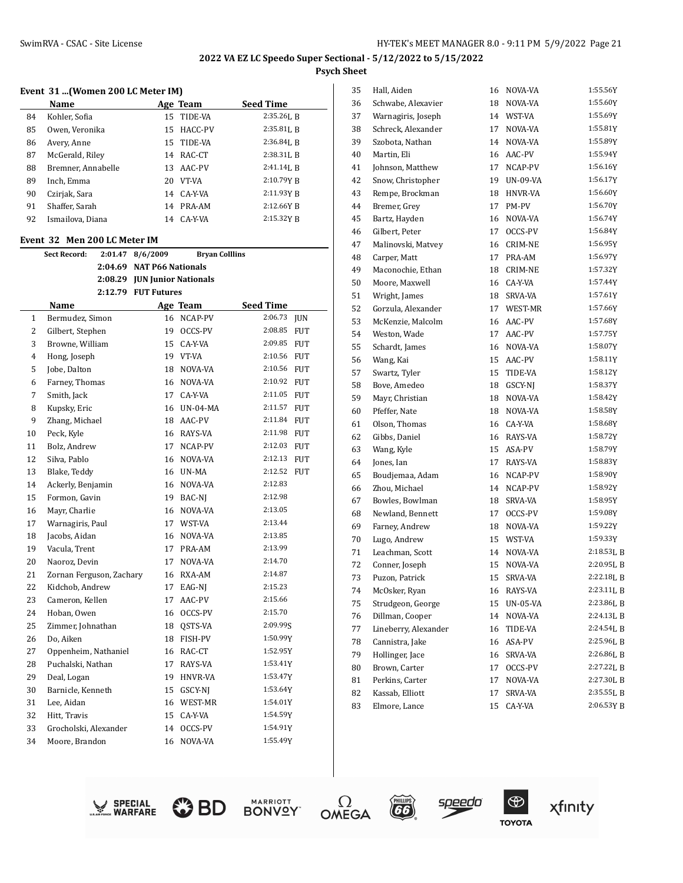## 2022 VA EZ LC Speedo Super Sectional - 5/12/2022 to 5/15/2022

**Psych Sheet**

### Event 31 ...(Women 200 LC Meter IM)

| | Name | Age | Team | Seed Time |
|---|---|---|---|---|
| 84 | Kohler, Sofia | 15 | TIDE-VA | 2:35.26L B |
| 85 | Owen, Veronika | 15 | HACC-PV | 2:35.81L B |
| 86 | Avery, Anne | 15 | TIDE-VA | 2:36.84L B |
| 87 | McGerald, Riley | 14 | RAC-CT | 2:38.31L B |
| 88 | Bremner, Annabelle | 13 | AAC-PV | 2:41.14L B |
| 89 | Inch, Emma | 20 | VT-VA | 2:10.79Y B |
| 90 | Czirjak, Sara | 14 | CA-Y-VA | 2:11.93Y B |
| 91 | Shaffer, Sarah | 14 | PRA-AM | 2:12.66Y B |
| 92 | Ismailova, Diana | 14 | CA-Y-VA | 2:15.32Y B |

### Event 32 Men 200 LC Meter IM

**Sect Record:** 2:01.47 8/6/2009 Bryan Colllins
2:04.69 NAT P66 Nationals
2:08.29 JUN Junior Nationals
2:12.79 FUT Futures

| | Name | Age | Team | Seed Time | |
|---|---|---|---|---|---|
| 1 | Bermudez, Simon | 16 | NCAP-PV | 2:06.73 | JUN |
| 2 | Gilbert, Stephen | 19 | OCCS-PV | 2:08.85 | FUT |
| 3 | Browne, William | 15 | CA-Y-VA | 2:09.85 | FUT |
| 4 | Hong, Joseph | 19 | VT-VA | 2:10.56 | FUT |
| 5 | Jobe, Dalton | 18 | NOVA-VA | 2:10.56 | FUT |
| 6 | Farney, Thomas | 16 | NOVA-VA | 2:10.92 | FUT |
| 7 | Smith, Jack | 17 | CA-Y-VA | 2:11.05 | FUT |
| 8 | Kupsky, Eric | 16 | UN-04-MA | 2:11.57 | FUT |
| 9 | Zhang, Michael | 18 | AAC-PV | 2:11.84 | FUT |
| 10 | Peck, Kyle | 16 | RAYS-VA | 2:11.98 | FUT |
| 11 | Bolz, Andrew | 17 | NCAP-PV | 2:12.03 | FUT |
| 12 | Silva, Pablo | 16 | NOVA-VA | 2:12.13 | FUT |
| 13 | Blake, Teddy | 16 | UN-MA | 2:12.52 | FUT |
| 14 | Ackerly, Benjamin | 16 | NOVA-VA | 2:12.83 | |
| 15 | Formon, Gavin | 19 | BAC-NJ | 2:12.98 | |
| 16 | Mayr, Charlie | 16 | NOVA-VA | 2:13.05 | |
| 17 | Warnagiris, Paul | 17 | WST-VA | 2:13.44 | |
| 18 | Jacobs, Aidan | 16 | NOVA-VA | 2:13.85 | |
| 19 | Vacula, Trent | 17 | PRA-AM | 2:13.99 | |
| 20 | Naoroz, Devin | 17 | NOVA-VA | 2:14.70 | |
| 21 | Zornan Ferguson, Zachary | 16 | RXA-AM | 2:14.87 | |
| 22 | Kidchob, Andrew | 17 | EAG-NJ | 2:15.23 | |
| 23 | Cameron, Kellen | 17 | AAC-PV | 2:15.66 | |
| 24 | Hoban, Owen | 16 | OCCS-PV | 2:15.70 | |
| 25 | Zimmer, Johnathan | 18 | QSTS-VA | 2:09.99S | |
| 26 | Do, Aiken | 18 | FISH-PV | 1:50.99Y | |
| 27 | Oppenheim, Nathaniel | 16 | RAC-CT | 1:52.95Y | |
| 28 | Puchalski, Nathan | 17 | RAYS-VA | 1:53.41Y | |
| 29 | Deal, Logan | 19 | HNVR-VA | 1:53.47Y | |
| 30 | Barnicle, Kenneth | 15 | GSCY-NJ | 1:53.64Y | |
| 31 | Lee, Aidan | 16 | WEST-MR | 1:54.01Y | |
| 32 | Hitt, Travis | 15 | CA-Y-VA | 1:54.59Y | |
| 33 | Grocholski, Alexander | 14 | OCCS-PV | 1:54.91Y | |
| 34 | Moore, Brandon | 16 | NOVA-VA | 1:55.49Y | |
| 35 | Hall, Aiden | 16 | NOVA-VA | 1:55.56Y | |
| 36 | Schwabe, Alexavier | 18 | NOVA-VA | 1:55.60Y | |
| 37 | Warnagiris, Joseph | 14 | WST-VA | 1:55.69Y | |
| 38 | Schreck, Alexander | 17 | NOVA-VA | 1:55.81Y | |
| 39 | Szobota, Nathan | 14 | NOVA-VA | 1:55.89Y | |
| 40 | Martin, Eli | 16 | AAC-PV | 1:55.94Y | |
| 41 | Johnson, Matthew | 17 | NCAP-PV | 1:56.16Y | |
| 42 | Snow, Christopher | 19 | UN-09-VA | 1:56.17Y | |
| 43 | Rempe, Brockman | 18 | HNVR-VA | 1:56.60Y | |
| 44 | Bremer, Grey | 17 | PM-PV | 1:56.70Y | |
| 45 | Bartz, Hayden | 16 | NOVA-VA | 1:56.74Y | |
| 46 | Gilbert, Peter | 17 | OCCS-PV | 1:56.84Y | |
| 47 | Malinovski, Matvey | 16 | CRIM-NE | 1:56.95Y | |
| 48 | Carper, Matt | 17 | PRA-AM | 1:56.97Y | |
| 49 | Maconochie, Ethan | 18 | CRIM-NE | 1:57.32Y | |
| 50 | Moore, Maxwell | 16 | CA-Y-VA | 1:57.44Y | |
| 51 | Wright, James | 18 | SRVA-VA | 1:57.61Y | |
| 52 | Gorzula, Alexander | 17 | WEST-MR | 1:57.66Y | |
| 53 | McKenzie, Malcolm | 16 | AAC-PV | 1:57.68Y | |
| 54 | Weston, Wade | 17 | AAC-PV | 1:57.75Y | |
| 55 | Schardt, James | 16 | NOVA-VA | 1:58.07Y | |
| 56 | Wang, Kai | 15 | AAC-PV | 1:58.11Y | |
| 57 | Swartz, Tyler | 15 | TIDE-VA | 1:58.12Y | |
| 58 | Bove, Amedeo | 18 | GSCY-NJ | 1:58.37Y | |
| 59 | Mayr, Christian | 18 | NOVA-VA | 1:58.42Y | |
| 60 | Pfeffer, Nate | 18 | NOVA-VA | 1:58.58Y | |
| 61 | Olson, Thomas | 16 | CA-Y-VA | 1:58.68Y | |
| 62 | Gibbs, Daniel | 16 | RAYS-VA | 1:58.72Y | |
| 63 | Wang, Kyle | 15 | ASA-PV | 1:58.79Y | |
| 64 | Jones, Ian | 17 | RAYS-VA | 1:58.83Y | |
| 65 | Boudjemaa, Adam | 16 | NCAP-PV | 1:58.90Y | |
| 66 | Zhou, Michael | 14 | NCAP-PV | 1:58.92Y | |
| 67 | Bowles, Bowlman | 18 | SRVA-VA | 1:58.95Y | |
| 68 | Newland, Bennett | 17 | OCCS-PV | 1:59.08Y | |
| 69 | Farney, Andrew | 18 | NOVA-VA | 1:59.22Y | |
| 70 | Lugo, Andrew | 15 | WST-VA | 1:59.33Y | |
| 71 | Leachman, Scott | 14 | NOVA-VA | 2:18.53L B | |
| 72 | Conner, Joseph | 15 | NOVA-VA | 2:20.95L B | |
| 73 | Puzon, Patrick | 15 | SRVA-VA | 2:22.18L B | |
| 74 | McOsker, Ryan | 16 | RAYS-VA | 2:23.11L B | |
| 75 | Strudgeon, George | 15 | UN-05-VA | 2:23.86L B | |
| 76 | Dillman, Cooper | 14 | NOVA-VA | 2:24.13L B | |
| 77 | Lineberry, Alexander | 16 | TIDE-VA | 2:24.54L B | |
| 78 | Cannistra, Jake | 16 | ASA-PV | 2:25.96L B | |
| 79 | Hollinger, Jace | 16 | SRVA-VA | 2:26.86L B | |
| 80 | Brown, Carter | 17 | OCCS-PV | 2:27.22L B | |
| 81 | Perkins, Carter | 17 | NOVA-VA | 2:27.30L B | |
| 82 | Kassab, Elliott | 17 | SRVA-VA | 2:35.55L B | |
| 83 | Elmore, Lance | 15 | CA-Y-VA | 2:06.53Y B | |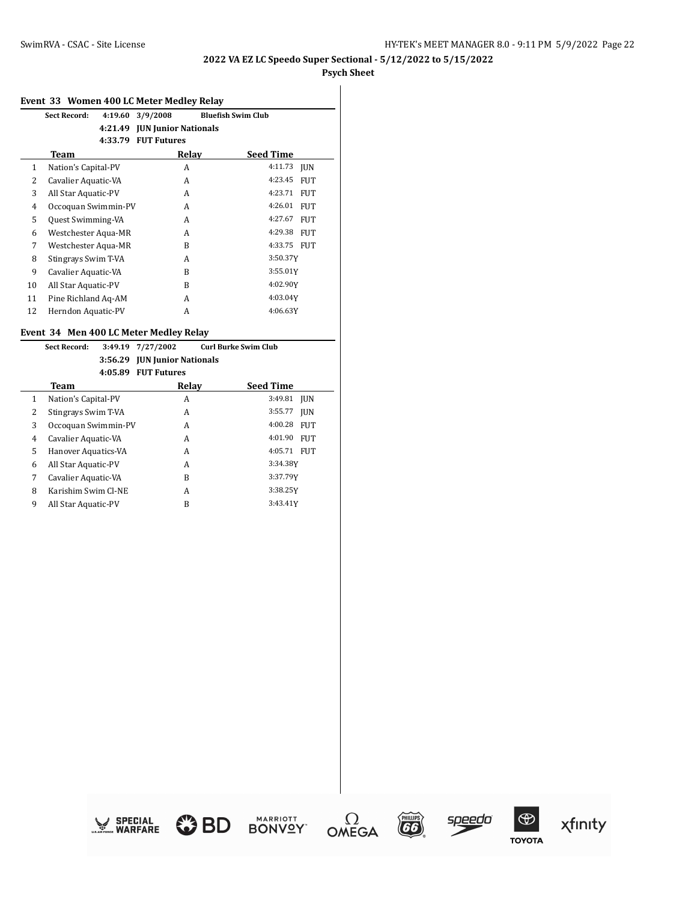2022 VA EZ LC Speedo Super Sectional - 5/12/2022 to 5/15/2022

Psych Sheet

### Event 33 Women 400 LC Meter Medley Relay

**Sect Record:** 4:19.60 3/9/2008 **Bluefish Swim Club**

**4:21.49 JUN Junior Nationals**

**4:33.79 FUT Futures**

| | Team | Relay | Seed Time | |
|---|---|---|---|---|
| 1 | Nation's Capital-PV | A | 4:11.73 | JUN |
| 2 | Cavalier Aquatic-VA | A | 4:23.45 | FUT |
| 3 | All Star Aquatic-PV | A | 4:23.71 | FUT |
| 4 | Occoquan Swimmin-PV | A | 4:26.01 | FUT |
| 5 | Quest Swimming-VA | A | 4:27.67 | FUT |
| 6 | Westchester Aqua-MR | A | 4:29.38 | FUT |
| 7 | Westchester Aqua-MR | B | 4:33.75 | FUT |
| 8 | Stingrays Swim T-VA | A | 3:50.37Y | |
| 9 | Cavalier Aquatic-VA | B | 3:55.01Y | |
| 10 | All Star Aquatic-PV | B | 4:02.90Y | |
| 11 | Pine Richland Aq-AM | A | 4:03.04Y | |
| 12 | Herndon Aquatic-PV | A | 4:06.63Y | |

### Event 34 Men 400 LC Meter Medley Relay

**Sect Record:** 3:49.19 7/27/2002 **Curl Burke Swim Club**

**3:56.29 JUN Junior Nationals**

**4:05.89 FUT Futures**

| | Team | Relay | Seed Time | |
|---|---|---|---|---|
| 1 | Nation's Capital-PV | A | 3:49.81 | JUN |
| 2 | Stingrays Swim T-VA | A | 3:55.77 | JUN |
| 3 | Occoquan Swimmin-PV | A | 4:00.28 | FUT |
| 4 | Cavalier Aquatic-VA | A | 4:01.90 | FUT |
| 5 | Hanover Aquatics-VA | A | 4:05.71 | FUT |
| 6 | All Star Aquatic-PV | A | 3:34.38Y | |
| 7 | Cavalier Aquatic-VA | B | 3:37.79Y | |
| 8 | Karishim Swim Cl-NE | A | 3:38.25Y | |
| 9 | All Star Aquatic-PV | B | 3:43.41Y | |